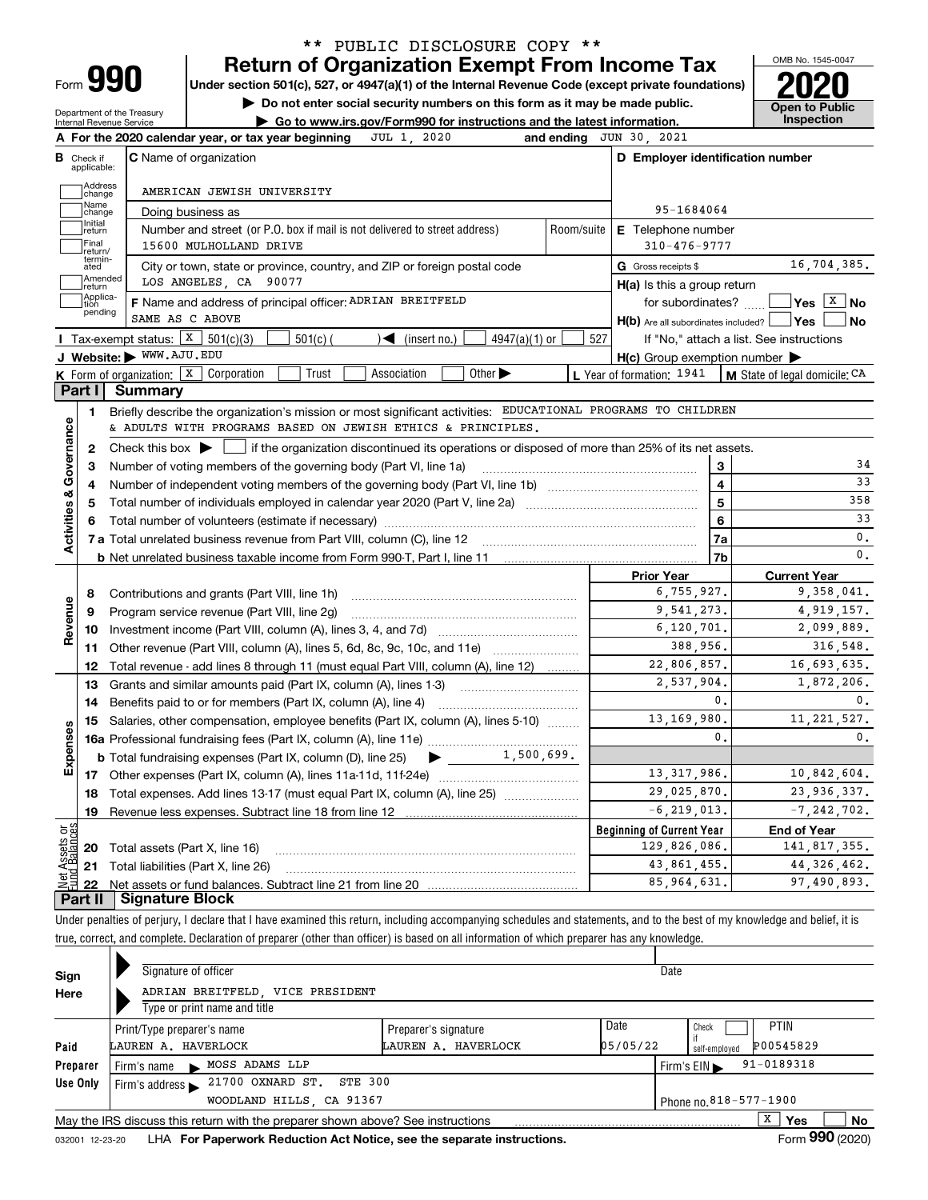\*\* PUBLIC DISCLOSURE COPY \*\*

# Form 990 — Return of Organization Exempt From Income Tax

**2020**

OMB No. 1545-0047

Under section 501(c), 527, or 4947(a)(1) of the Internal Revenue Code (except private foundations)

▶ Do not enter social security numbers on this form as it may be made public.

▶ Go to www.irs.gov/Form990 for instructions and the latest information.

Department of the Treasury, Internal Revenue Service

**Open to Public Inspection**

**A** For the 2020 calendar year, or tax year beginning JUL 1, 2020 and ending JUN 30, 2021

**B** Check if applicable: Address change, Name change, Initial return, Final return/terminated, Amended return, Application pending

**C** Name of organization: AMERICAN JEWISH UNIVERSITY

Doing business as

Number and street (or P.O. box if mail is not delivered to street address): 15600 MULHOLLAND DRIVE — Room/suite

City or town, state or province, country, and ZIP or foreign postal code: LOS ANGELES, CA 90077

**D** Employer identification number: 95-1684064

**E** Telephone number: 310-476-9777

**G** Gross receipts $ 16,704,385.

**F** Name and address of principal officer: ADRIAN BREITFELD, SAME AS C ABOVE

**H(a)** Is this a group return for subordinates? Yes [ ] No [X]

**H(b)** Are all subordinates included? Yes [ ] No [ ] If "No," attach a list. See instructions

**H(c)** Group exemption number ▶

**I** Tax-exempt status: [X] 501(c)(3) [ ] 501(c) ( ) ◀ (insert no.) [ ] 4947(a)(1) or [ ] 527

**J** Website: ▶ WWW.AJU.EDU

**K** Form of organization: [X] Corporation [ ] Trust [ ] Association [ ] Other ▶

**L** Year of formation: 1941 **M** State of legal domicile: CA

## Part I Summary

**Activities & Governance**

1 Briefly describe the organization's mission or most significant activities: EDUCATIONAL PROGRAMS TO CHILDREN & ADULTS WITH PROGRAMS BASED ON JEWISH ETHICS & PRINCIPLES.

2 Check this box ▶ [ ] if the organization discontinued its operations or disposed of more than 25% of its net assets.

| Line | Description | | Value |
|---|---|---|---|
| 3 | Number of voting members of the governing body (Part VI, line 1a) | 3 | 34 |
| 4 | Number of independent voting members of the governing body (Part VI, line 1b) | 4 | 33 |
| 5 | Total number of individuals employed in calendar year 2020 (Part V, line 2a) | 5 | 358 |
| 6 | Total number of volunteers (estimate if necessary) | 6 | 33 |
| 7a | Total unrelated business revenue from Part VIII, column (C), line 12 | 7a | 0. |
| 7b | Net unrelated business taxable income from Form 990-T, Part I, line 11 | 7b | 0. |

| Line | Description | Prior Year | Current Year |
|---|---|---|---|
| | **Revenue** | | |
| 8 | Contributions and grants (Part VIII, line 1h) | 6,755,927. | 9,358,041. |
| 9 | Program service revenue (Part VIII, line 2g) | 9,541,273. | 4,919,157. |
| 10 | Investment income (Part VIII, column (A), lines 3, 4, and 7d) | 6,120,701. | 2,099,889. |
| 11 | Other revenue (Part VIII, column (A), lines 5, 6d, 8c, 9c, 10c, and 11e) | 388,956. | 316,548. |
| 12 | Total revenue - add lines 8 through 11 (must equal Part VIII, column (A), line 12) | 22,806,857. | 16,693,635. |
| | **Expenses** | | |
| 13 | Grants and similar amounts paid (Part IX, column (A), lines 1-3) | 2,537,904. | 1,872,206. |
| 14 | Benefits paid to or for members (Part IX, column (A), line 4) | 0. | 0. |
| 15 | Salaries, other compensation, employee benefits (Part IX, column (A), lines 5-10) | 13,169,980. | 11,221,527. |
| 16a | Professional fundraising fees (Part IX, column (A), line 11e) | 0. | 0. |
| b | Total fundraising expenses (Part IX, column (D), line 25) ▶ 1,500,699. | | |
| 17 | Other expenses (Part IX, column (A), lines 11a-11d, 11f-24e) | 13,317,986. | 10,842,604. |
| 18 | Total expenses. Add lines 13-17 (must equal Part IX, column (A), line 25) | 29,025,870. | 23,936,337. |
| 19 | Revenue less expenses. Subtract line 18 from line 12 | -6,219,013. | -7,242,702. |

| Line | Net Assets or Fund Balances | Beginning of Current Year | End of Year |
|---|---|---|---|
| 20 | Total assets (Part X, line 16) | 129,826,086. | 141,817,355. |
| 21 | Total liabilities (Part X, line 26) | 43,861,455. | 44,326,462. |
| 22 | Net assets or fund balances. Subtract line 21 from line 20 | 85,964,631. | 97,490,893. |

## Part II Signature Block

Under penalties of perjury, I declare that I have examined this return, including accompanying schedules and statements, and to the best of my knowledge and belief, it is true, correct, and complete. Declaration of preparer (other than officer) is based on all information of which preparer has any knowledge.

**Sign Here**

Signature of officer — Date

ADRIAN BREITFELD, VICE PRESIDENT

Type or print name and title

**Paid Preparer Use Only**

| Print/Type preparer's name | Preparer's signature | Date | Check if self-employed | PTIN |
|---|---|---|---|---|
| LAUREN A. HAVERLOCK | LAUREN A. HAVERLOCK | 05/05/22 | [ ] | P00545829 |

Firm's name ▶ MOSS ADAMS LLP — Firm's EIN ▶ 91-0189318

Firm's address ▶ 21700 OXNARD ST. STE 300, WOODLAND HILLS, CA 91367 — Phone no. 818-577-1900

May the IRS discuss this return with the preparer shown above? See instructions [X] Yes [ ] No

032001 12-23-20 LHA For Paperwork Reduction Act Notice, see the separate instructions. Form **990** (2020)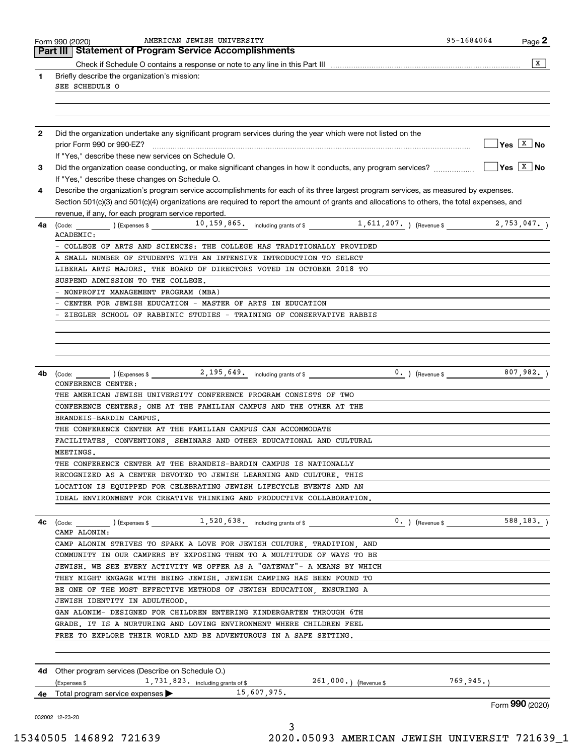Form 990 (2020) AMERICAN JEWISH UNIVERSITY 95-1684064 Page 2

## Part III Statement of Program Service Accomplishments

Check if Schedule O contains a response or note to any line in this Part III [X]

**1** Briefly describe the organization's mission:

SEE SCHEDULE O

**2** Did the organization undertake any significant program services during the year which were not listed on the prior Form 990 or 990-EZ? Yes [ ] No [X]

If "Yes," describe these new services on Schedule O.

**3** Did the organization cease conducting, or make significant changes in how it conducts, any program services? Yes [ ] No [X]

If "Yes," describe these changes on Schedule O.

**4** Describe the organization's program service accomplishments for each of its three largest program services, as measured by expenses. Section 501(c)(3) and 501(c)(4) organizations are required to report the amount of grants and allocations to others, the total expenses, and revenue, if any, for each program service reported.

**4a** (Code: ) (Expenses $ 10,159,865. including grants of $ 1,611,207. ) (Revenue $ 2,753,047. )

ACADEMIC:

- COLLEGE OF ARTS AND SCIENCES: THE COLLEGE HAS TRADITIONALLY PROVIDED A SMALL NUMBER OF STUDENTS WITH AN INTENSIVE INTRODUCTION TO SELECT LIBERAL ARTS MAJORS. THE BOARD OF DIRECTORS VOTED IN OCTOBER 2018 TO SUSPEND ADMISSION TO THE COLLEGE.
- NONPROFIT MANAGEMENT PROGRAM (MBA)
- CENTER FOR JEWISH EDUCATION - MASTER OF ARTS IN EDUCATION
- ZIEGLER SCHOOL OF RABBINIC STUDIES - TRAINING OF CONSERVATIVE RABBIS

**4b** (Code: ) (Expenses $ 2,195,649. including grants of $ 0. ) (Revenue $ 807,982. )

CONFERENCE CENTER:

THE AMERICAN JEWISH UNIVERSITY CONFERENCE PROGRAM CONSISTS OF TWO CONFERENCE CENTERS; ONE AT THE FAMILIAN CAMPUS AND THE OTHER AT THE BRANDEIS-BARDIN CAMPUS.

THE CONFERENCE CENTER AT THE FAMILIAN CAMPUS CAN ACCOMMODATE FACILITATES, CONVENTIONS, SEMINARS AND OTHER EDUCATIONAL AND CULTURAL MEETINGS.

THE CONFERENCE CENTER AT THE BRANDEIS-BARDIN CAMPUS IS NATIONALLY RECOGNIZED AS A CENTER DEVOTED TO JEWISH LEARNING AND CULTURE. THIS LOCATION IS EQUIPPED FOR CELEBRATING JEWISH LIFECYCLE EVENTS AND AN IDEAL ENVIRONMENT FOR CREATIVE THINKING AND PRODUCTIVE COLLABORATION.

**4c** (Code: ) (Expenses $ 1,520,638. including grants of $ 0. ) (Revenue $ 588,183. )

CAMP ALONIM:

CAMP ALONIM STRIVES TO SPARK A LOVE FOR JEWISH CULTURE, TRADITION, AND COMMUNITY IN OUR CAMPERS BY EXPOSING THEM TO A MULTITUDE OF WAYS TO BE JEWISH. WE SEE EVERY ACTIVITY WE OFFER AS A "GATEWAY"- A MEANS BY WHICH THEY MIGHT ENGAGE WITH BEING JEWISH. JEWISH CAMPING HAS BEEN FOUND TO BE ONE OF THE MOST EFFECTIVE METHODS OF JEWISH EDUCATION, ENSURING A JEWISH IDENTITY IN ADULTHOOD.

GAN ALONIM- DESIGNED FOR CHILDREN ENTERING KINDERGARTEN THROUGH 6TH GRADE. IT IS A NURTURING AND LOVING ENVIRONMENT WHERE CHILDREN FEEL FREE TO EXPLORE THEIR WORLD AND BE ADVENTUROUS IN A SAFE SETTING.

**4d** Other program services (Describe on Schedule O.)

(Expenses $ 1,731,823. including grants of $ 261,000. ) (Revenue $ 769,945. )

**4e** Total program service expenses ▶ 15,607,975.

Form **990** (2020)

032002 12-23-20

15340505 146892 721639 2020.05093 AMERICAN JEWISH UNIVERSIT 721639_1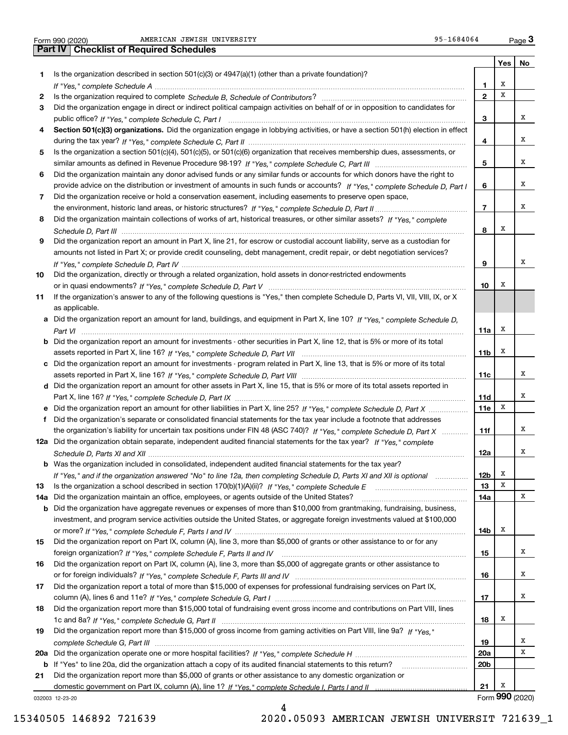Form 990 (2020) AMERICAN JEWISH UNIVERSITY 95-1684064

## Part IV Checklist of Required Schedules

| | | | Yes | No |
|---|---|---|---|---|
| 1 | Is the organization described in section 501(c)(3) or 4947(a)(1) (other than a private foundation)? *If "Yes," complete Schedule A* | 1 | X | |
| 2 | Is the organization required to complete *Schedule B, Schedule of Contributors*? | 2 | X | |
| 3 | Did the organization engage in direct or indirect political campaign activities on behalf of or in opposition to candidates for public office? *If "Yes," complete Schedule C, Part I* | 3 | | X |
| 4 | **Section 501(c)(3) organizations.** Did the organization engage in lobbying activities, or have a section 501(h) election in effect during the tax year? *If "Yes," complete Schedule C, Part II* | 4 | | X |
| 5 | Is the organization a section 501(c)(4), 501(c)(5), or 501(c)(6) organization that receives membership dues, assessments, or similar amounts as defined in Revenue Procedure 98-19? *If "Yes," complete Schedule C, Part III* | 5 | | X |
| 6 | Did the organization maintain any donor advised funds or any similar funds or accounts for which donors have the right to provide advice on the distribution or investment of amounts in such funds or accounts? *If "Yes," complete Schedule D, Part I* | 6 | | X |
| 7 | Did the organization receive or hold a conservation easement, including easements to preserve open space, the environment, historic land areas, or historic structures? *If "Yes," complete Schedule D, Part II* | 7 | | X |
| 8 | Did the organization maintain collections of works of art, historical treasures, or other similar assets? *If "Yes," complete Schedule D, Part III* | 8 | X | |
| 9 | Did the organization report an amount in Part X, line 21, for escrow or custodial account liability, serve as a custodian for amounts not listed in Part X; or provide credit counseling, debt management, credit repair, or debt negotiation services? *If "Yes," complete Schedule D, Part IV* | 9 | | X |
| 10 | Did the organization, directly or through a related organization, hold assets in donor-restricted endowments or in quasi endowments? *If "Yes," complete Schedule D, Part V* | 10 | X | |
| 11 | If the organization's answer to any of the following questions is "Yes," then complete Schedule D, Parts VI, VII, VIII, IX, or X as applicable. | | | |
| a | Did the organization report an amount for land, buildings, and equipment in Part X, line 10? *If "Yes," complete Schedule D, Part VI* | 11a | X | |
| b | Did the organization report an amount for investments - other securities in Part X, line 12, that is 5% or more of its total assets reported in Part X, line 16? *If "Yes," complete Schedule D, Part VII* | 11b | X | |
| c | Did the organization report an amount for investments - program related in Part X, line 13, that is 5% or more of its total assets reported in Part X, line 16? *If "Yes," complete Schedule D, Part VIII* | 11c | | X |
| d | Did the organization report an amount for other assets in Part X, line 15, that is 5% or more of its total assets reported in Part X, line 16? *If "Yes," complete Schedule D, Part IX* | 11d | | X |
| e | Did the organization report an amount for other liabilities in Part X, line 25? *If "Yes," complete Schedule D, Part X* | 11e | X | |
| f | Did the organization's separate or consolidated financial statements for the tax year include a footnote that addresses the organization's liability for uncertain tax positions under FIN 48 (ASC 740)? *If "Yes," complete Schedule D, Part X* | 11f | | X |
| 12a | Did the organization obtain separate, independent audited financial statements for the tax year? *If "Yes," complete Schedule D, Parts XI and XII* | 12a | | X |
| b | Was the organization included in consolidated, independent audited financial statements for the tax year? *If "Yes," and if the organization answered "No" to line 12a, then completing Schedule D, Parts XI and XII is optional* | 12b | X | |
| 13 | Is the organization a school described in section 170(b)(1)(A)(ii)? *If "Yes," complete Schedule E* | 13 | X | |
| 14a | Did the organization maintain an office, employees, or agents outside of the United States? | 14a | | X |
| b | Did the organization have aggregate revenues or expenses of more than $10,000 from grantmaking, fundraising, business, investment, and program service activities outside the United States, or aggregate foreign investments valued at $100,000 or more? *If "Yes," complete Schedule F, Parts I and IV* | 14b | X | |
| 15 | Did the organization report on Part IX, column (A), line 3, more than $5,000 of grants or other assistance to or for any foreign organization? *If "Yes," complete Schedule F, Parts II and IV* | 15 | | X |
| 16 | Did the organization report on Part IX, column (A), line 3, more than $5,000 of aggregate grants or other assistance to or for foreign individuals? *If "Yes," complete Schedule F, Parts III and IV* | 16 | | X |
| 17 | Did the organization report a total of more than $15,000 of expenses for professional fundraising services on Part IX, column (A), lines 6 and 11e? *If "Yes," complete Schedule G, Part I* | 17 | | X |
| 18 | Did the organization report more than $15,000 total of fundraising event gross income and contributions on Part VIII, lines 1c and 8a? *If "Yes," complete Schedule G, Part II* | 18 | X | |
| 19 | Did the organization report more than $15,000 of gross income from gaming activities on Part VIII, line 9a? *If "Yes," complete Schedule G, Part III* | 19 | | X |
| 20a | Did the organization operate one or more hospital facilities? *If "Yes," complete Schedule H* | 20a | | X |
| b | If "Yes" to line 20a, did the organization attach a copy of its audited financial statements to this return? | 20b | | |
| 21 | Did the organization report more than $5,000 of grants or other assistance to any domestic organization or domestic government on Part IX, column (A), line 1? *If "Yes," complete Schedule I, Parts I and II* | 21 | X | |

032003 12-23-20 Form **990** (2020)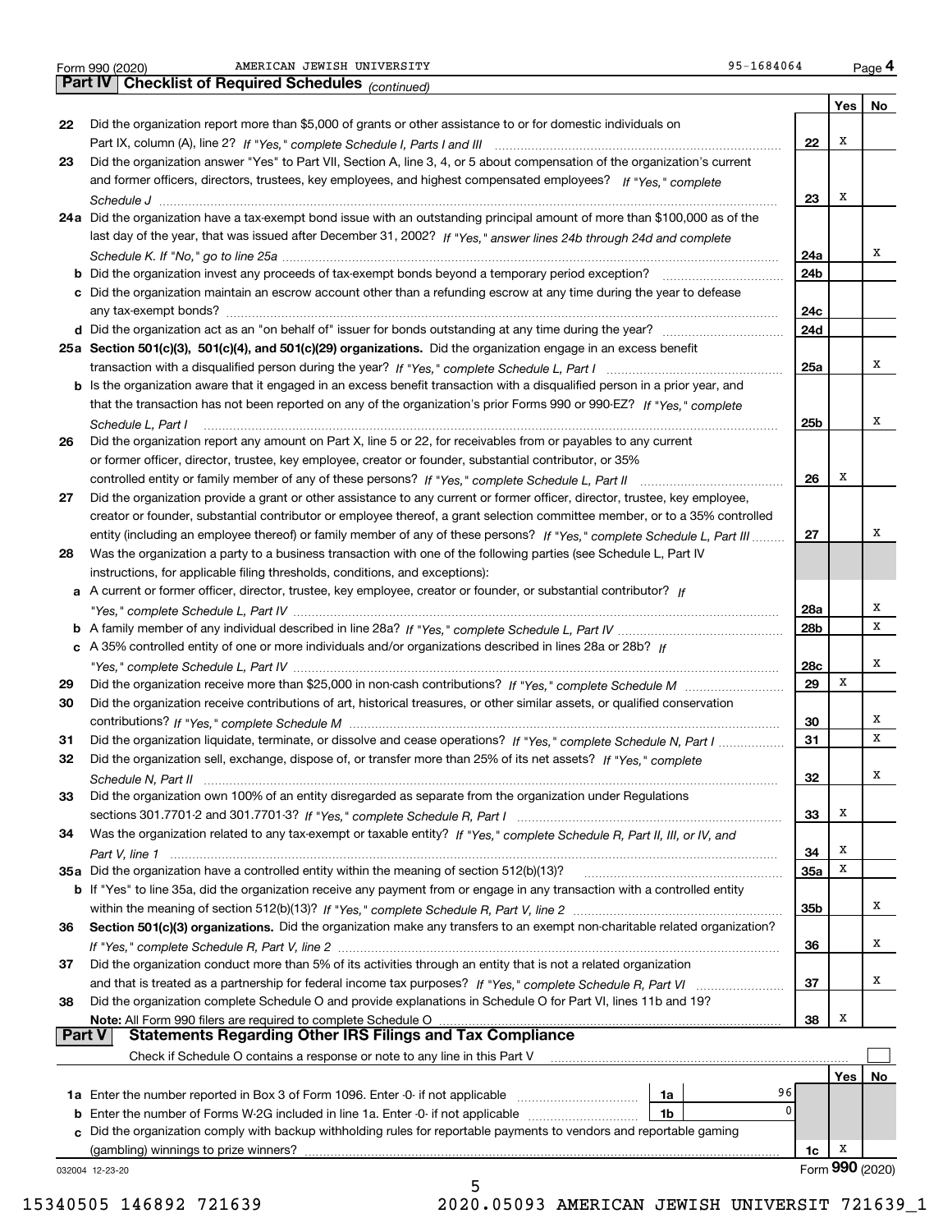Form 990 (2020) AMERICAN JEWISH UNIVERSITY 95-1684064 Page 4

## Part IV Checklist of Required Schedules *(continued)*

| | | | Yes | No |
|---|---|---|---|---|
| 22 | Did the organization report more than $5,000 of grants or other assistance to or for domestic individuals on Part IX, column (A), line 2? *If "Yes," complete Schedule I, Parts I and III* | 22 | X | |
| 23 | Did the organization answer "Yes" to Part VII, Section A, line 3, 4, or 5 about compensation of the organization's current and former officers, directors, trustees, key employees, and highest compensated employees? *If "Yes," complete Schedule J* | 23 | X | |
| 24a | Did the organization have a tax-exempt bond issue with an outstanding principal amount of more than $100,000 as of the last day of the year, that was issued after December 31, 2002? *If "Yes," answer lines 24b through 24d and complete Schedule K. If "No," go to line 25a* | 24a | | X |
| b | Did the organization invest any proceeds of tax-exempt bonds beyond a temporary period exception? | 24b | | |
| c | Did the organization maintain an escrow account other than a refunding escrow at any time during the year to defease any tax-exempt bonds? | 24c | | |
| d | Did the organization act as an "on behalf of" issuer for bonds outstanding at any time during the year? | 24d | | |
| 25a | **Section 501(c)(3), 501(c)(4), and 501(c)(29) organizations.** Did the organization engage in an excess benefit transaction with a disqualified person during the year? *If "Yes," complete Schedule L, Part I* | 25a | | X |
| b | Is the organization aware that it engaged in an excess benefit transaction with a disqualified person in a prior year, and that the transaction has not been reported on any of the organization's prior Forms 990 or 990-EZ? *If "Yes," complete Schedule L, Part I* | 25b | | X |
| 26 | Did the organization report any amount on Part X, line 5 or 22, for receivables from or payables to any current or former officer, director, trustee, key employee, creator or founder, substantial contributor, or 35% controlled entity or family member of any of these persons? *If "Yes," complete Schedule L, Part II* | 26 | X | |
| 27 | Did the organization provide a grant or other assistance to any current or former officer, director, trustee, key employee, creator or founder, substantial contributor or employee thereof, a grant selection committee member, or to a 35% controlled entity (including an employee thereof) or family member of any of these persons? *If "Yes," complete Schedule L, Part III* | 27 | | X |
| 28 | Was the organization a party to a business transaction with one of the following parties (see Schedule L, Part IV instructions, for applicable filing thresholds, conditions, and exceptions): | | | |
| a | A current or former officer, director, trustee, key employee, creator or founder, or substantial contributor? *If "Yes," complete Schedule L, Part IV* | 28a | | X |
| b | A family member of any individual described in line 28a? *If "Yes," complete Schedule L, Part IV* | 28b | | X |
| c | A 35% controlled entity of one or more individuals and/or organizations described in lines 28a or 28b? *If "Yes," complete Schedule L, Part IV* | 28c | | X |
| 29 | Did the organization receive more than $25,000 in non-cash contributions? *If "Yes," complete Schedule M* | 29 | X | |
| 30 | Did the organization receive contributions of art, historical treasures, or other similar assets, or qualified conservation contributions? *If "Yes," complete Schedule M* | 30 | | X |
| 31 | Did the organization liquidate, terminate, or dissolve and cease operations? *If "Yes," complete Schedule N, Part I* | 31 | | X |
| 32 | Did the organization sell, exchange, dispose of, or transfer more than 25% of its net assets? *If "Yes," complete Schedule N, Part II* | 32 | | X |
| 33 | Did the organization own 100% of an entity disregarded as separate from the organization under Regulations sections 301.7701-2 and 301.7701-3? *If "Yes," complete Schedule R, Part I* | 33 | X | |
| 34 | Was the organization related to any tax-exempt or taxable entity? *If "Yes," complete Schedule R, Part II, III, or IV, and Part V, line 1* | 34 | X | |
| 35a | Did the organization have a controlled entity within the meaning of section 512(b)(13)? | 35a | X | |
| b | If "Yes" to line 35a, did the organization receive any payment from or engage in any transaction with a controlled entity within the meaning of section 512(b)(13)? *If "Yes," complete Schedule R, Part V, line 2* | 35b | | X |
| 36 | **Section 501(c)(3) organizations.** Did the organization make any transfers to an exempt non-charitable related organization? *If "Yes," complete Schedule R, Part V, line 2* | 36 | | X |
| 37 | Did the organization conduct more than 5% of its activities through an entity that is not a related organization and that is treated as a partnership for federal income tax purposes? *If "Yes," complete Schedule R, Part VI* | 37 | | X |
| 38 | Did the organization complete Schedule O and provide explanations in Schedule O for Part VI, lines 11b and 19? **Note:** All Form 990 filers are required to complete Schedule O | 38 | X | |

## Part V Statements Regarding Other IRS Filings and Tax Compliance

Check if Schedule O contains a response or note to any line in this Part V ☐

| | | | | | Yes | No |
|---|---|---|---|---|---|---|
| 1a | Enter the number reported in Box 3 of Form 1096. Enter -0- if not applicable | 1a | 96 | | | |
| b | Enter the number of Forms W-2G included in line 1a. Enter -0- if not applicable | 1b | 0 | | | |
| c | Did the organization comply with backup withholding rules for reportable payments to vendors and reportable gaming (gambling) winnings to prize winners? | | | 1c | X | |

032004 12-23-20 Form **990** (2020)

15340505 146892 721639 2020.05093 AMERICAN JEWISH UNIVERSIT 721639_1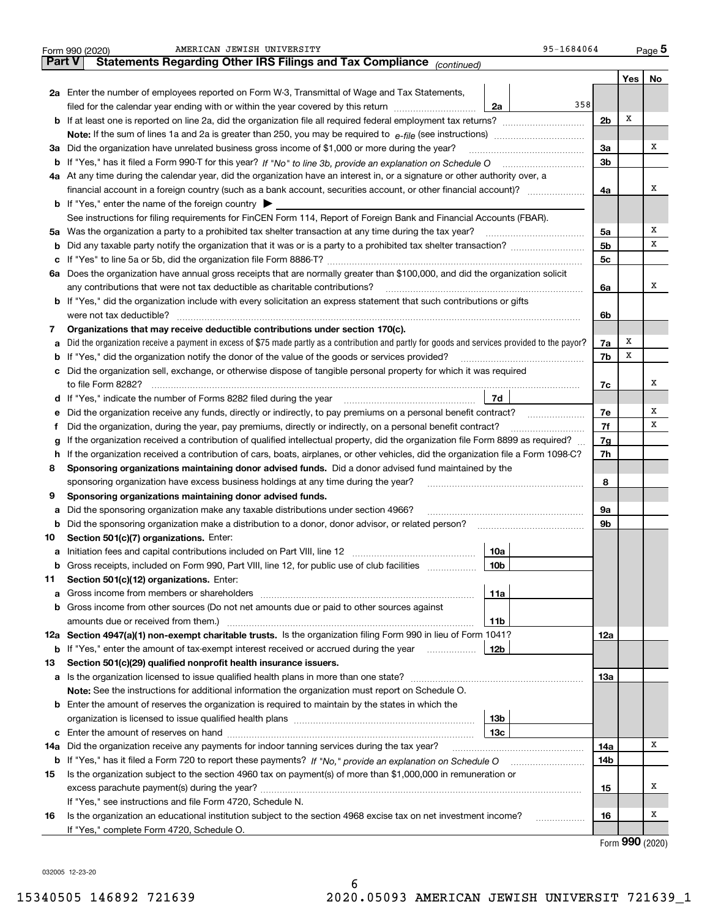Form 990 (2020) AMERICAN JEWISH UNIVERSITY 95-1684064 Page 5

## Part V Statements Regarding Other IRS Filings and Tax Compliance *(continued)*

| | | | | | Yes | No |
|---|---|---|---|---|---|---|
| **2a** | Enter the number of employees reported on Form W-3, Transmittal of Wage and Tax Statements, filed for the calendar year ending with or within the year covered by this return | 2a | 358 | | | |
| **b** | If at least one is reported on line 2a, did the organization file all required federal employment tax returns? | | | 2b | X | |
| | **Note:** If the sum of lines 1a and 2a is greater than 250, you may be required to *e-file* (see instructions) | | | | | |
| **3a** | Did the organization have unrelated business gross income of $1,000 or more during the year? | | | 3a | | X |
| **b** | If "Yes," has it filed a Form 990-T for this year? *If "No" to line 3b, provide an explanation on Schedule O* | | | 3b | | |
| **4a** | At any time during the calendar year, did the organization have an interest in, or a signature or other authority over, a financial account in a foreign country (such as a bank account, securities account, or other financial account)? | | | 4a | | X |
| **b** | If "Yes," enter the name of the foreign country ▶ | | | | | |
| | See instructions for filing requirements for FinCEN Form 114, Report of Foreign Bank and Financial Accounts (FBAR). | | | | | |
| **5a** | Was the organization a party to a prohibited tax shelter transaction at any time during the tax year? | | | 5a | | X |
| **b** | Did any taxable party notify the organization that it was or is a party to a prohibited tax shelter transaction? | | | 5b | | X |
| **c** | If "Yes" to line 5a or 5b, did the organization file Form 8886-T? | | | 5c | | |
| **6a** | Does the organization have annual gross receipts that are normally greater than $100,000, and did the organization solicit any contributions that were not tax deductible as charitable contributions? | | | 6a | | X |
| **b** | If "Yes," did the organization include with every solicitation an express statement that such contributions or gifts were not tax deductible? | | | 6b | | |
| **7** | **Organizations that may receive deductible contributions under section 170(c).** | | | | | |
| **a** | Did the organization receive a payment in excess of $75 made partly as a contribution and partly for goods and services provided to the payor? | | | 7a | X | |
| **b** | If "Yes," did the organization notify the donor of the value of the goods or services provided? | | | 7b | X | |
| **c** | Did the organization sell, exchange, or otherwise dispose of tangible personal property for which it was required to file Form 8282? | | | 7c | | X |
| **d** | If "Yes," indicate the number of Forms 8282 filed during the year | 7d | | | | |
| **e** | Did the organization receive any funds, directly or indirectly, to pay premiums on a personal benefit contract? | | | 7e | | X |
| **f** | Did the organization, during the year, pay premiums, directly or indirectly, on a personal benefit contract? | | | 7f | | X |
| **g** | If the organization received a contribution of qualified intellectual property, did the organization file Form 8899 as required? | | | 7g | | |
| **h** | If the organization received a contribution of cars, boats, airplanes, or other vehicles, did the organization file a Form 1098-C? | | | 7h | | |
| **8** | **Sponsoring organizations maintaining donor advised funds.** Did a donor advised fund maintained by the sponsoring organization have excess business holdings at any time during the year? | | | 8 | | |
| **9** | **Sponsoring organizations maintaining donor advised funds.** | | | | | |
| **a** | Did the sponsoring organization make any taxable distributions under section 4966? | | | 9a | | |
| **b** | Did the sponsoring organization make a distribution to a donor, donor advisor, or related person? | | | 9b | | |
| **10** | **Section 501(c)(7) organizations.** Enter: | | | | | |
| **a** | Initiation fees and capital contributions included on Part VIII, line 12 | 10a | | | | |
| **b** | Gross receipts, included on Form 990, Part VIII, line 12, for public use of club facilities | 10b | | | | |
| **11** | **Section 501(c)(12) organizations.** Enter: | | | | | |
| **a** | Gross income from members or shareholders | 11a | | | | |
| **b** | Gross income from other sources (Do not net amounts due or paid to other sources against amounts due or received from them.) | 11b | | | | |
| **12a** | **Section 4947(a)(1) non-exempt charitable trusts.** Is the organization filing Form 990 in lieu of Form 1041? | | | 12a | | |
| **b** | If "Yes," enter the amount of tax-exempt interest received or accrued during the year | 12b | | | | |
| **13** | **Section 501(c)(29) qualified nonprofit health insurance issuers.** | | | | | |
| **a** | Is the organization licensed to issue qualified health plans in more than one state? | | | 13a | | |
| | **Note:** See the instructions for additional information the organization must report on Schedule O. | | | | | |
| **b** | Enter the amount of reserves the organization is required to maintain by the states in which the organization is licensed to issue qualified health plans | 13b | | | | |
| **c** | Enter the amount of reserves on hand | 13c | | | | |
| **14a** | Did the organization receive any payments for indoor tanning services during the tax year? | | | 14a | | X |
| **b** | If "Yes," has it filed a Form 720 to report these payments? *If "No," provide an explanation on Schedule O* | | | 14b | | |
| **15** | Is the organization subject to the section 4960 tax on payment(s) of more than $1,000,000 in remuneration or excess parachute payment(s) during the year? | | | 15 | | X |
| | If "Yes," see instructions and file Form 4720, Schedule N. | | | | | |
| **16** | Is the organization an educational institution subject to the section 4968 excise tax on net investment income? | | | 16 | | X |
| | If "Yes," complete Form 4720, Schedule O. | | | | | |

Form **990** (2020)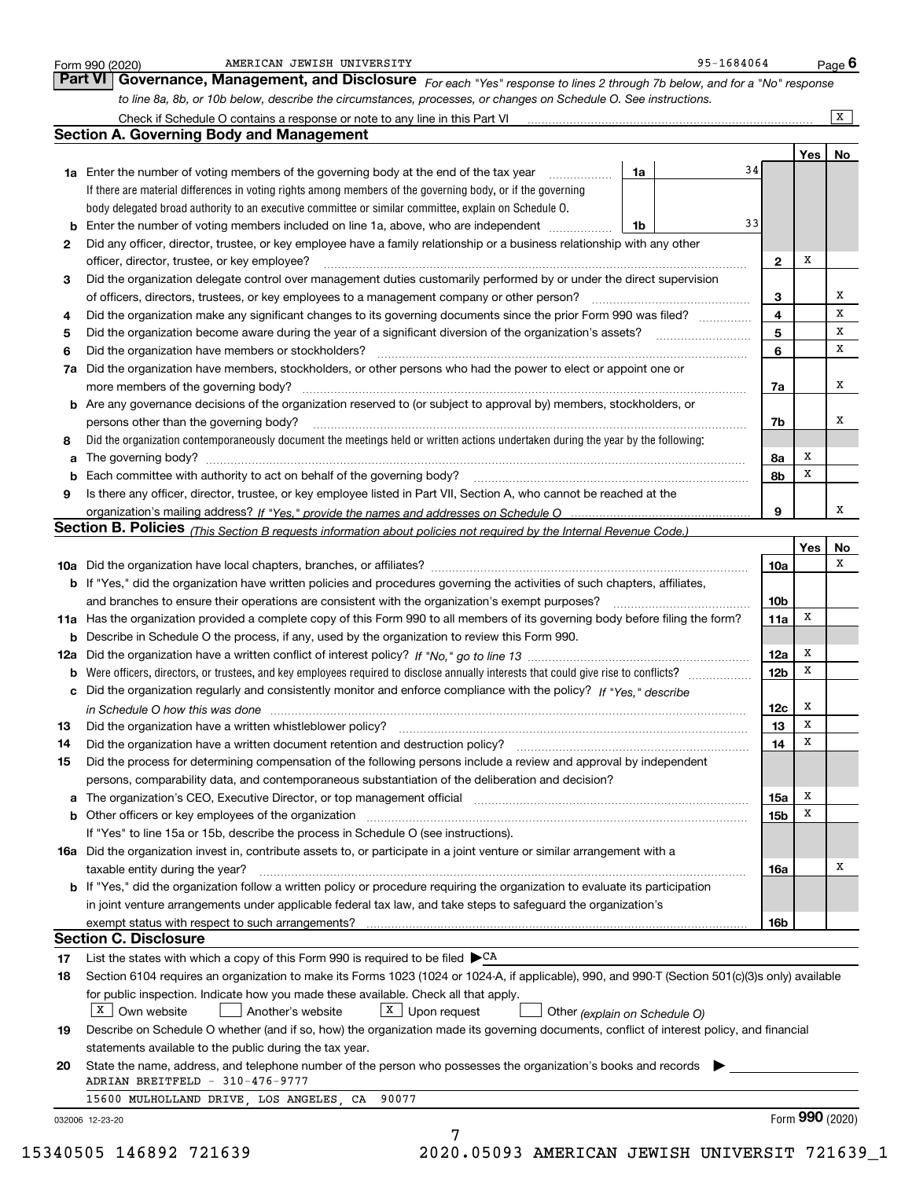Form 990 (2020) AMERICAN JEWISH UNIVERSITY 95-1684064 Page 6

## Part VI Governance, Management, and Disclosure

*For each "Yes" response to lines 2 through 7b below, and for a "No" response to line 8a, 8b, or 10b below, describe the circumstances, processes, or changes on Schedule O. See instructions.*

Check if Schedule O contains a response or note to any line in this Part VI ..... [X]

### Section A. Governing Body and Management

| | | | | | Yes | No |
|---|---|---|---|---|---|---|
| **1a** | Enter the number of voting members of the governing body at the end of the tax year | 1a | 34 | | | |
| | If there are material differences in voting rights among members of the governing body, or if the governing body delegated broad authority to an executive committee or similar committee, explain on Schedule O. | | | | | |
| **b** | Enter the number of voting members included on line 1a, above, who are independent | 1b | 33 | | | |
| **2** | Did any officer, director, trustee, or key employee have a family relationship or a business relationship with any other officer, director, trustee, or key employee? | | | 2 | X | |
| **3** | Did the organization delegate control over management duties customarily performed by or under the direct supervision of officers, directors, trustees, or key employees to a management company or other person? | | | 3 | | X |
| **4** | Did the organization make any significant changes to its governing documents since the prior Form 990 was filed? | | | 4 | | X |
| **5** | Did the organization become aware during the year of a significant diversion of the organization's assets? | | | 5 | | X |
| **6** | Did the organization have members or stockholders? | | | 6 | | X |
| **7a** | Did the organization have members, stockholders, or other persons who had the power to elect or appoint one or more members of the governing body? | | | 7a | | X |
| **b** | Are any governance decisions of the organization reserved to (or subject to approval by) members, stockholders, or persons other than the governing body? | | | 7b | | X |
| **8** | Did the organization contemporaneously document the meetings held or written actions undertaken during the year by the following: | | | | | |
| **a** | The governing body? | | | 8a | X | |
| **b** | Each committee with authority to act on behalf of the governing body? | | | 8b | X | |
| **9** | Is there any officer, director, trustee, or key employee listed in Part VII, Section A, who cannot be reached at the organization's mailing address? *If "Yes," provide the names and addresses on Schedule O* | | | 9 | | X |

### Section B. Policies *(This Section B requests information about policies not required by the Internal Revenue Code.)*

| | | | Yes | No |
|---|---|---|---|---|
| **10a** | Did the organization have local chapters, branches, or affiliates? | 10a | | X |
| **b** | If "Yes," did the organization have written policies and procedures governing the activities of such chapters, affiliates, and branches to ensure their operations are consistent with the organization's exempt purposes? | 10b | | |
| **11a** | Has the organization provided a complete copy of this Form 990 to all members of its governing body before filing the form? | 11a | X | |
| **b** | Describe in Schedule O the process, if any, used by the organization to review this Form 990. | | | |
| **12a** | Did the organization have a written conflict of interest policy? *If "No," go to line 13* | 12a | X | |
| **b** | Were officers, directors, or trustees, and key employees required to disclose annually interests that could give rise to conflicts? | 12b | X | |
| **c** | Did the organization regularly and consistently monitor and enforce compliance with the policy? *If "Yes," describe in Schedule O how this was done* | 12c | X | |
| **13** | Did the organization have a written whistleblower policy? | 13 | X | |
| **14** | Did the organization have a written document retention and destruction policy? | 14 | X | |
| **15** | Did the process for determining compensation of the following persons include a review and approval by independent persons, comparability data, and contemporaneous substantiation of the deliberation and decision? | | | |
| **a** | The organization's CEO, Executive Director, or top management official | 15a | X | |
| **b** | Other officers or key employees of the organization | 15b | X | |
| | If "Yes" to line 15a or 15b, describe the process in Schedule O (see instructions). | | | |
| **16a** | Did the organization invest in, contribute assets to, or participate in a joint venture or similar arrangement with a taxable entity during the year? | 16a | | X |
| **b** | If "Yes," did the organization follow a written policy or procedure requiring the organization to evaluate its participation in joint venture arrangements under applicable federal tax law, and take steps to safeguard the organization's exempt status with respect to such arrangements? | 16b | | |

### Section C. Disclosure

**17** List the states with which a copy of this Form 990 is required to be filed ▶ CA

**18** Section 6104 requires an organization to make its Forms 1023 (1024 or 1024-A, if applicable), 990, and 990-T (Section 501(c)(3)s only) available for public inspection. Indicate how you made these available. Check all that apply.

[X] Own website [ ] Another's website [X] Upon request [ ] Other *(explain on Schedule O)*

**19** Describe on Schedule O whether (and if so, how) the organization made its governing documents, conflict of interest policy, and financial statements available to the public during the tax year.

**20** State the name, address, and telephone number of the person who possesses the organization's books and records ▶

ADRIAN BREITFELD - 310-476-9777
15600 MULHOLLAND DRIVE, LOS ANGELES, CA 90077

032006 12-23-20 Form **990** (2020)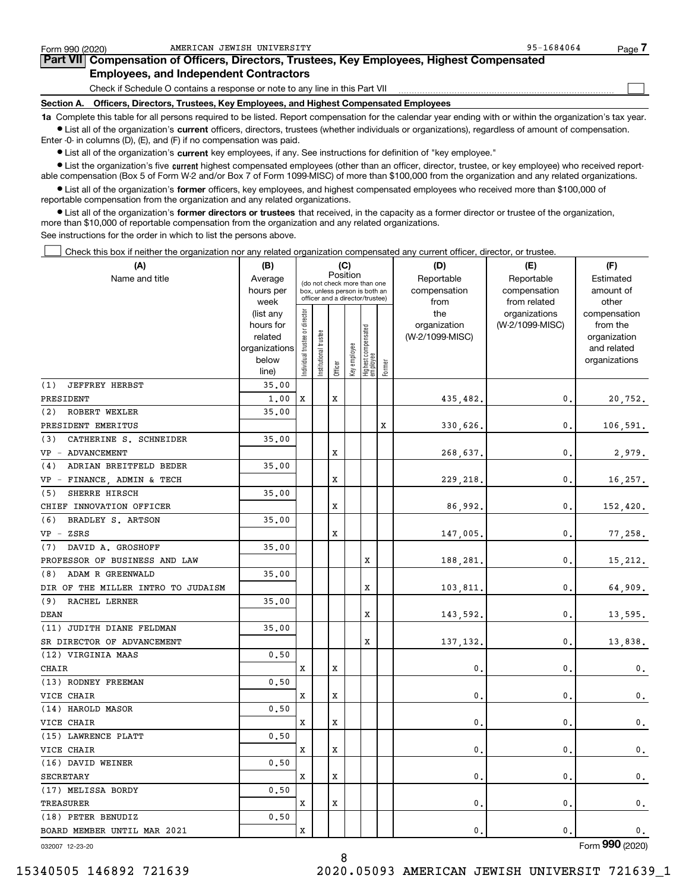Form 990 (2020) AMERICAN JEWISH UNIVERSITY 95-1684064 Page 7

## Part VII Compensation of Officers, Directors, Trustees, Key Employees, Highest Compensated Employees, and Independent Contractors

Check if Schedule O contains a response or note to any line in this Part VII ☐

**Section A. Officers, Directors, Trustees, Key Employees, and Highest Compensated Employees**

**1a** Complete this table for all persons required to be listed. Report compensation for the calendar year ending with or within the organization's tax year.

- List all of the organization's **current** officers, directors, trustees (whether individuals or organizations), regardless of amount of compensation. Enter -0- in columns (D), (E), and (F) if no compensation was paid.
- List all of the organization's **current** key employees, if any. See instructions for definition of "key employee."
- List the organization's five **current** highest compensated employees (other than an officer, director, trustee, or key employee) who received reportable compensation (Box 5 of Form W-2 and/or Box 7 of Form 1099-MISC) of more than $100,000 from the organization and any related organizations.
- List all of the organization's **former** officers, key employees, and highest compensated employees who received more than $100,000 of reportable compensation from the organization and any related organizations.
- List all of the organization's **former directors or trustees** that received, in the capacity as a former director or trustee of the organization, more than $10,000 of reportable compensation from the organization and any related organizations.

See instructions for the order in which to list the persons above.

☐ Check this box if neither the organization nor any related organization compensated any current officer, director, or trustee.

| (A) Name and title | (B) Average hours per week (list any hours for related organizations below line) | (C) Position: Individual trustee or director | Institutional trustee | Officer | Key employee | Highest compensated employee | Former | (D) Reportable compensation from the organization (W-2/1099-MISC) | (E) Reportable compensation from related organizations (W-2/1099-MISC) | (F) Estimated amount of other compensation from the organization and related organizations |
|---|---|---|---|---|---|---|---|---|---|---|
| (1) JEFFREY HERBST<br>PRESIDENT | 35.00<br>1.00 | X | | X | | | | 435,482. | 0. | 20,752. |
| (2) ROBERT WEXLER<br>PRESIDENT EMERITUS | 35.00 | | | | | | X | 330,626. | 0. | 106,591. |
| (3) CATHERINE S. SCHNEIDER<br>VP - ADVANCEMENT | 35.00 | | | X | | | | 268,637. | 0. | 2,979. |
| (4) ADRIAN BREITFELD BEDER<br>VP - FINANCE, ADMIN & TECH | 35.00 | | | X | | | | 229,218. | 0. | 16,257. |
| (5) SHERRE HIRSCH<br>CHIEF INNOVATION OFFICER | 35.00 | | | X | | | | 86,992. | 0. | 152,420. |
| (6) BRADLEY S. ARTSON<br>VP - ZSRS | 35.00 | | | X | | | | 147,005. | 0. | 77,258. |
| (7) DAVID A. GROSHOFF<br>PROFESSOR OF BUSINESS AND LAW | 35.00 | | | | | X | | 188,281. | 0. | 15,212. |
| (8) ADAM R GREENWALD<br>DIR OF THE MILLER INTRO TO JUDAISM | 35.00 | | | | | X | | 103,811. | 0. | 64,909. |
| (9) RACHEL LERNER<br>DEAN | 35.00 | | | | | X | | 143,592. | 0. | 13,595. |
| (11) JUDITH DIANE FELDMAN<br>SR DIRECTOR OF ADVANCEMENT | 35.00 | | | | | X | | 137,132. | 0. | 13,838. |
| (12) VIRGINIA MAAS<br>CHAIR | 0.50 | X | | X | | | | 0. | 0. | 0. |
| (13) RODNEY FREEMAN<br>VICE CHAIR | 0.50 | X | | X | | | | 0. | 0. | 0. |
| (14) HAROLD MASOR<br>VICE CHAIR | 0.50 | X | | X | | | | 0. | 0. | 0. |
| (15) LAWRENCE PLATT<br>VICE CHAIR | 0.50 | X | | X | | | | 0. | 0. | 0. |
| (16) DAVID WEINER<br>SECRETARY | 0.50 | X | | X | | | | 0. | 0. | 0. |
| (17) MELISSA BORDY<br>TREASURER | 0.50 | X | | X | | | | 0. | 0. | 0. |
| (18) PETER BENUDIZ<br>BOARD MEMBER UNTIL MAR 2021 | 0.50 | X | | | | | | 0. | 0. | 0. |

032007 12-23-20 Form **990** (2020)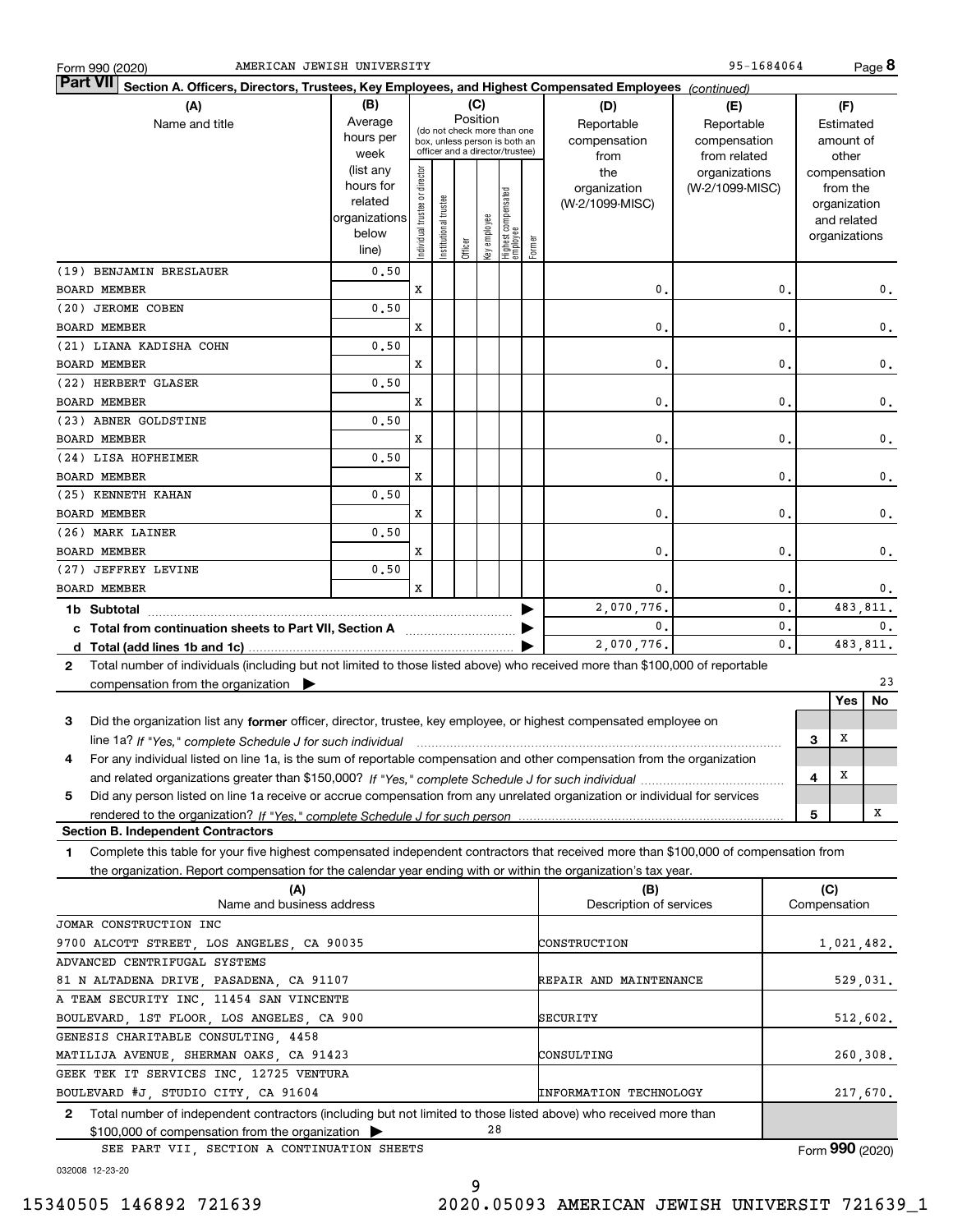Form 990 (2020) AMERICAN JEWISH UNIVERSITY 95-1684064 Page 8

**Part VII Section A. Officers, Directors, Trustees, Key Employees, and Highest Compensated Employees** *(continued)*

| (A) Name and title | (B) Average hours per week (list any hours for related organizations below line) | (C) Position: Individual trustee or director | Institutional trustee | Officer | Key employee | Highest compensated employee | Former | (D) Reportable compensation from the organization (W-2/1099-MISC) | (E) Reportable compensation from related organizations (W-2/1099-MISC) | (F) Estimated amount of other compensation from the organization and related organizations |
|---|---|---|---|---|---|---|---|---|---|---|
| (19) BENJAMIN BRESLAUER BOARD MEMBER | 0.50 | X | | | | | | 0. | 0. | 0. |
| (20) JEROME COBEN BOARD MEMBER | 0.50 | X | | | | | | 0. | 0. | 0. |
| (21) LIANA KADISHA COHN BOARD MEMBER | 0.50 | X | | | | | | 0. | 0. | 0. |
| (22) HERBERT GLASER BOARD MEMBER | 0.50 | X | | | | | | 0. | 0. | 0. |
| (23) ABNER GOLDSTINE BOARD MEMBER | 0.50 | X | | | | | | 0. | 0. | 0. |
| (24) LISA HOFHEIMER BOARD MEMBER | 0.50 | X | | | | | | 0. | 0. | 0. |
| (25) KENNETH KAHAN BOARD MEMBER | 0.50 | X | | | | | | 0. | 0. | 0. |
| (26) MARK LAINER BOARD MEMBER | 0.50 | X | | | | | | 0. | 0. | 0. |
| (27) JEFFREY LEVINE BOARD MEMBER | 0.50 | X | | | | | | 0. | 0. | 0. |
| **1b Subtotal** | | | | | | | | 2,070,776. | 0. | 483,811. |
| **c Total from continuation sheets to Part VII, Section A** | | | | | | | | 0. | 0. | 0. |
| **d Total (add lines 1b and 1c)** | | | | | | | | 2,070,776. | 0. | 483,811. |

**2** Total number of individuals (including but not limited to those listed above) who received more than $100,000 of reportable compensation from the organization ▶ 23

| | | Yes | No |
|---|---|---|---|
| **3** Did the organization list any **former** officer, director, trustee, key employee, or highest compensated employee on line 1a? *If "Yes," complete Schedule J for such individual* | 3 | X | |
| **4** For any individual listed on line 1a, is the sum of reportable compensation and other compensation from the organization and related organizations greater than $150,000? *If "Yes," complete Schedule J for such individual* | 4 | X | |
| **5** Did any person listed on line 1a receive or accrue compensation from any unrelated organization or individual for services rendered to the organization? *If "Yes," complete Schedule J for such person* | 5 | | X |

**Section B. Independent Contractors**

**1** Complete this table for your five highest compensated independent contractors that received more than $100,000 of compensation from the organization. Report compensation for the calendar year ending with or within the organization's tax year.

| (A) Name and business address | (B) Description of services | (C) Compensation |
|---|---|---|
| JOMAR CONSTRUCTION INC 9700 ALCOTT STREET, LOS ANGELES, CA 90035 | CONSTRUCTION | 1,021,482. |
| ADVANCED CENTRIFUGAL SYSTEMS 81 N ALTADENA DRIVE, PASADENA, CA 91107 | REPAIR AND MAINTENANCE | 529,031. |
| A TEAM SECURITY INC, 11454 SAN VINCENTE BOULEVARD, 1ST FLOOR, LOS ANGELES, CA 900 | SECURITY | 512,602. |
| GENESIS CHARITABLE CONSULTING, 4458 MATILIJA AVENUE, SHERMAN OAKS, CA 91423 | CONSULTING | 260,308. |
| GEEK TEK IT SERVICES INC, 12725 VENTURA BOULEVARD #J, STUDIO CITY, CA 91604 | INFORMATION TECHNOLOGY | 217,670. |

**2** Total number of independent contractors (including but not limited to those listed above) who received more than $100,000 of compensation from the organization ▶ 28

SEE PART VII, SECTION A CONTINUATION SHEETS

Form **990** (2020)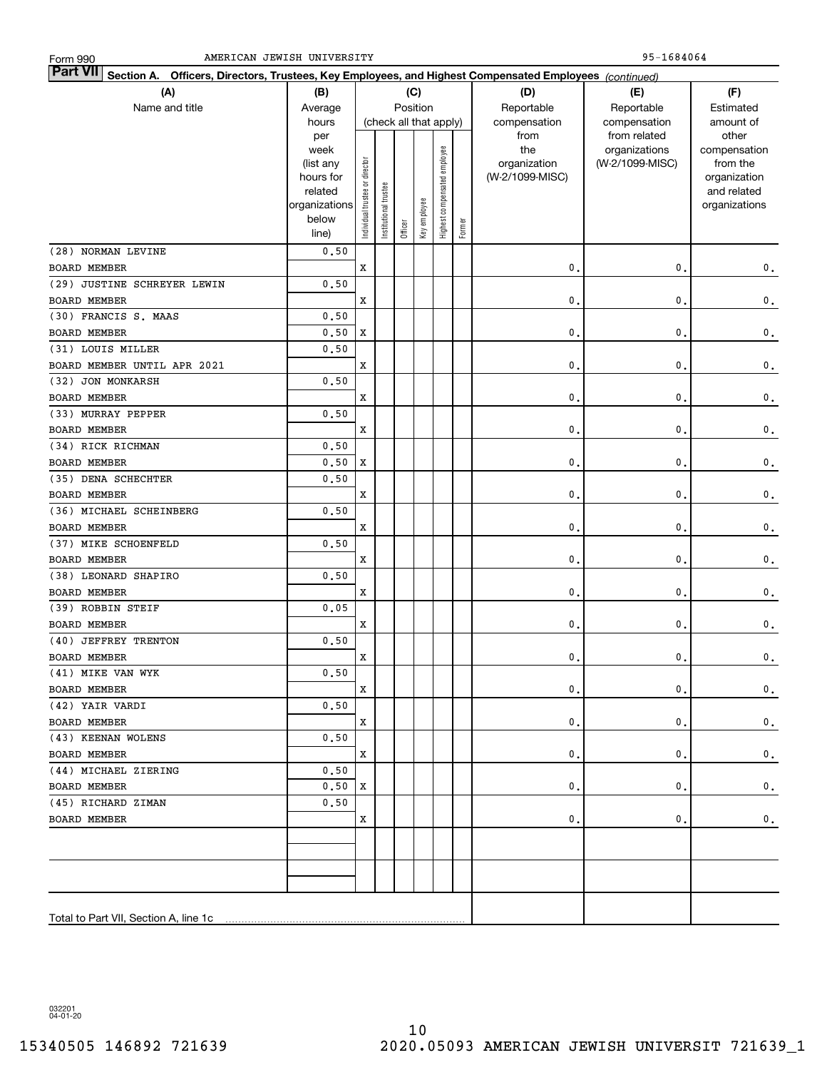Form 990 AMERICAN JEWISH UNIVERSITY 95-1684064

**Part VII** **Section A. Officers, Directors, Trustees, Key Employees, and Highest Compensated Employees** *(continued)*

| (A) Name and title | (B) Average hours per week (list any hours for related organizations below line) | (C) Position (check all that apply): Individual trustee or director | Institutional trustee | Officer | Key employee | Highest compensated employee | Former | (D) Reportable compensation from the organization (W-2/1099-MISC) | (E) Reportable compensation from related organizations (W-2/1099-MISC) | (F) Estimated amount of other compensation from the organization and related organizations |
|---|---|---|---|---|---|---|---|---|---|---|
| (28) NORMAN LEVINE | 0.50 | | | | | | | | | |
| BOARD MEMBER | | X | | | | | | 0. | 0. | 0. |
| (29) JUSTINE SCHREYER LEWIN | 0.50 | | | | | | | | | |
| BOARD MEMBER | | X | | | | | | 0. | 0. | 0. |
| (30) FRANCIS S. MAAS | 0.50 | | | | | | | | | |
| BOARD MEMBER | 0.50 | X | | | | | | 0. | 0. | 0. |
| (31) LOUIS MILLER | 0.50 | | | | | | | | | |
| BOARD MEMBER UNTIL APR 2021 | | X | | | | | | 0. | 0. | 0. |
| (32) JON MONKARSH | 0.50 | | | | | | | | | |
| BOARD MEMBER | | X | | | | | | 0. | 0. | 0. |
| (33) MURRAY PEPPER | 0.50 | | | | | | | | | |
| BOARD MEMBER | | X | | | | | | 0. | 0. | 0. |
| (34) RICK RICHMAN | 0.50 | | | | | | | | | |
| BOARD MEMBER | 0.50 | X | | | | | | 0. | 0. | 0. |
| (35) DENA SCHECHTER | 0.50 | | | | | | | | | |
| BOARD MEMBER | | X | | | | | | 0. | 0. | 0. |
| (36) MICHAEL SCHEINBERG | 0.50 | | | | | | | | | |
| BOARD MEMBER | | X | | | | | | 0. | 0. | 0. |
| (37) MIKE SCHOENFELD | 0.50 | | | | | | | | | |
| BOARD MEMBER | | X | | | | | | 0. | 0. | 0. |
| (38) LEONARD SHAPIRO | 0.50 | | | | | | | | | |
| BOARD MEMBER | | X | | | | | | 0. | 0. | 0. |
| (39) ROBBIN STEIF | 0.05 | | | | | | | | | |
| BOARD MEMBER | | X | | | | | | 0. | 0. | 0. |
| (40) JEFFREY TRENTON | 0.50 | | | | | | | | | |
| BOARD MEMBER | | X | | | | | | 0. | 0. | 0. |
| (41) MIKE VAN WYK | 0.50 | | | | | | | | | |
| BOARD MEMBER | | X | | | | | | 0. | 0. | 0. |
| (42) YAIR VARDI | 0.50 | | | | | | | | | |
| BOARD MEMBER | | X | | | | | | 0. | 0. | 0. |
| (43) KEENAN WOLENS | 0.50 | | | | | | | | | |
| BOARD MEMBER | | X | | | | | | 0. | 0. | 0. |
| (44) MICHAEL ZIERING | 0.50 | | | | | | | | | |
| BOARD MEMBER | 0.50 | X | | | | | | 0. | 0. | 0. |
| (45) RICHARD ZIMAN | 0.50 | | | | | | | | | |
| BOARD MEMBER | | X | | | | | | 0. | 0. | 0. |
| | | | | | | | | | | |
| | | | | | | | | | | |
| Total to Part VII, Section A, line 1c | | | | | | | | | | |

032201 04-01-20

15340505 146892 721639 2020.05093 AMERICAN JEWISH UNIVERSIT 721639_1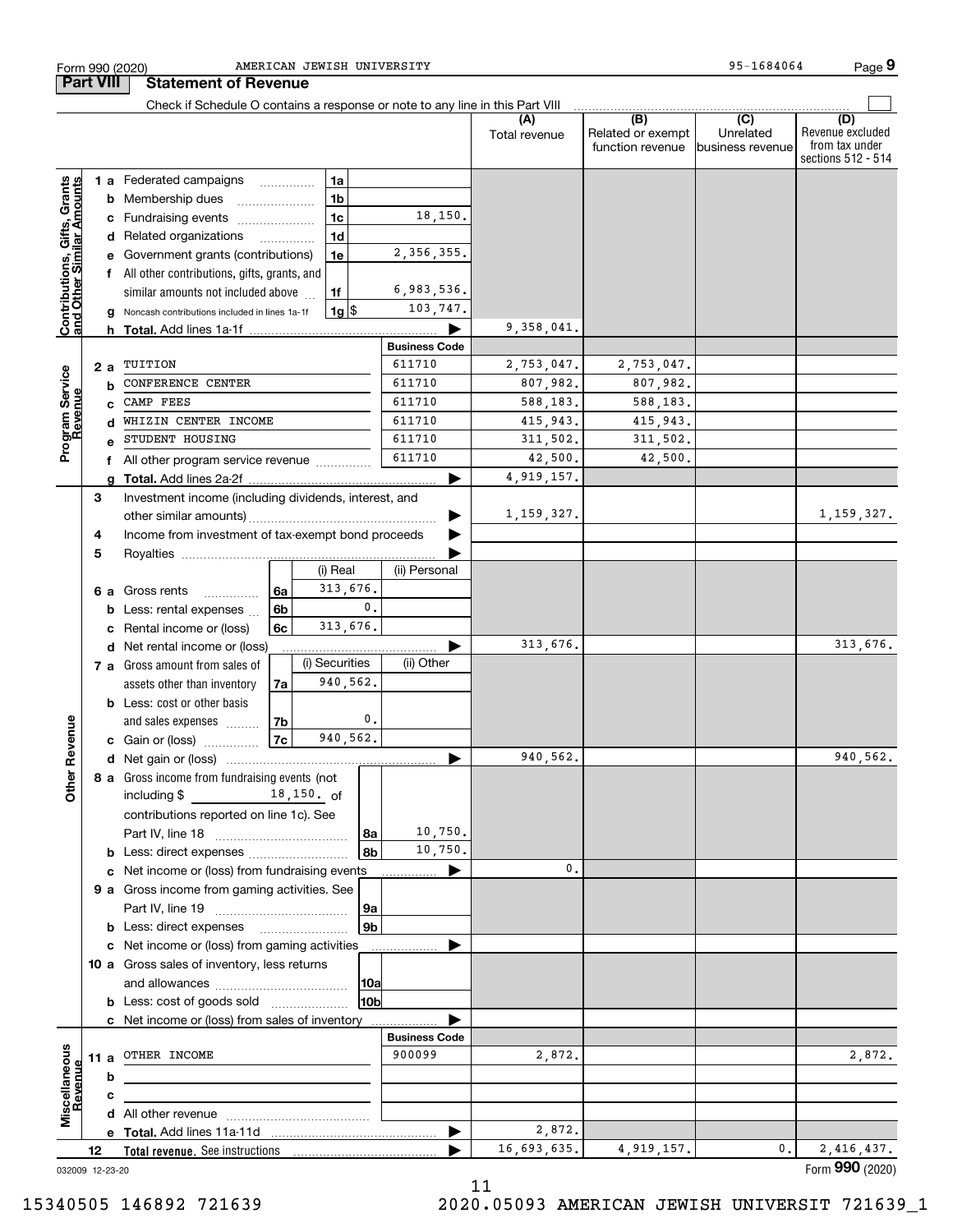Form 990 (2020) AMERICAN JEWISH UNIVERSITY 95-1684064 Page 9

## Part VIII Statement of Revenue

Check if Schedule O contains a response or note to any line in this Part VIII

| | | | | (A) Total revenue | (B) Related or exempt function revenue | (C) Unrelated business revenue | (D) Revenue excluded from tax under sections 512 - 514 |
|---|---|---|---|---|---|---|---|
| **Contributions, Gifts, Grants and Other Similar Amounts** | 1a Federated campaigns | 1a | | | | | |
| | b Membership dues | 1b | | | | | |
| | c Fundraising events | 1c | 18,150. | | | | |
| | d Related organizations | 1d | | | | | |
| | e Government grants (contributions) | 1e | 2,356,355. | | | | |
| | f All other contributions, gifts, grants, and similar amounts not included above | 1f | 6,983,536. | | | | |
| | g Noncash contributions included in lines 1a-1f | 1g | $ 103,747. | | | | |
| | h **Total.** Add lines 1a-1f | | | 9,358,041. | | | |
| **Program Service Revenue** | | | **Business Code** | | | | |
| | 2a TUITION | | 611710 | 2,753,047. | 2,753,047. | | |
| | b CONFERENCE CENTER | | 611710 | 807,982. | 807,982. | | |
| | c CAMP FEES | | 611710 | 588,183. | 588,183. | | |
| | d WHIZIN CENTER INCOME | | 611710 | 415,943. | 415,943. | | |
| | e STUDENT HOUSING | | 611710 | 311,502. | 311,502. | | |
| | f All other program service revenue | | 611710 | 42,500. | 42,500. | | |
| | g **Total.** Add lines 2a-2f | | | 4,919,157. | | | |
| **Other Revenue** | 3 Investment income (including dividends, interest, and other similar amounts) | | | 1,159,327. | | | 1,159,327. |
| | 4 Income from investment of tax-exempt bond proceeds | | | | | | |
| | 5 Royalties | | | | | | |
| | | | (i) Real / (ii) Personal | | | | |
| | 6a Gross rents | 6a | (i) 313,676. | | | | |
| | b Less: rental expenses | 6b | (i) 0. | | | | |
| | c Rental income or (loss) | 6c | (i) 313,676. | | | | |
| | d Net rental income or (loss) | | | 313,676. | | | 313,676. |
| | | | (i) Securities / (ii) Other | | | | |
| | 7a Gross amount from sales of assets other than inventory | 7a | (i) 940,562. | | | | |
| | b Less: cost or other basis and sales expenses | 7b | (i) 0. | | | | |
| | c Gain or (loss) | 7c | (i) 940,562. | | | | |
| | d Net gain or (loss) | | | 940,562. | | | 940,562. |
| | 8a Gross income from fundraising events (not including $ 18,150. of contributions reported on line 1c). See Part IV, line 18 | 8a | 10,750. | | | | |
| | b Less: direct expenses | 8b | 10,750. | | | | |
| | c Net income or (loss) from fundraising events | | | 0. | | | |
| | 9a Gross income from gaming activities. See Part IV, line 19 | 9a | | | | | |
| | b Less: direct expenses | 9b | | | | | |
| | c Net income or (loss) from gaming activities | | | | | | |
| | 10a Gross sales of inventory, less returns and allowances | 10a | | | | | |
| | b Less: cost of goods sold | 10b | | | | | |
| | c Net income or (loss) from sales of inventory | | | | | | |
| **Miscellaneous Revenue** | | | **Business Code** | | | | |
| | 11a OTHER INCOME | | 900099 | 2,872. | | | 2,872. |
| | b | | | | | | |
| | c | | | | | | |
| | d All other revenue | | | | | | |
| | e **Total.** Add lines 11a-11d | | | 2,872. | | | |
| | 12 **Total revenue.** See instructions | | | 16,693,635. | 4,919,157. | 0. | 2,416,437. |

032009 12-23-20

Form **990** (2020)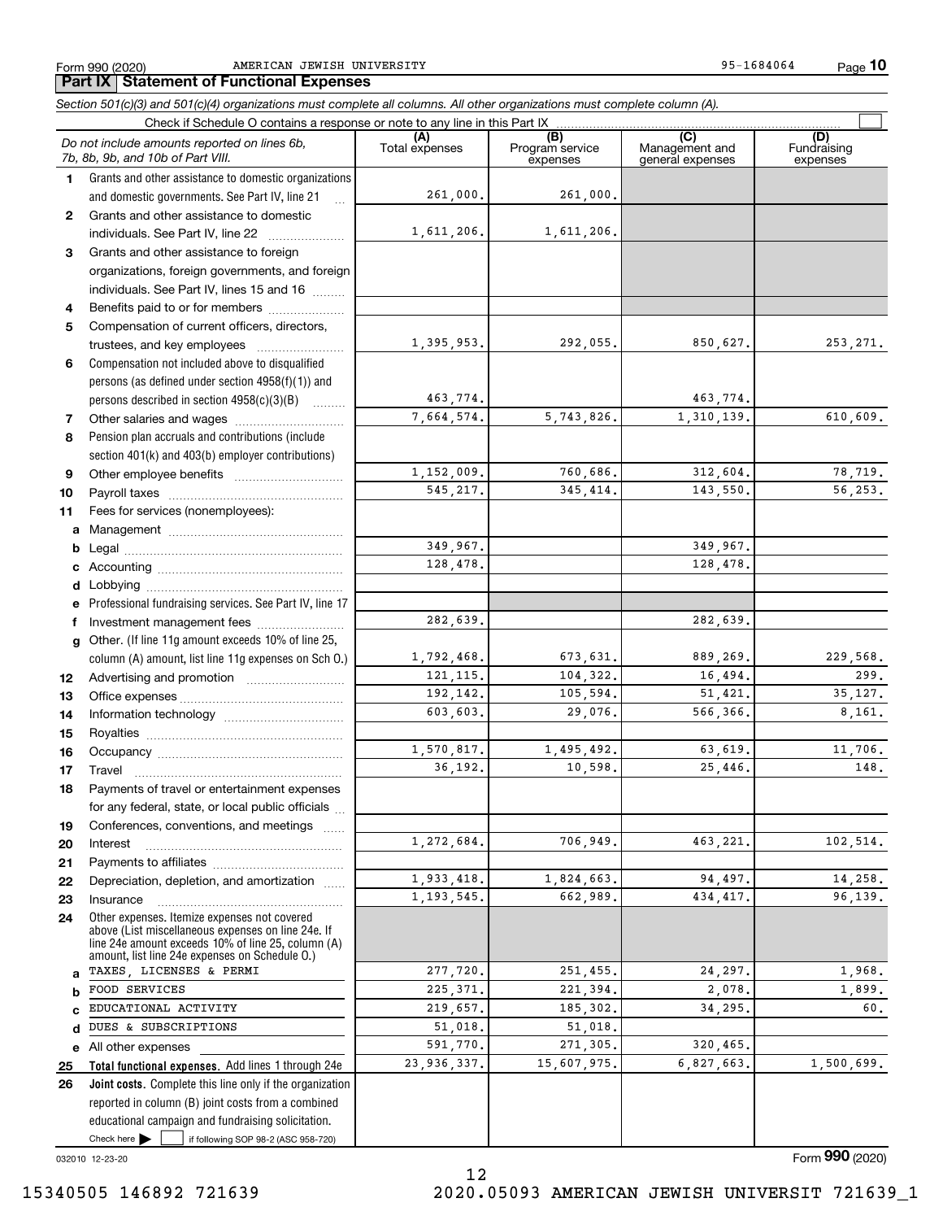Form 990 (2020) AMERICAN JEWISH UNIVERSITY 95-1684064 Page **10**

## Part IX Statement of Functional Expenses

*Section 501(c)(3) and 501(c)(4) organizations must complete all columns. All other organizations must complete column (A).*

Check if Schedule O contains a response or note to any line in this Part IX ☐

| *Do not include amounts reported on lines 6b, 7b, 8b, 9b, and 10b of Part VIII.* | (A) Total expenses | (B) Program service expenses | (C) Management and general expenses | (D) Fundraising expenses |
|---|---|---|---|---|
| **1** Grants and other assistance to domestic organizations and domestic governments. See Part IV, line 21 | 261,000. | 261,000. | | |
| **2** Grants and other assistance to domestic individuals. See Part IV, line 22 | 1,611,206. | 1,611,206. | | |
| **3** Grants and other assistance to foreign organizations, foreign governments, and foreign individuals. See Part IV, lines 15 and 16 | | | | |
| **4** Benefits paid to or for members | | | | |
| **5** Compensation of current officers, directors, trustees, and key employees | 1,395,953. | 292,055. | 850,627. | 253,271. |
| **6** Compensation not included above to disqualified persons (as defined under section 4958(f)(1)) and persons described in section 4958(c)(3)(B) | 463,774. | | 463,774. | |
| **7** Other salaries and wages | 7,664,574. | 5,743,826. | 1,310,139. | 610,609. |
| **8** Pension plan accruals and contributions (include section 401(k) and 403(b) employer contributions) | | | | |
| **9** Other employee benefits | 1,152,009. | 760,686. | 312,604. | 78,719. |
| **10** Payroll taxes | 545,217. | 345,414. | 143,550. | 56,253. |
| **11** Fees for services (nonemployees): | | | | |
| **a** Management | | | | |
| **b** Legal | 349,967. | | 349,967. | |
| **c** Accounting | 128,478. | | 128,478. | |
| **d** Lobbying | | | | |
| **e** Professional fundraising services. See Part IV, line 17 | | | | |
| **f** Investment management fees | 282,639. | | 282,639. | |
| **g** Other. (If line 11g amount exceeds 10% of line 25, column (A) amount, list line 11g expenses on Sch O.) | 1,792,468. | 673,631. | 889,269. | 229,568. |
| **12** Advertising and promotion | 121,115. | 104,322. | 16,494. | 299. |
| **13** Office expenses | 192,142. | 105,594. | 51,421. | 35,127. |
| **14** Information technology | 603,603. | 29,076. | 566,366. | 8,161. |
| **15** Royalties | | | | |
| **16** Occupancy | 1,570,817. | 1,495,492. | 63,619. | 11,706. |
| **17** Travel | 36,192. | 10,598. | 25,446. | 148. |
| **18** Payments of travel or entertainment expenses for any federal, state, or local public officials | | | | |
| **19** Conferences, conventions, and meetings | | | | |
| **20** Interest | 1,272,684. | 706,949. | 463,221. | 102,514. |
| **21** Payments to affiliates | | | | |
| **22** Depreciation, depletion, and amortization | 1,933,418. | 1,824,663. | 94,497. | 14,258. |
| **23** Insurance | 1,193,545. | 662,989. | 434,417. | 96,139. |
| **24** Other expenses. Itemize expenses not covered above (List miscellaneous expenses on line 24e. If line 24e amount exceeds 10% of line 25, column (A) amount, list line 24e expenses on Schedule O.) | | | | |
| **a** TAXES, LICENSES & PERMI | 277,720. | 251,455. | 24,297. | 1,968. |
| **b** FOOD SERVICES | 225,371. | 221,394. | 2,078. | 1,899. |
| **c** EDUCATIONAL ACTIVITY | 219,657. | 185,302. | 34,295. | 60. |
| **d** DUES & SUBSCRIPTIONS | 51,018. | 51,018. | | |
| **e** All other expenses | 591,770. | 271,305. | 320,465. | |
| **25** **Total functional expenses.** Add lines 1 through 24e | 23,936,337. | 15,607,975. | 6,827,663. | 1,500,699. |
| **26** **Joint costs.** Complete this line only if the organization reported in column (B) joint costs from a combined educational campaign and fundraising solicitation. Check here ☐ if following SOP 98-2 (ASC 958-720) | | | | |

032010 12-23-20

Form **990** (2020)

15340505 146892 721639 2020.05093 AMERICAN JEWISH UNIVERSIT 721639_1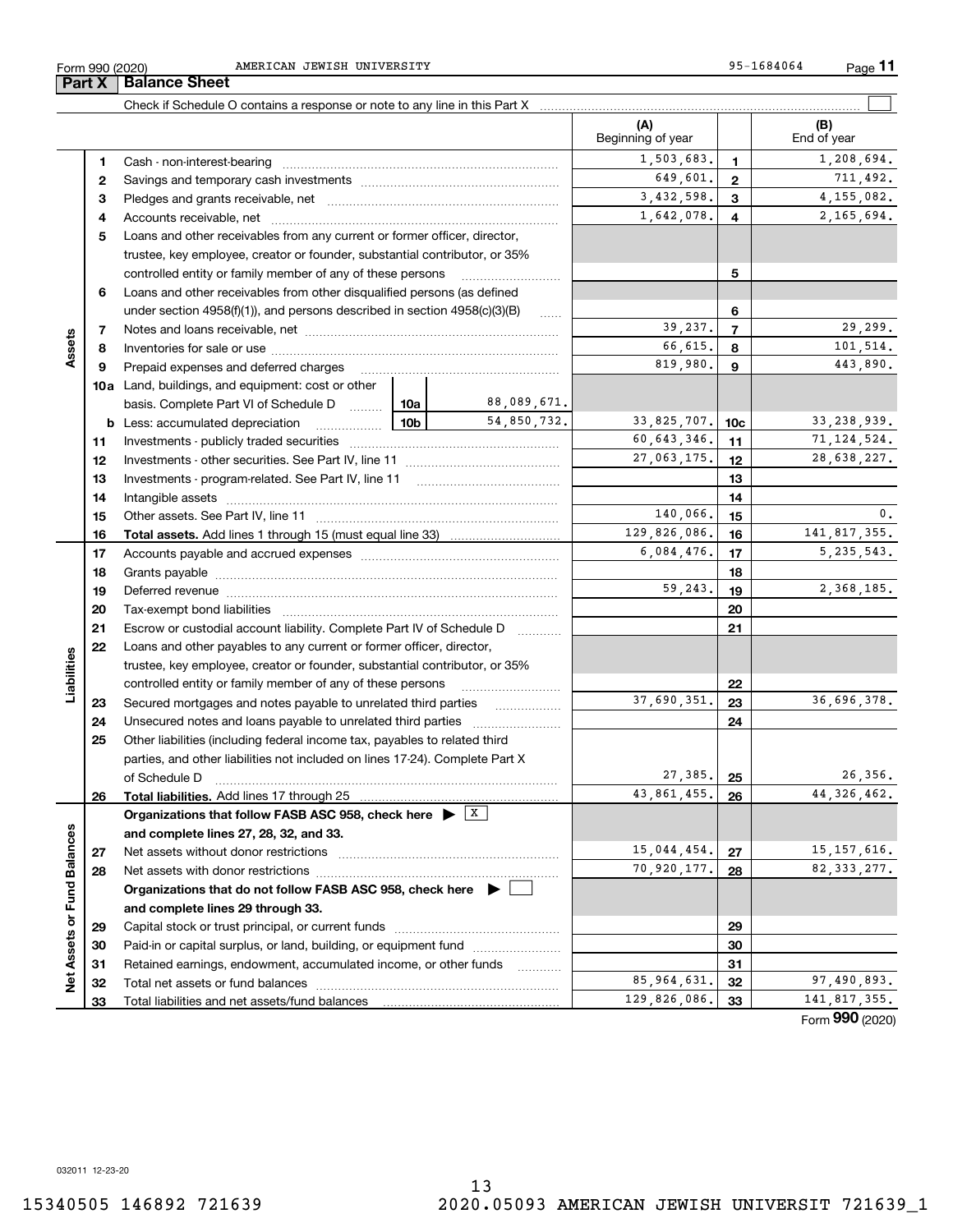Form 990 (2020) AMERICAN JEWISH UNIVERSITY 95-1684064

## Part X Balance Sheet

Check if Schedule O contains a response or note to any line in this Part X

| | | | | (A) Beginning of year | | (B) End of year |
|---|---|---|---|---|---|---|
| **Assets** | 1 | Cash - non-interest-bearing | | 1,503,683. | 1 | 1,208,694. |
| | 2 | Savings and temporary cash investments | | 649,601. | 2 | 711,492. |
| | 3 | Pledges and grants receivable, net | | 3,432,598. | 3 | 4,155,082. |
| | 4 | Accounts receivable, net | | 1,642,078. | 4 | 2,165,694. |
| | 5 | Loans and other receivables from any current or former officer, director, trustee, key employee, creator or founder, substantial contributor, or 35% controlled entity or family member of any of these persons | | | 5 | |
| | 6 | Loans and other receivables from other disqualified persons (as defined under section 4958(f)(1)), and persons described in section 4958(c)(3)(B) | | | 6 | |
| | 7 | Notes and loans receivable, net | | 39,237. | 7 | 29,299. |
| | 8 | Inventories for sale or use | | 66,615. | 8 | 101,514. |
| | 9 | Prepaid expenses and deferred charges | | 819,980. | 9 | 443,890. |
| | 10a | Land, buildings, and equipment: cost or other basis. Complete Part VI of Schedule D | 10a 88,089,671. | | | |
| | b | Less: accumulated depreciation | 10b 54,850,732. | 33,825,707. | 10c | 33,238,939. |
| | 11 | Investments - publicly traded securities | | 60,643,346. | 11 | 71,124,524. |
| | 12 | Investments - other securities. See Part IV, line 11 | | 27,063,175. | 12 | 28,638,227. |
| | 13 | Investments - program-related. See Part IV, line 11 | | | 13 | |
| | 14 | Intangible assets | | | 14 | |
| | 15 | Other assets. See Part IV, line 11 | | 140,066. | 15 | 0. |
| | 16 | **Total assets.** Add lines 1 through 15 (must equal line 33) | | 129,826,086. | 16 | 141,817,355. |
| **Liabilities** | 17 | Accounts payable and accrued expenses | | 6,084,476. | 17 | 5,235,543. |
| | 18 | Grants payable | | | 18 | |
| | 19 | Deferred revenue | | 59,243. | 19 | 2,368,185. |
| | 20 | Tax-exempt bond liabilities | | | 20 | |
| | 21 | Escrow or custodial account liability. Complete Part IV of Schedule D | | | 21 | |
| | 22 | Loans and other payables to any current or former officer, director, trustee, key employee, creator or founder, substantial contributor, or 35% controlled entity or family member of any of these persons | | | 22 | |
| | 23 | Secured mortgages and notes payable to unrelated third parties | | 37,690,351. | 23 | 36,696,378. |
| | 24 | Unsecured notes and loans payable to unrelated third parties | | | 24 | |
| | 25 | Other liabilities (including federal income tax, payables to related third parties, and other liabilities not included on lines 17-24). Complete Part X of Schedule D | | 27,385. | 25 | 26,356. |
| | 26 | **Total liabilities.** Add lines 17 through 25 | | 43,861,455. | 26 | 44,326,462. |
| **Net Assets or Fund Balances** | | **Organizations that follow FASB ASC 958, check here ▶ [X] and complete lines 27, 28, 32, and 33.** | | | | |
| | 27 | Net assets without donor restrictions | | 15,044,454. | 27 | 15,157,616. |
| | 28 | Net assets with donor restrictions | | 70,920,177. | 28 | 82,333,277. |
| | | **Organizations that do not follow FASB ASC 958, check here ▶ [ ] and complete lines 29 through 33.** | | | | |
| | 29 | Capital stock or trust principal, or current funds | | | 29 | |
| | 30 | Paid-in or capital surplus, or land, building, or equipment fund | | | 30 | |
| | 31 | Retained earnings, endowment, accumulated income, or other funds | | | 31 | |
| | 32 | Total net assets or fund balances | | 85,964,631. | 32 | 97,490,893. |
| | 33 | Total liabilities and net assets/fund balances | | 129,826,086. | 33 | 141,817,355. |

Form **990** (2020)

032011 12-23-20

15340505 146892 721639 2020.05093 AMERICAN JEWISH UNIVERSIT 721639_1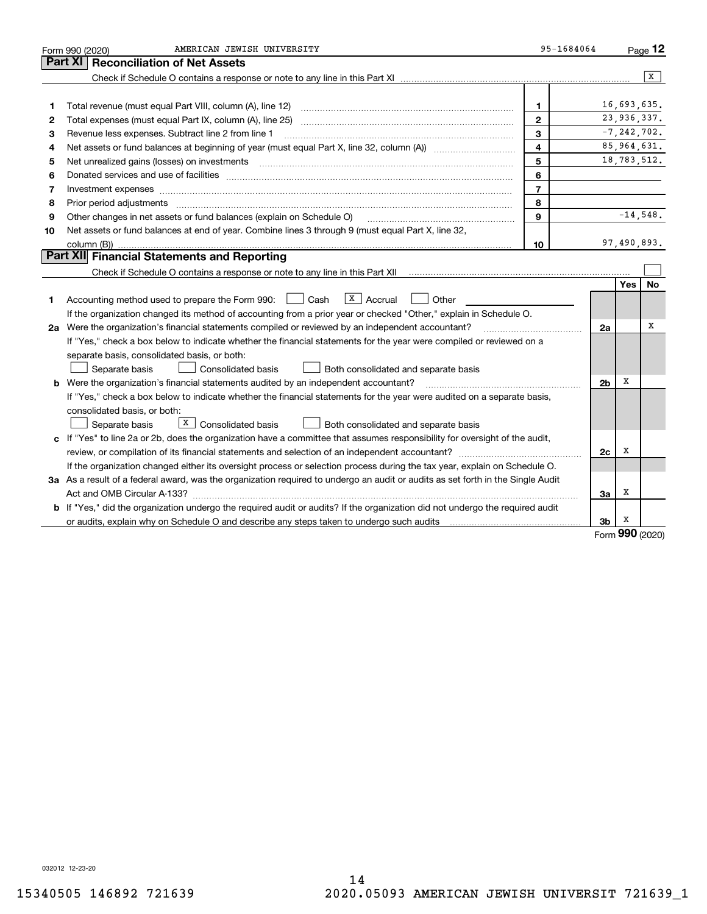Form 990 (2020) AMERICAN JEWISH UNIVERSITY 95-1684064

## Part XI Reconciliation of Net Assets

Check if Schedule O contains a response or note to any line in this Part XI .......... [X]

| | | | |
|---|---|---|---|
| 1 | Total revenue (must equal Part VIII, column (A), line 12) | 1 | 16,693,635. |
| 2 | Total expenses (must equal Part IX, column (A), line 25) | 2 | 23,936,337. |
| 3 | Revenue less expenses. Subtract line 2 from line 1 | 3 | -7,242,702. |
| 4 | Net assets or fund balances at beginning of year (must equal Part X, line 32, column (A)) | 4 | 85,964,631. |
| 5 | Net unrealized gains (losses) on investments | 5 | 18,783,512. |
| 6 | Donated services and use of facilities | 6 | |
| 7 | Investment expenses | 7 | |
| 8 | Prior period adjustments | 8 | |
| 9 | Other changes in net assets or fund balances (explain on Schedule O) | 9 | -14,548. |
| 10 | Net assets or fund balances at end of year. Combine lines 3 through 9 (must equal Part X, line 32, column (B)) | 10 | 97,490,893. |

## Part XII Financial Statements and Reporting

Check if Schedule O contains a response or note to any line in this Part XII .......... [ ]

| | | | Yes | No |
|---|---|---|---|---|
| 1 | Accounting method used to prepare the Form 990: [ ] Cash [X] Accrual [ ] Other ______<br>If the organization changed its method of accounting from a prior year or checked "Other," explain in Schedule O. | | | |
| 2a | Were the organization's financial statements compiled or reviewed by an independent accountant?<br>If "Yes," check a box below to indicate whether the financial statements for the year were compiled or reviewed on a separate basis, consolidated basis, or both:<br>[ ] Separate basis [ ] Consolidated basis [ ] Both consolidated and separate basis | 2a | | X |
| b | Were the organization's financial statements audited by an independent accountant?<br>If "Yes," check a box below to indicate whether the financial statements for the year were audited on a separate basis, consolidated basis, or both:<br>[ ] Separate basis [X] Consolidated basis [ ] Both consolidated and separate basis | 2b | X | |
| c | If "Yes" to line 2a or 2b, does the organization have a committee that assumes responsibility for oversight of the audit, review, or compilation of its financial statements and selection of an independent accountant?<br>If the organization changed either its oversight process or selection process during the tax year, explain on Schedule O. | 2c | X | |
| 3a | As a result of a federal award, was the organization required to undergo an audit or audits as set forth in the Single Audit Act and OMB Circular A-133? | 3a | X | |
| b | If "Yes," did the organization undergo the required audit or audits? If the organization did not undergo the required audit or audits, explain why on Schedule O and describe any steps taken to undergo such audits | 3b | X | |

Form **990** (2020)

032012 12-23-20

15340505 146892 721639 2020.05093 AMERICAN JEWISH UNIVERSIT 721639_1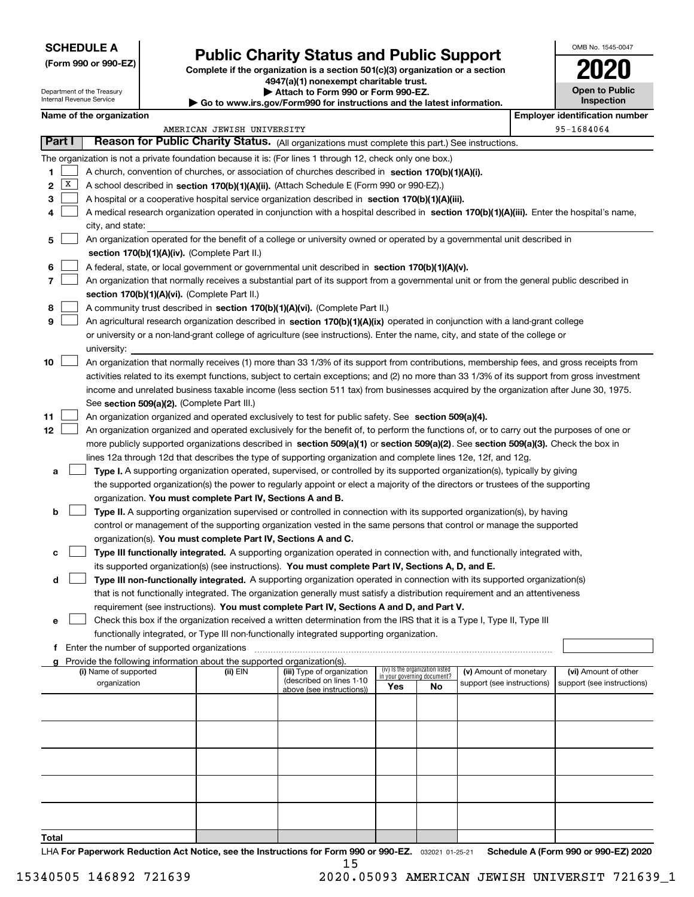**SCHEDULE A**
**(Form 990 or 990-EZ)**

Department of the Treasury
Internal Revenue Service

# Public Charity Status and Public Support

**Complete if the organization is a section 501(c)(3) organization or a section 4947(a)(1) nonexempt charitable trust.**
**▶ Attach to Form 990 or Form 990-EZ.**
**▶ Go to www.irs.gov/Form990 for instructions and the latest information.**

OMB No. 1545-0047
**2020**
**Open to Public Inspection**

**Name of the organization:** AMERICAN JEWISH UNIVERSITY
**Employer identification number:** 95-1684064

## Part I Reason for Public Charity Status. (All organizations must complete this part.) See instructions.

The organization is not a private foundation because it is: (For lines 1 through 12, check only one box.)

1. [ ] A church, convention of churches, or association of churches described in **section 170(b)(1)(A)(i).**
2. [X] A school described in **section 170(b)(1)(A)(ii).** (Attach Schedule E (Form 990 or 990-EZ).)
3. [ ] A hospital or a cooperative hospital service organization described in **section 170(b)(1)(A)(iii).**
4. [ ] A medical research organization operated in conjunction with a hospital described in **section 170(b)(1)(A)(iii).** Enter the hospital's name, city, and state:
5. [ ] An organization operated for the benefit of a college or university owned or operated by a governmental unit described in **section 170(b)(1)(A)(iv).** (Complete Part II.)
6. [ ] A federal, state, or local government or governmental unit described in **section 170(b)(1)(A)(v).**
7. [ ] An organization that normally receives a substantial part of its support from a governmental unit or from the general public described in **section 170(b)(1)(A)(vi).** (Complete Part II.)
8. [ ] A community trust described in **section 170(b)(1)(A)(vi).** (Complete Part II.)
9. [ ] An agricultural research organization described in **section 170(b)(1)(A)(ix)** operated in conjunction with a land-grant college or university or a non-land-grant college of agriculture (see instructions). Enter the name, city, and state of the college or university:
10. [ ] An organization that normally receives (1) more than 33 1/3% of its support from contributions, membership fees, and gross receipts from activities related to its exempt functions, subject to certain exceptions; and (2) no more than 33 1/3% of its support from gross investment income and unrelated business taxable income (less section 511 tax) from businesses acquired by the organization after June 30, 1975. See **section 509(a)(2).** (Complete Part III.)
11. [ ] An organization organized and operated exclusively to test for public safety. See **section 509(a)(4).**
12. [ ] An organization organized and operated exclusively for the benefit of, to perform the functions of, or to carry out the purposes of one or more publicly supported organizations described in **section 509(a)(1)** or **section 509(a)(2).** See **section 509(a)(3).** Check the box in lines 12a through 12d that describes the type of supporting organization and complete lines 12e, 12f, and 12g.
   - a [ ] **Type I.** A supporting organization operated, supervised, or controlled by its supported organization(s), typically by giving the supported organization(s) the power to regularly appoint or elect a majority of the directors or trustees of the supporting organization. **You must complete Part IV, Sections A and B.**
   - b [ ] **Type II.** A supporting organization supervised or controlled in connection with its supported organization(s), by having control or management of the supporting organization vested in the same persons that control or manage the supported organization(s). **You must complete Part IV, Sections A and C.**
   - c [ ] **Type III functionally integrated.** A supporting organization operated in connection with, and functionally integrated with, its supported organization(s) (see instructions). **You must complete Part IV, Sections A, D, and E.**
   - d [ ] **Type III non-functionally integrated.** A supporting organization operated in connection with its supported organization(s) that is not functionally integrated. The organization generally must satisfy a distribution requirement and an attentiveness requirement (see instructions). **You must complete Part IV, Sections A and D, and Part V.**
   - e [ ] Check this box if the organization received a written determination from the IRS that it is a Type I, Type II, Type III functionally integrated, or Type III non-functionally integrated supporting organization.
   - f Enter the number of supported organizations
   - g Provide the following information about the supported organization(s).

| (i) Name of supported organization | (ii) EIN | (iii) Type of organization (described on lines 1-10 above (see instructions)) | (iv) Is the organization listed in your governing document? Yes | No | (v) Amount of monetary support (see instructions) | (vi) Amount of other support (see instructions) |
|---|---|---|---|---|---|---|
| | | | | | | |
| | | | | | | |
| | | | | | | |
| | | | | | | |
| | | | | | | |
| **Total** | | | | | | |

LHA **For Paperwork Reduction Act Notice, see the Instructions for Form 990 or 990-EZ.** 032021 01-25-21 **Schedule A (Form 990 or 990-EZ) 2020**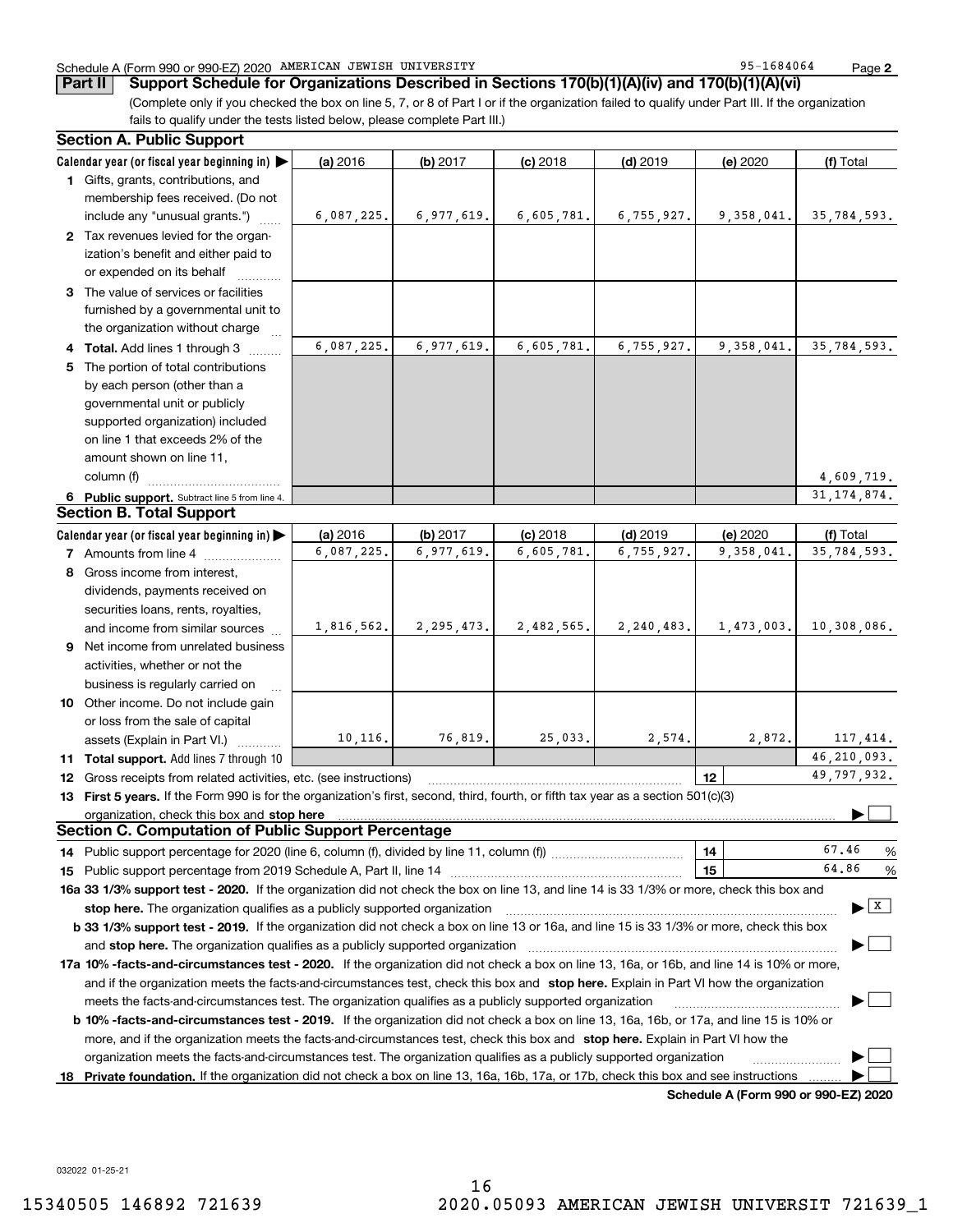Schedule A (Form 990 or 990-EZ) 2020 AMERICAN JEWISH UNIVERSITY 95-1684064

**Part II** **Support Schedule for Organizations Described in Sections 170(b)(1)(A)(iv) and 170(b)(1)(A)(vi)**

(Complete only if you checked the box on line 5, 7, or 8 of Part I or if the organization failed to qualify under Part III. If the organization fails to qualify under the tests listed below, please complete Part III.)

## Section A. Public Support

| Calendar year (or fiscal year beginning in) ▶ | (a) 2016 | (b) 2017 | (c) 2018 | (d) 2019 | (e) 2020 | (f) Total |
|---|---|---|---|---|---|---|
| **1** Gifts, grants, contributions, and membership fees received. (Do not include any "unusual grants.") | 6,087,225. | 6,977,619. | 6,605,781. | 6,755,927. | 9,358,041. | 35,784,593. |
| **2** Tax revenues levied for the organization's benefit and either paid to or expended on its behalf | | | | | | |
| **3** The value of services or facilities furnished by a governmental unit to the organization without charge | | | | | | |
| **4 Total.** Add lines 1 through 3 | 6,087,225. | 6,977,619. | 6,605,781. | 6,755,927. | 9,358,041. | 35,784,593. |
| **5** The portion of total contributions by each person (other than a governmental unit or publicly supported organization) included on line 1 that exceeds 2% of the amount shown on line 11, column (f) | | | | | | 4,609,719. |
| **6 Public support.** Subtract line 5 from line 4. | | | | | | 31,174,874. |

## Section B. Total Support

| Calendar year (or fiscal year beginning in) ▶ | (a) 2016 | (b) 2017 | (c) 2018 | (d) 2019 | (e) 2020 | (f) Total |
|---|---|---|---|---|---|---|
| **7** Amounts from line 4 | 6,087,225. | 6,977,619. | 6,605,781. | 6,755,927. | 9,358,041. | 35,784,593. |
| **8** Gross income from interest, dividends, payments received on securities loans, rents, royalties, and income from similar sources | 1,816,562. | 2,295,473. | 2,482,565. | 2,240,483. | 1,473,003. | 10,308,086. |
| **9** Net income from unrelated business activities, whether or not the business is regularly carried on | | | | | | |
| **10** Other income. Do not include gain or loss from the sale of capital assets (Explain in Part VI.) | 10,116. | 76,819. | 25,033. | 2,574. | 2,872. | 117,414. |
| **11 Total support.** Add lines 7 through 10 | | | | | | 46,210,093. |

**12** Gross receipts from related activities, etc. (see instructions) — **12** — 49,797,932.

**13 First 5 years.** If the Form 990 is for the organization's first, second, third, fourth, or fifth tax year as a section 501(c)(3) organization, check this box and **stop here** ▶ ☐

## Section C. Computation of Public Support Percentage

**14** Public support percentage for 2020 (line 6, column (f), divided by line 11, column (f)) — **14** — 67.46 %

**15** Public support percentage from 2019 Schedule A, Part II, line 14 — **15** — 64.86 %

**16a 33 1/3% support test - 2020.** If the organization did not check the box on line 13, and line 14 is 33 1/3% or more, check this box and **stop here.** The organization qualifies as a publicly supported organization ▶ ☒

**b 33 1/3% support test - 2019.** If the organization did not check a box on line 13 or 16a, and line 15 is 33 1/3% or more, check this box and **stop here.** The organization qualifies as a publicly supported organization ▶ ☐

**17a 10% -facts-and-circumstances test - 2020.** If the organization did not check a box on line 13, 16a, or 16b, and line 14 is 10% or more, and if the organization meets the facts-and-circumstances test, check this box and **stop here.** Explain in Part VI how the organization meets the facts-and-circumstances test. The organization qualifies as a publicly supported organization ▶ ☐

**b 10% -facts-and-circumstances test - 2019.** If the organization did not check a box on line 13, 16a, 16b, or 17a, and line 15 is 10% or more, and if the organization meets the facts-and-circumstances test, check this box and **stop here.** Explain in Part VI how the organization meets the facts-and-circumstances test. The organization qualifies as a publicly supported organization ▶ ☐

**18 Private foundation.** If the organization did not check a box on line 13, 16a, 16b, 17a, or 17b, check this box and see instructions ▶ ☐

**Schedule A (Form 990 or 990-EZ) 2020**

032022 01-25-21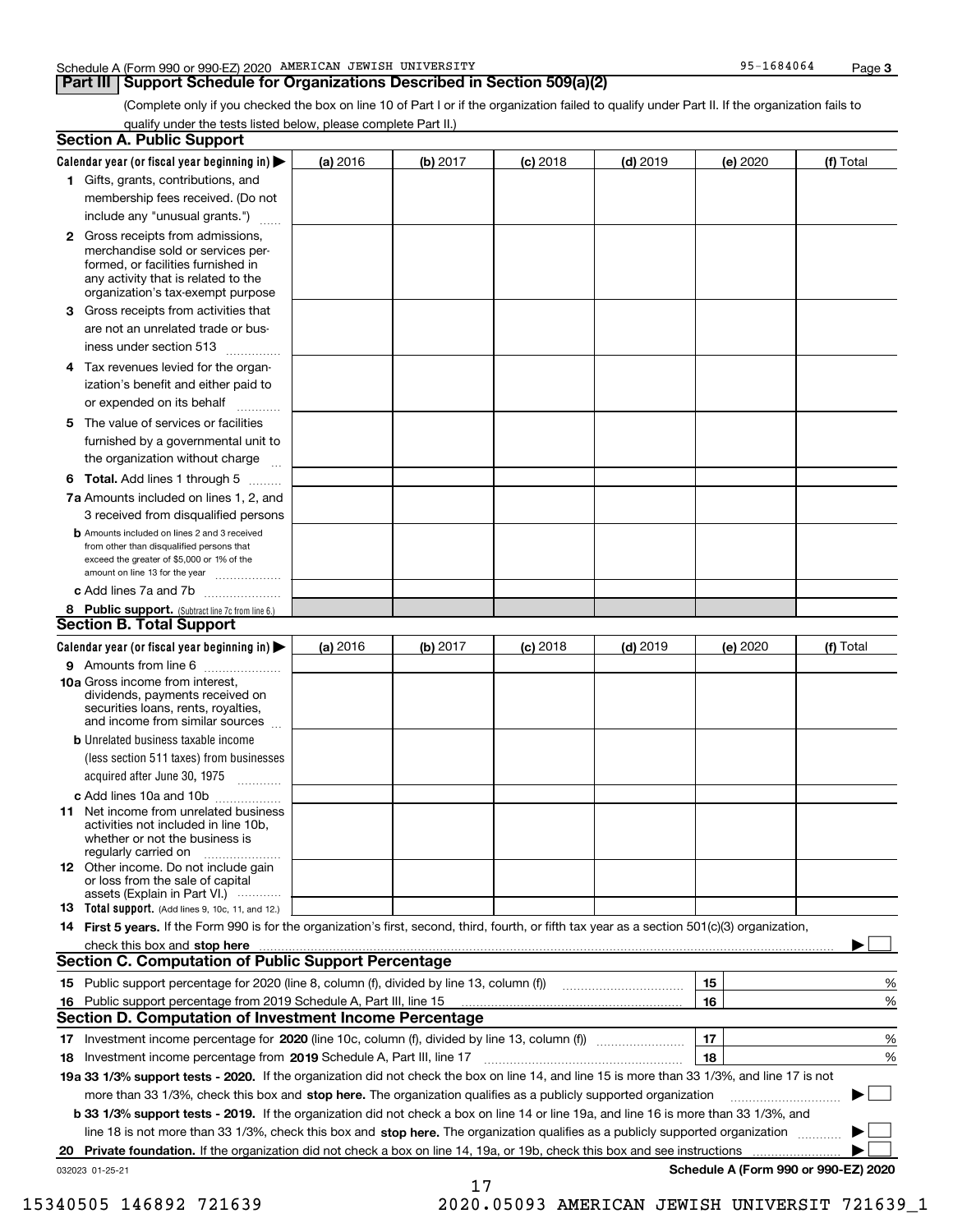Schedule A (Form 990 or 990-EZ) 2020 AMERICAN JEWISH UNIVERSITY 95-1684064 Page 3

## Part III Support Schedule for Organizations Described in Section 509(a)(2)

(Complete only if you checked the box on line 10 of Part I or if the organization failed to qualify under Part II. If the organization fails to qualify under the tests listed below, please complete Part II.)

### Section A. Public Support

| Calendar year (or fiscal year beginning in) ▶ | (a) 2016 | (b) 2017 | (c) 2018 | (d) 2019 | (e) 2020 | (f) Total |
|---|---|---|---|---|---|---|
| 1 Gifts, grants, contributions, and membership fees received. (Do not include any "unusual grants.") | | | | | | |
| 2 Gross receipts from admissions, merchandise sold or services performed, or facilities furnished in any activity that is related to the organization's tax-exempt purpose | | | | | | |
| 3 Gross receipts from activities that are not an unrelated trade or business under section 513 | | | | | | |
| 4 Tax revenues levied for the organization's benefit and either paid to or expended on its behalf | | | | | | |
| 5 The value of services or facilities furnished by a governmental unit to the organization without charge | | | | | | |
| 6 **Total.** Add lines 1 through 5 | | | | | | |
| 7a Amounts included on lines 1, 2, and 3 received from disqualified persons | | | | | | |
| b Amounts included on lines 2 and 3 received from other than disqualified persons that exceed the greater of $5,000 or 1% of the amount on line 13 for the year | | | | | | |
| c Add lines 7a and 7b | | | | | | |
| 8 **Public support.** (Subtract line 7c from line 6.) | | | | | | |

### Section B. Total Support

| Calendar year (or fiscal year beginning in) ▶ | (a) 2016 | (b) 2017 | (c) 2018 | (d) 2019 | (e) 2020 | (f) Total |
|---|---|---|---|---|---|---|
| 9 Amounts from line 6 | | | | | | |
| 10a Gross income from interest, dividends, payments received on securities loans, rents, royalties, and income from similar sources | | | | | | |
| b Unrelated business taxable income (less section 511 taxes) from businesses acquired after June 30, 1975 | | | | | | |
| c Add lines 10a and 10b | | | | | | |
| 11 Net income from unrelated business activities not included in line 10b, whether or not the business is regularly carried on | | | | | | |
| 12 Other income. Do not include gain or loss from the sale of capital assets (Explain in Part VI.) | | | | | | |
| 13 **Total support.** (Add lines 9, 10c, 11, and 12.) | | | | | | |

14 **First 5 years.** If the Form 990 is for the organization's first, second, third, fourth, or fifth tax year as a section 501(c)(3) organization, check this box and **stop here** ▶ ☐

### Section C. Computation of Public Support Percentage

| | | | |
|---|---|---|---|
| 15 | Public support percentage for 2020 (line 8, column (f), divided by line 13, column (f)) | 15 | % |
| 16 | Public support percentage from 2019 Schedule A, Part III, line 15 | 16 | % |

### Section D. Computation of Investment Income Percentage

| | | | |
|---|---|---|---|
| 17 | Investment income percentage for **2020** (line 10c, column (f), divided by line 13, column (f)) | 17 | % |
| 18 | Investment income percentage from **2019** Schedule A, Part III, line 17 | 18 | % |

**19a 33 1/3% support tests - 2020.** If the organization did not check the box on line 14, and line 15 is more than 33 1/3%, and line 17 is not more than 33 1/3%, check this box and **stop here.** The organization qualifies as a publicly supported organization ▶ ☐

**b 33 1/3% support tests - 2019.** If the organization did not check a box on line 14 or line 19a, and line 16 is more than 33 1/3%, and line 18 is not more than 33 1/3%, check this box and **stop here.** The organization qualifies as a publicly supported organization ▶ ☐

**20 Private foundation.** If the organization did not check a box on line 14, 19a, or 19b, check this box and see instructions ▶ ☐

032023 01-25-21 **Schedule A (Form 990 or 990-EZ) 2020**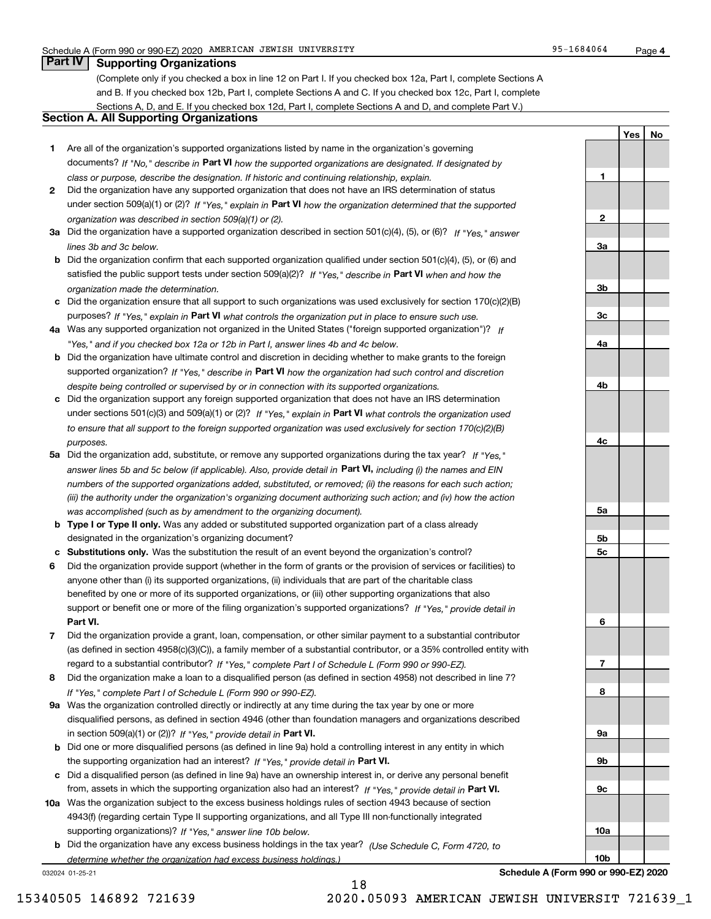Schedule A (Form 990 or 990-EZ) 2020 AMERICAN JEWISH UNIVERSITY 95-1684064 Page 4

## Part IV Supporting Organizations

(Complete only if you checked a box in line 12 on Part I. If you checked box 12a, Part I, complete Sections A and B. If you checked box 12b, Part I, complete Sections A and C. If you checked box 12c, Part I, complete Sections A, D, and E. If you checked box 12d, Part I, complete Sections A and D, and complete Part V.)

### Section A. All Supporting Organizations

| | | | Yes | No |
|---|---|---|---|---|
| **1** | Are all of the organization's supported organizations listed by name in the organization's governing documents? *If "No," describe in* **Part VI** *how the supported organizations are designated. If designated by class or purpose, describe the designation. If historic and continuing relationship, explain.* | 1 | | |
| **2** | Did the organization have any supported organization that does not have an IRS determination of status under section 509(a)(1) or (2)? *If "Yes," explain in* **Part VI** *how the organization determined that the supported organization was described in section 509(a)(1) or (2).* | 2 | | |
| **3a** | Did the organization have a supported organization described in section 501(c)(4), (5), or (6)? *If "Yes," answer lines 3b and 3c below.* | 3a | | |
| **b** | Did the organization confirm that each supported organization qualified under section 501(c)(4), (5), or (6) and satisfied the public support tests under section 509(a)(2)? *If "Yes," describe in* **Part VI** *when and how the organization made the determination.* | 3b | | |
| **c** | Did the organization ensure that all support to such organizations was used exclusively for section 170(c)(2)(B) purposes? *If "Yes," explain in* **Part VI** *what controls the organization put in place to ensure such use.* | 3c | | |
| **4a** | Was any supported organization not organized in the United States ("foreign supported organization")? *If "Yes," and if you checked box 12a or 12b in Part I, answer lines 4b and 4c below.* | 4a | | |
| **b** | Did the organization have ultimate control and discretion in deciding whether to make grants to the foreign supported organization? *If "Yes," describe in* **Part VI** *how the organization had such control and discretion despite being controlled or supervised by or in connection with its supported organizations.* | 4b | | |
| **c** | Did the organization support any foreign supported organization that does not have an IRS determination under sections 501(c)(3) and 509(a)(1) or (2)? *If "Yes," explain in* **Part VI** *what controls the organization used to ensure that all support to the foreign supported organization was used exclusively for section 170(c)(2)(B) purposes.* | 4c | | |
| **5a** | Did the organization add, substitute, or remove any supported organizations during the tax year? *If "Yes," answer lines 5b and 5c below (if applicable). Also, provide detail in* **Part VI,** *including (i) the names and EIN numbers of the supported organizations added, substituted, or removed; (ii) the reasons for each such action; (iii) the authority under the organization's organizing document authorizing such action; and (iv) how the action was accomplished (such as by amendment to the organizing document).* | 5a | | |
| **b** | **Type I or Type II only.** Was any added or substituted supported organization part of a class already designated in the organization's organizing document? | 5b | | |
| **c** | **Substitutions only.** Was the substitution the result of an event beyond the organization's control? | 5c | | |
| **6** | Did the organization provide support (whether in the form of grants or the provision of services or facilities) to anyone other than (i) its supported organizations, (ii) individuals that are part of the charitable class benefited by one or more of its supported organizations, or (iii) other supporting organizations that also support or benefit one or more of the filing organization's supported organizations? *If "Yes," provide detail in* **Part VI.** | 6 | | |
| **7** | Did the organization provide a grant, loan, compensation, or other similar payment to a substantial contributor (as defined in section 4958(c)(3)(C)), a family member of a substantial contributor, or a 35% controlled entity with regard to a substantial contributor? *If "Yes," complete Part I of Schedule L (Form 990 or 990-EZ).* | 7 | | |
| **8** | Did the organization make a loan to a disqualified person (as defined in section 4958) not described in line 7? *If "Yes," complete Part I of Schedule L (Form 990 or 990-EZ).* | 8 | | |
| **9a** | Was the organization controlled directly or indirectly at any time during the tax year by one or more disqualified persons, as defined in section 4946 (other than foundation managers and organizations described in section 509(a)(1) or (2))? *If "Yes," provide detail in* **Part VI.** | 9a | | |
| **b** | Did one or more disqualified persons (as defined in line 9a) hold a controlling interest in any entity in which the supporting organization had an interest? *If "Yes," provide detail in* **Part VI.** | 9b | | |
| **c** | Did a disqualified person (as defined in line 9a) have an ownership interest in, or derive any personal benefit from, assets in which the supporting organization also had an interest? *If "Yes," provide detail in* **Part VI.** | 9c | | |
| **10a** | Was the organization subject to the excess business holdings rules of section 4943 because of section 4943(f) (regarding certain Type II supporting organizations, and all Type III non-functionally integrated supporting organizations)? *If "Yes," answer line 10b below.* | 10a | | |
| **b** | Did the organization have any excess business holdings in the tax year? *(Use Schedule C, Form 4720, to determine whether the organization had excess business holdings.)* | 10b | | |

032024 01-25-21 **Schedule A (Form 990 or 990-EZ) 2020**

15340505 146892 721639 2020.05093 AMERICAN JEWISH UNIVERSIT 721639_1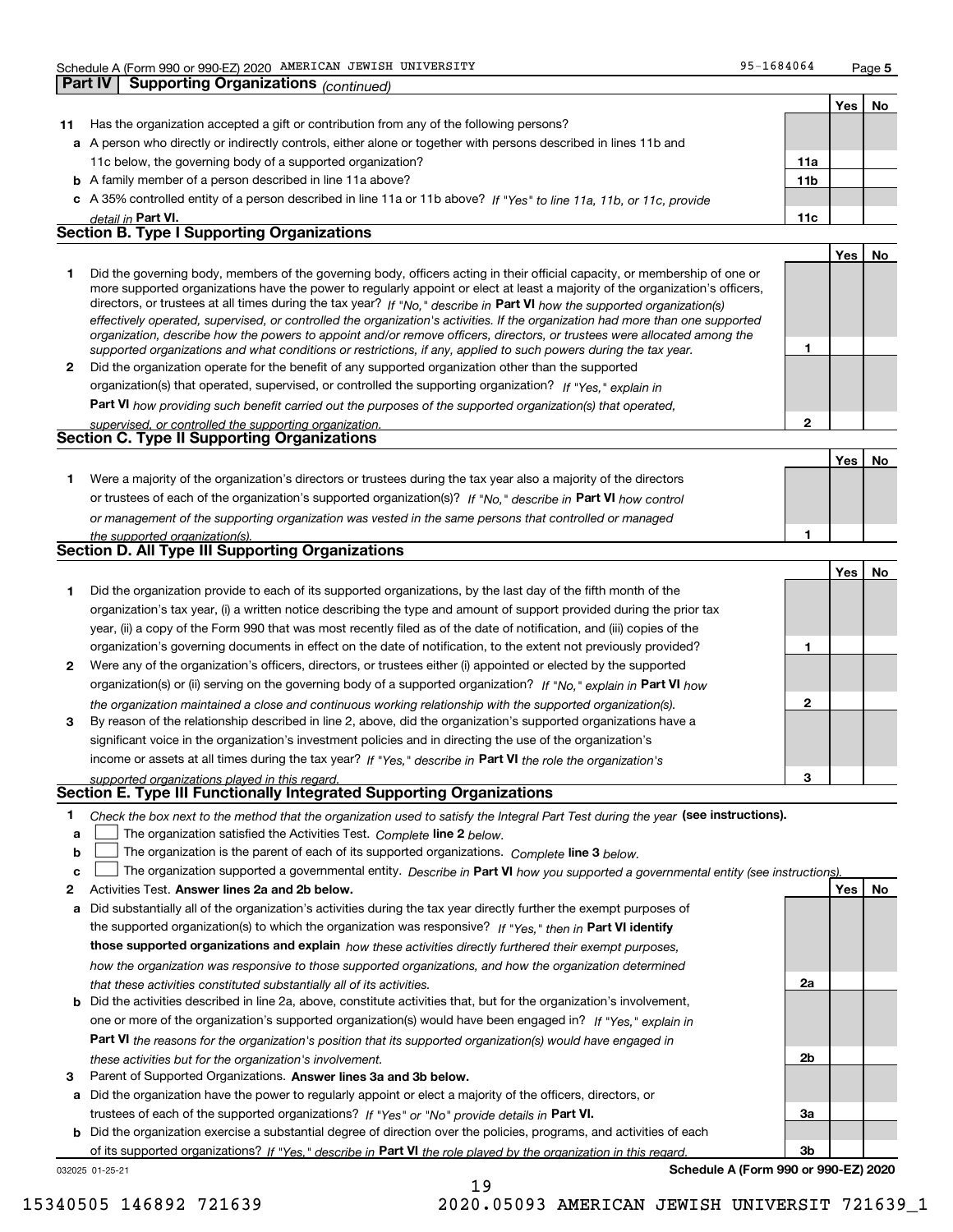Schedule A (Form 990 or 990-EZ) 2020 AMERICAN JEWISH UNIVERSITY 95-1684064

## Part IV Supporting Organizations *(continued)*

| | | | Yes | No |
|---|---|---|---|---|
| **11** | Has the organization accepted a gift or contribution from any of the following persons? | | | |
| **a** | A person who directly or indirectly controls, either alone or together with persons described in lines 11b and 11c below, the governing body of a supported organization? | **11a** | | |
| **b** | A family member of a person described in line 11a above? | **11b** | | |
| **c** | A 35% controlled entity of a person described in line 11a or 11b above? *If "Yes" to line 11a, 11b, or 11c, provide detail in* **Part VI.** | **11c** | | |

### Section B. Type I Supporting Organizations

| | | | Yes | No |
|---|---|---|---|---|
| **1** | Did the governing body, members of the governing body, officers acting in their official capacity, or membership of one or more supported organizations have the power to regularly appoint or elect at least a majority of the organization's officers, directors, or trustees at all times during the tax year? *If "No," describe in* **Part VI** *how the supported organization(s) effectively operated, supervised, or controlled the organization's activities. If the organization had more than one supported organization, describe how the powers to appoint and/or remove officers, directors, or trustees were allocated among the supported organizations and what conditions or restrictions, if any, applied to such powers during the tax year.* | **1** | | |
| **2** | Did the organization operate for the benefit of any supported organization other than the supported organization(s) that operated, supervised, or controlled the supporting organization? *If "Yes," explain in* **Part VI** *how providing such benefit carried out the purposes of the supported organization(s) that operated, supervised, or controlled the supporting organization.* | **2** | | |

### Section C. Type II Supporting Organizations

| | | | Yes | No |
|---|---|---|---|---|
| **1** | Were a majority of the organization's directors or trustees during the tax year also a majority of the directors or trustees of each of the organization's supported organization(s)? *If "No," describe in* **Part VI** *how control or management of the supporting organization was vested in the same persons that controlled or managed the supported organization(s).* | **1** | | |

### Section D. All Type III Supporting Organizations

| | | | Yes | No |
|---|---|---|---|---|
| **1** | Did the organization provide to each of its supported organizations, by the last day of the fifth month of the organization's tax year, (i) a written notice describing the type and amount of support provided during the prior tax year, (ii) a copy of the Form 990 that was most recently filed as of the date of notification, and (iii) copies of the organization's governing documents in effect on the date of notification, to the extent not previously provided? | **1** | | |
| **2** | Were any of the organization's officers, directors, or trustees either (i) appointed or elected by the supported organization(s) or (ii) serving on the governing body of a supported organization? *If "No," explain in* **Part VI** *how the organization maintained a close and continuous working relationship with the supported organization(s).* | **2** | | |
| **3** | By reason of the relationship described in line 2, above, did the organization's supported organizations have a significant voice in the organization's investment policies and in directing the use of the organization's income or assets at all times during the tax year? *If "Yes," describe in* **Part VI** *the role the organization's supported organizations played in this regard.* | **3** | | |

### Section E. Type III Functionally Integrated Supporting Organizations

**1** *Check the box next to the method that the organization used to satisfy the Integral Part Test during the year* **(see instructions).**

**a** ☐ The organization satisfied the Activities Test. *Complete* **line 2** *below.*

**b** ☐ The organization is the parent of each of its supported organizations. *Complete* **line 3** *below.*

**c** ☐ The organization supported a governmental entity. *Describe in* **Part VI** *how you supported a governmental entity (see instructions).*

| | | | Yes | No |
|---|---|---|---|---|
| **2** | Activities Test. **Answer lines 2a and 2b below.** | | | |
| **a** | Did substantially all of the organization's activities during the tax year directly further the exempt purposes of the supported organization(s) to which the organization was responsive? *If "Yes," then in* **Part VI identify those supported organizations and explain** *how these activities directly furthered their exempt purposes, how the organization was responsive to those supported organizations, and how the organization determined that these activities constituted substantially all of its activities.* | **2a** | | |
| **b** | Did the activities described in line 2a, above, constitute activities that, but for the organization's involvement, one or more of the organization's supported organization(s) would have been engaged in? *If "Yes," explain in* **Part VI** *the reasons for the organization's position that its supported organization(s) would have engaged in these activities but for the organization's involvement.* | **2b** | | |
| **3** | Parent of Supported Organizations. **Answer lines 3a and 3b below.** | | | |
| **a** | Did the organization have the power to regularly appoint or elect a majority of the officers, directors, or trustees of each of the supported organizations? *If "Yes" or "No" provide details in* **Part VI.** | **3a** | | |
| **b** | Did the organization exercise a substantial degree of direction over the policies, programs, and activities of each of its supported organizations? *If "Yes," describe in* **Part VI** *the role played by the organization in this regard.* | **3b** | | |

032025 01-25-21 **Schedule A (Form 990 or 990-EZ) 2020**

15340505 146892 721639 2020.05093 AMERICAN JEWISH UNIVERSIT 721639_1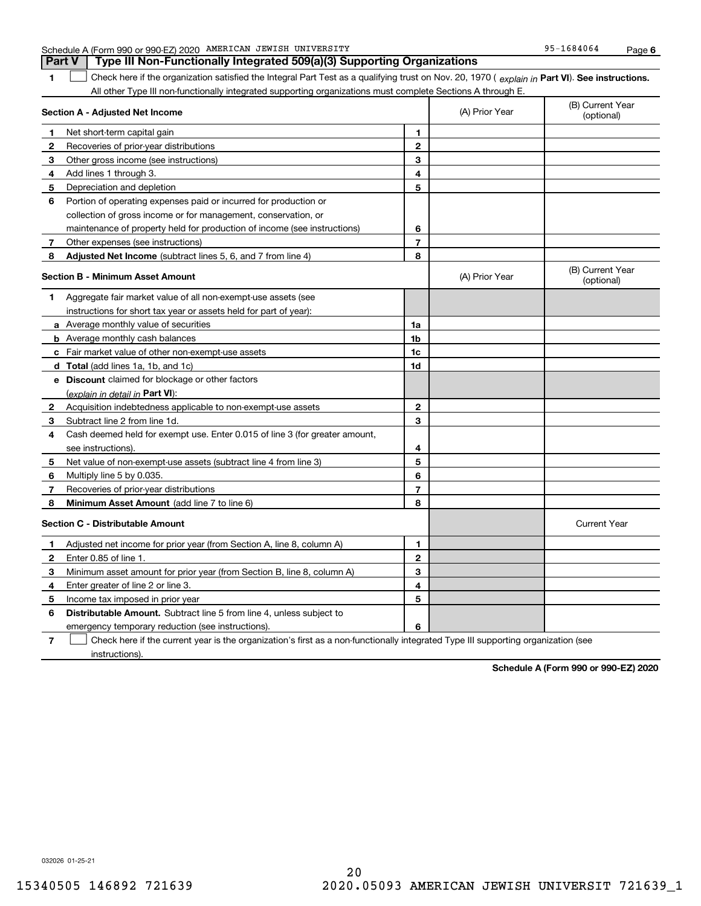Schedule A (Form 990 or 990-EZ) 2020 AMERICAN JEWISH UNIVERSITY 95-1684064

## Part V Type III Non-Functionally Integrated 509(a)(3) Supporting Organizations

1 ☐ Check here if the organization satisfied the Integral Part Test as a qualifying trust on Nov. 20, 1970 ( *explain in* **Part VI**). **See instructions.** All other Type III non-functionally integrated supporting organizations must complete Sections A through E.

| Section A - Adjusted Net Income | | | (A) Prior Year | (B) Current Year (optional) |
|---|---|---|---|---|
| 1 | Net short-term capital gain | 1 | | |
| 2 | Recoveries of prior-year distributions | 2 | | |
| 3 | Other gross income (see instructions) | 3 | | |
| 4 | Add lines 1 through 3. | 4 | | |
| 5 | Depreciation and depletion | 5 | | |
| 6 | Portion of operating expenses paid or incurred for production or collection of gross income or for management, conservation, or maintenance of property held for production of income (see instructions) | 6 | | |
| 7 | Other expenses (see instructions) | 7 | | |
| 8 | **Adjusted Net Income** (subtract lines 5, 6, and 7 from line 4) | 8 | | |

| Section B - Minimum Asset Amount | | | (A) Prior Year | (B) Current Year (optional) |
|---|---|---|---|---|
| 1 | Aggregate fair market value of all non-exempt-use assets (see instructions for short tax year or assets held for part of year): | | | |
| a | Average monthly value of securities | 1a | | |
| b | Average monthly cash balances | 1b | | |
| c | Fair market value of other non-exempt-use assets | 1c | | |
| d | **Total** (add lines 1a, 1b, and 1c) | 1d | | |
| e | **Discount** claimed for blockage or other factors (*explain in detail in* **Part VI**): | | | |
| 2 | Acquisition indebtedness applicable to non-exempt-use assets | 2 | | |
| 3 | Subtract line 2 from line 1d. | 3 | | |
| 4 | Cash deemed held for exempt use. Enter 0.015 of line 3 (for greater amount, see instructions). | 4 | | |
| 5 | Net value of non-exempt-use assets (subtract line 4 from line 3) | 5 | | |
| 6 | Multiply line 5 by 0.035. | 6 | | |
| 7 | Recoveries of prior-year distributions | 7 | | |
| 8 | **Minimum Asset Amount** (add line 7 to line 6) | 8 | | |

| Section C - Distributable Amount | | | | Current Year |
|---|---|---|---|---|
| 1 | Adjusted net income for prior year (from Section A, line 8, column A) | 1 | | |
| 2 | Enter 0.85 of line 1. | 2 | | |
| 3 | Minimum asset amount for prior year (from Section B, line 8, column A) | 3 | | |
| 4 | Enter greater of line 2 or line 3. | 4 | | |
| 5 | Income tax imposed in prior year | 5 | | |
| 6 | **Distributable Amount.** Subtract line 5 from line 4, unless subject to emergency temporary reduction (see instructions). | 6 | | |

7 ☐ Check here if the current year is the organization's first as a non-functionally integrated Type III supporting organization (see instructions).

**Schedule A (Form 990 or 990-EZ) 2020**

032026 01-25-21

15340505 146892 721639 2020.05093 AMERICAN JEWISH UNIVERSIT 721639_1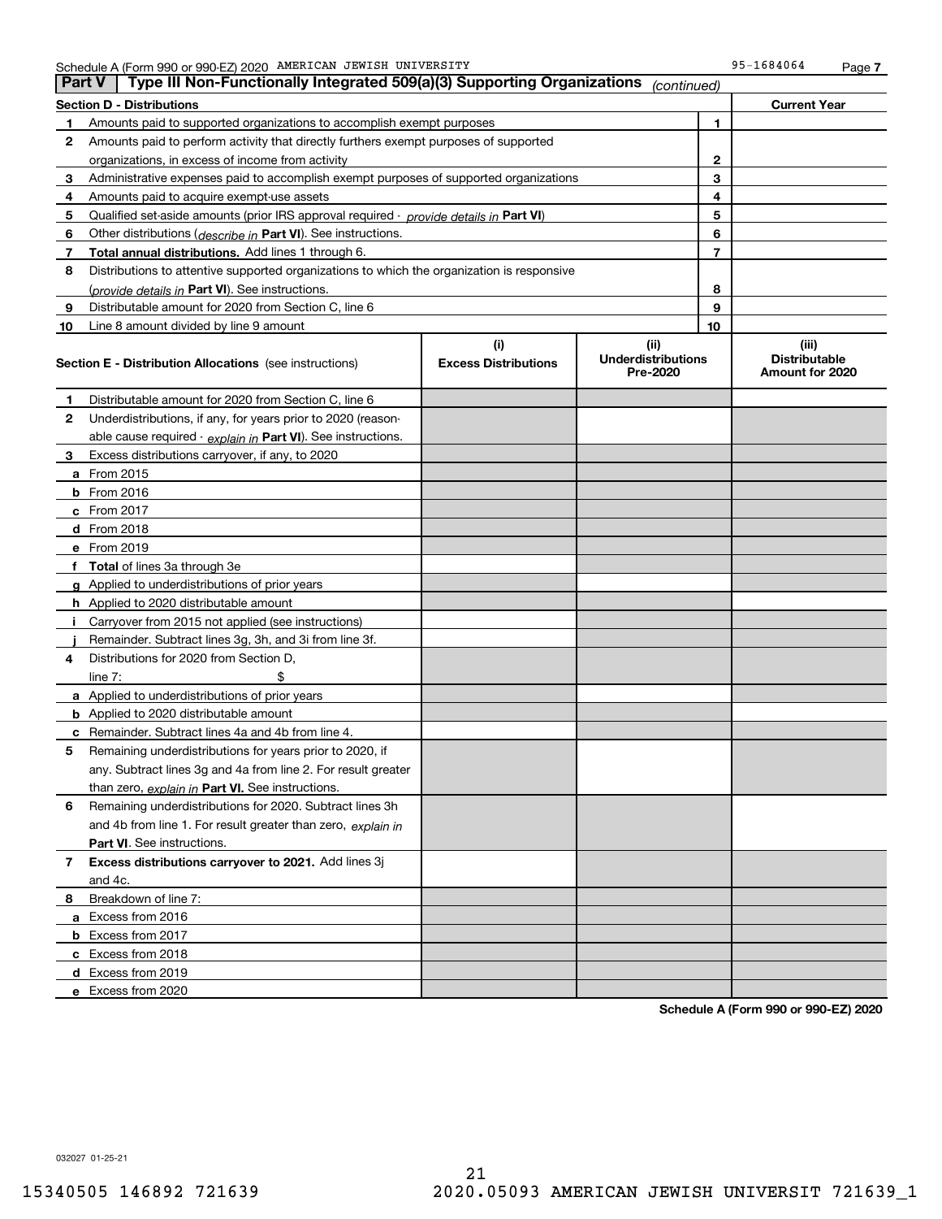Schedule A (Form 990 or 990-EZ) 2020 AMERICAN JEWISH UNIVERSITY 95-1684064 Page 7

## Part V Type III Non-Functionally Integrated 509(a)(3) Supporting Organizations *(continued)*

| Section D - Distributions | | | Current Year |
|---|---|---|---|
| 1 | Amounts paid to supported organizations to accomplish exempt purposes | 1 | |
| 2 | Amounts paid to perform activity that directly furthers exempt purposes of supported organizations, in excess of income from activity | 2 | |
| 3 | Administrative expenses paid to accomplish exempt purposes of supported organizations | 3 | |
| 4 | Amounts paid to acquire exempt-use assets | 4 | |
| 5 | Qualified set-aside amounts (prior IRS approval required - *provide details in* **Part VI**) | 5 | |
| 6 | Other distributions (*describe in* **Part VI**). See instructions. | 6 | |
| 7 | **Total annual distributions.** Add lines 1 through 6. | 7 | |
| 8 | Distributions to attentive supported organizations to which the organization is responsive (*provide details in* **Part VI**). See instructions. | 8 | |
| 9 | Distributable amount for 2020 from Section C, line 6 | 9 | |
| 10 | Line 8 amount divided by line 9 amount | 10 | |

| Section E - Distribution Allocations (see instructions) | (i) Excess Distributions | (ii) Underdistributions Pre-2020 | (iii) Distributable Amount for 2020 |
|---|---|---|---|
| **1** Distributable amount for 2020 from Section C, line 6 | | | |
| **2** Underdistributions, if any, for years prior to 2020 (reasonable cause required - *explain in* **Part VI**). See instructions. | | | |
| **3** Excess distributions carryover, if any, to 2020 | | | |
| **a** From 2015 | | | |
| **b** From 2016 | | | |
| **c** From 2017 | | | |
| **d** From 2018 | | | |
| **e** From 2019 | | | |
| **f** **Total** of lines 3a through 3e | | | |
| **g** Applied to underdistributions of prior years | | | |
| **h** Applied to 2020 distributable amount | | | |
| **i** Carryover from 2015 not applied (see instructions) | | | |
| **j** Remainder. Subtract lines 3g, 3h, and 3i from line 3f. | | | |
| **4** Distributions for 2020 from Section D, line 7: $ | | | |
| **a** Applied to underdistributions of prior years | | | |
| **b** Applied to 2020 distributable amount | | | |
| **c** Remainder. Subtract lines 4a and 4b from line 4. | | | |
| **5** Remaining underdistributions for years prior to 2020, if any. Subtract lines 3g and 4a from line 2. For result greater than zero, *explain in* **Part VI.** See instructions. | | | |
| **6** Remaining underdistributions for 2020. Subtract lines 3h and 4b from line 1. For result greater than zero, *explain in* **Part VI**. See instructions. | | | |
| **7** **Excess distributions carryover to 2021.** Add lines 3j and 4c. | | | |
| **8** Breakdown of line 7: | | | |
| **a** Excess from 2016 | | | |
| **b** Excess from 2017 | | | |
| **c** Excess from 2018 | | | |
| **d** Excess from 2019 | | | |
| **e** Excess from 2020 | | | |

**Schedule A (Form 990 or 990-EZ) 2020**

032027 01-25-21

15340505 146892 721639 2020.05093 AMERICAN JEWISH UNIVERSIT 721639_1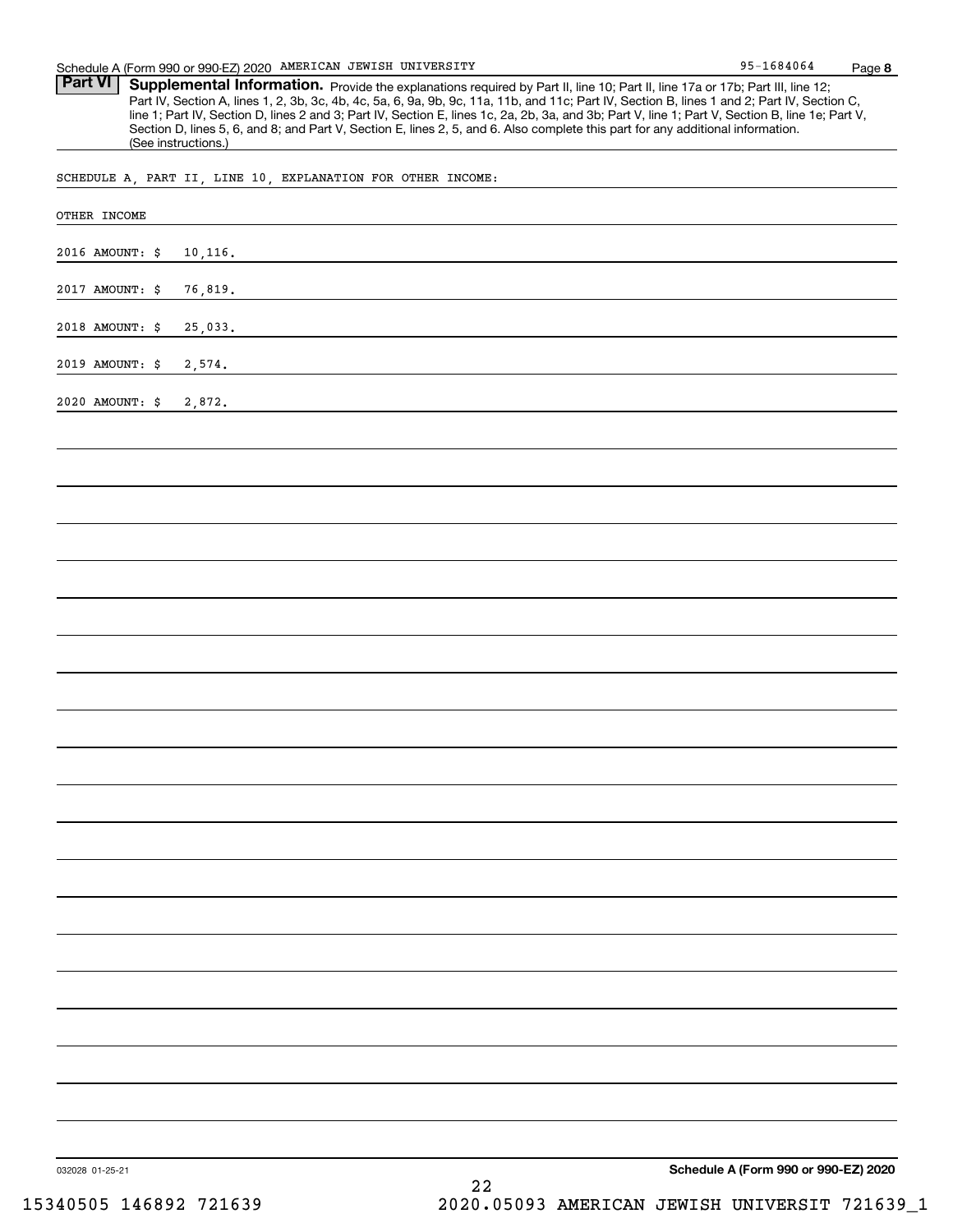## Part VI Supplemental Information.

Provide the explanations required by Part II, line 10; Part II, line 17a or 17b; Part III, line 12; Part IV, Section A, lines 1, 2, 3b, 3c, 4b, 4c, 5a, 6, 9a, 9b, 9c, 11a, 11b, and 11c; Part IV, Section B, lines 1 and 2; Part IV, Section C, line 1; Part IV, Section D, lines 2 and 3; Part IV, Section E, lines 1c, 2a, 2b, 3a, and 3b; Part V, line 1; Part V, Section B, line 1e; Part V, Section D, lines 5, 6, and 8; and Part V, Section E, lines 2, 5, and 6. Also complete this part for any additional information. (See instructions.)

SCHEDULE A, PART II, LINE 10, EXPLANATION FOR OTHER INCOME:

OTHER INCOME

2016 AMOUNT: $ 10,116.

2017 AMOUNT: $ 76,819.

2018 AMOUNT: $ 25,033.

2019 AMOUNT: $ 2,574.

2020 AMOUNT: $ 2,872.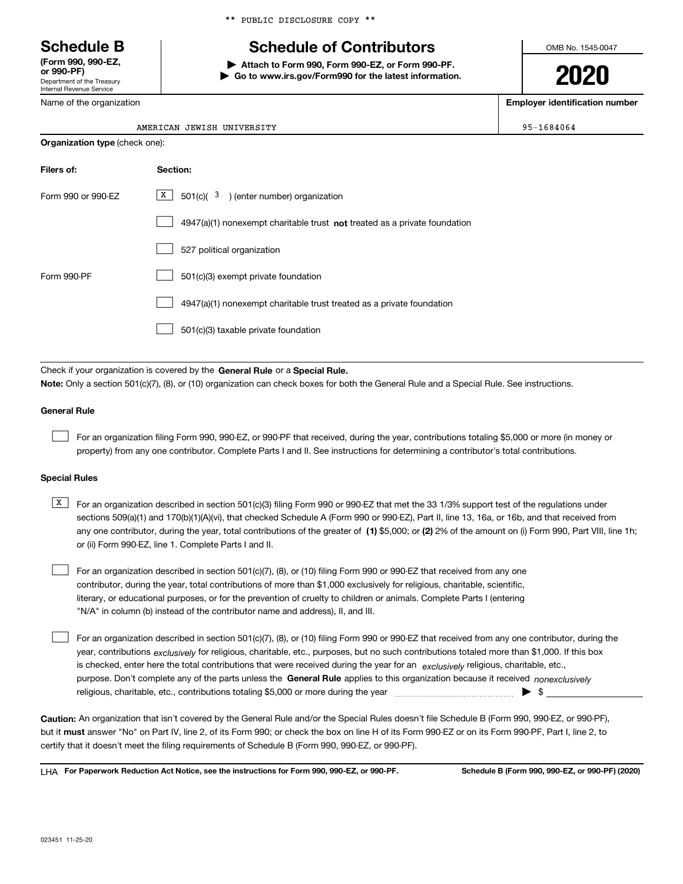** PUBLIC DISCLOSURE COPY **

# Schedule B

**(Form 990, 990-EZ, or 990-PF)**
Department of the Treasury
Internal Revenue Service

# Schedule of Contributors

▶ **Attach to Form 990, Form 990-EZ, or Form 990-PF.**
▶ **Go to www.irs.gov/Form990 for the latest information.**

OMB No. 1545-0047

**2020**

| Name of the organization | Employer identification number |
|---|---|
| AMERICAN JEWISH UNIVERSITY | 95-1684064 |

**Organization type** (check one):

| Filers of: | Section: |
|---|---|
| Form 990 or 990-EZ | [X] 501(c)( 3 ) (enter number) organization |
| | [ ] 4947(a)(1) nonexempt charitable trust **not** treated as a private foundation |
| | [ ] 527 political organization |
| Form 990-PF | [ ] 501(c)(3) exempt private foundation |
| | [ ] 4947(a)(1) nonexempt charitable trust treated as a private foundation |
| | [ ] 501(c)(3) taxable private foundation |

Check if your organization is covered by the **General Rule** or a **Special Rule.**

**Note:** Only a section 501(c)(7), (8), or (10) organization can check boxes for both the General Rule and a Special Rule. See instructions.

**General Rule**

[ ] For an organization filing Form 990, 990-EZ, or 990-PF that received, during the year, contributions totaling $5,000 or more (in money or property) from any one contributor. Complete Parts I and II. See instructions for determining a contributor's total contributions.

**Special Rules**

[X] For an organization described in section 501(c)(3) filing Form 990 or 990-EZ that met the 33 1/3% support test of the regulations under sections 509(a)(1) and 170(b)(1)(A)(vi), that checked Schedule A (Form 990 or 990-EZ), Part II, line 13, 16a, or 16b, and that received from any one contributor, during the year, total contributions of the greater of **(1)** $5,000; or **(2)** 2% of the amount on (i) Form 990, Part VIII, line 1h; or (ii) Form 990-EZ, line 1. Complete Parts I and II.

[ ] For an organization described in section 501(c)(7), (8), or (10) filing Form 990 or 990-EZ that received from any one contributor, during the year, total contributions of more than $1,000 exclusively for religious, charitable, scientific, literary, or educational purposes, or for the prevention of cruelty to children or animals. Complete Parts I (entering "N/A" in column (b) instead of the contributor name and address), II, and III.

[ ] For an organization described in section 501(c)(7), (8), or (10) filing Form 990 or 990-EZ that received from any one contributor, during the year, contributions *exclusively* for religious, charitable, etc., purposes, but no such contributions totaled more than $1,000. If this box is checked, enter here the total contributions that were received during the year for an *exclusively* religious, charitable, etc., purpose. Don't complete any of the parts unless the **General Rule** applies to this organization because it received *nonexclusively* religious, charitable, etc., contributions totaling $5,000 or more during the year ▶ $

**Caution:** An organization that isn't covered by the General Rule and/or the Special Rules doesn't file Schedule B (Form 990, 990-EZ, or 990-PF), but it **must** answer "No" on Part IV, line 2, of its Form 990; or check the box on line H of its Form 990-EZ or on its Form 990-PF, Part I, line 2, to certify that it doesn't meet the filing requirements of Schedule B (Form 990, 990-EZ, or 990-PF).

LHA **For Paperwork Reduction Act Notice, see the instructions for Form 990, 990-EZ, or 990-PF.** **Schedule B (Form 990, 990-EZ, or 990-PF) (2020)**

023451 11-25-20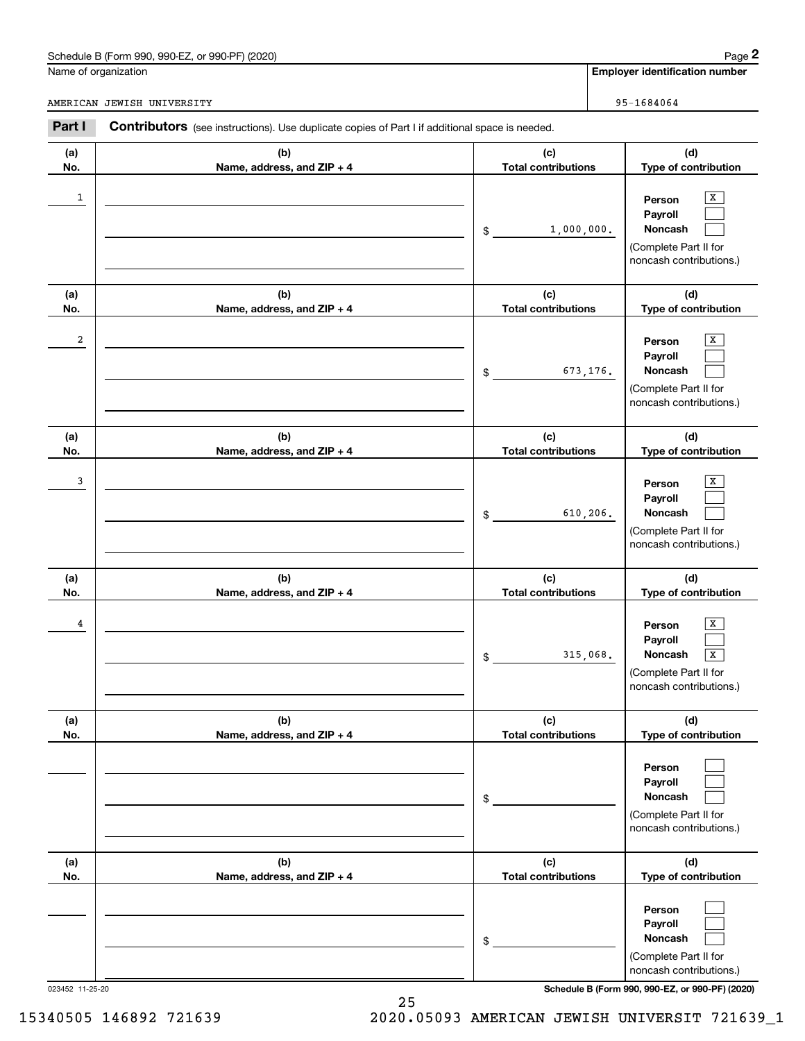Schedule B (Form 990, 990-EZ, or 990-PF) (2020)

Name of organization: AMERICAN JEWISH UNIVERSITY

Employer identification number: 95-1684064

**Part I** **Contributors** (see instructions). Use duplicate copies of Part I if additional space is needed.

| (a) No. | (b) Name, address, and ZIP + 4 | (c) Total contributions | (d) Type of contribution |
|---|---|---|---|
| 1 | | $ 1,000,000. | Person [X] Payroll [ ] Noncash [ ] (Complete Part II for noncash contributions.) |
| 2 | | $ 673,176. | Person [X] Payroll [ ] Noncash [ ] (Complete Part II for noncash contributions.) |
| 3 | | $ 610,206. | Person [X] Payroll [ ] Noncash [ ] (Complete Part II for noncash contributions.) |
| 4 | | $ 315,068. | Person [X] Payroll [ ] Noncash [X] (Complete Part II for noncash contributions.) |
| | | $ | Person [ ] Payroll [ ] Noncash [ ] (Complete Part II for noncash contributions.) |
| | | $ | Person [ ] Payroll [ ] Noncash [ ] (Complete Part II for noncash contributions.) |

023452 11-25-20

Schedule B (Form 990, 990-EZ, or 990-PF) (2020)

15340505 146892 721639 2020.05093 AMERICAN JEWISH UNIVERSIT 721639_1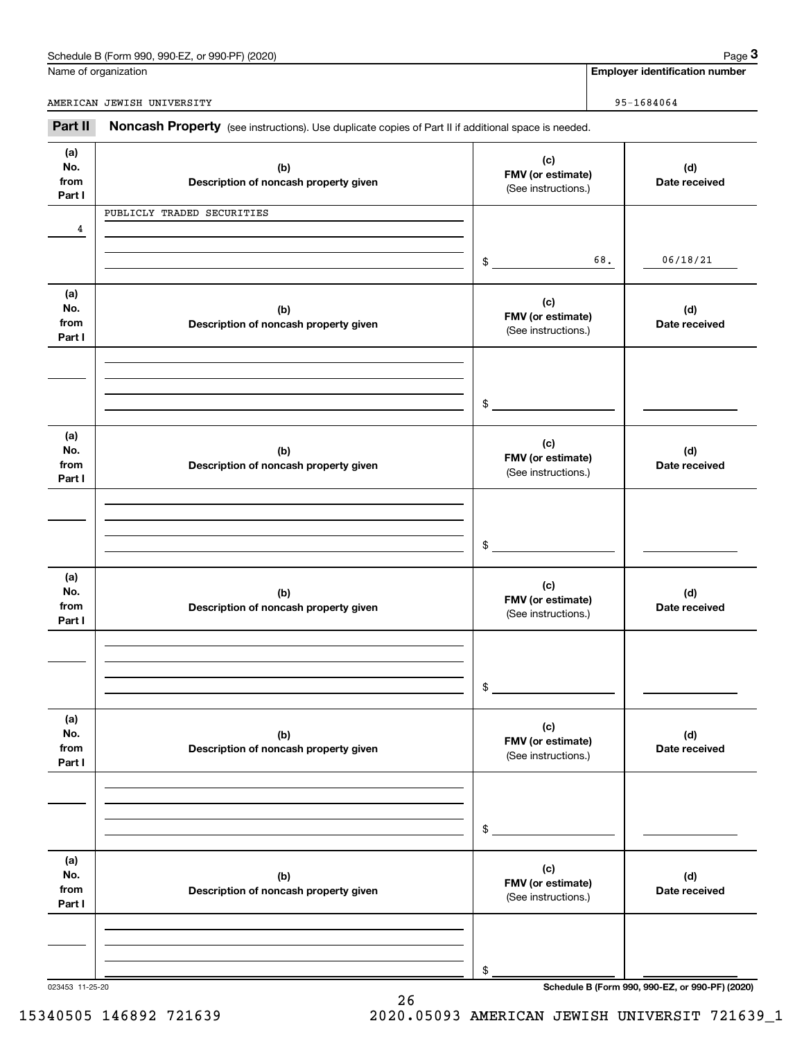Name of organization: AMERICAN JEWISH UNIVERSITY

Employer identification number: 95-1684064

## Part II Noncash Property

(see instructions). Use duplicate copies of Part II if additional space is needed.

| (a) No. from Part I | (b) Description of noncash property given | (c) FMV (or estimate) (See instructions.) | (d) Date received |
|---|---|---|---|
| 4 | PUBLICLY TRADED SECURITIES | $ 68. | 06/18/21 |
| | | $ | |
| | | $ | |
| | | $ | |
| | | $ | |
| | | $ | |

023453 11-25-20

Schedule B (Form 990, 990-EZ, or 990-PF) (2020)

15340505 146892 721639 2020.05093 AMERICAN JEWISH UNIVERSIT 721639_1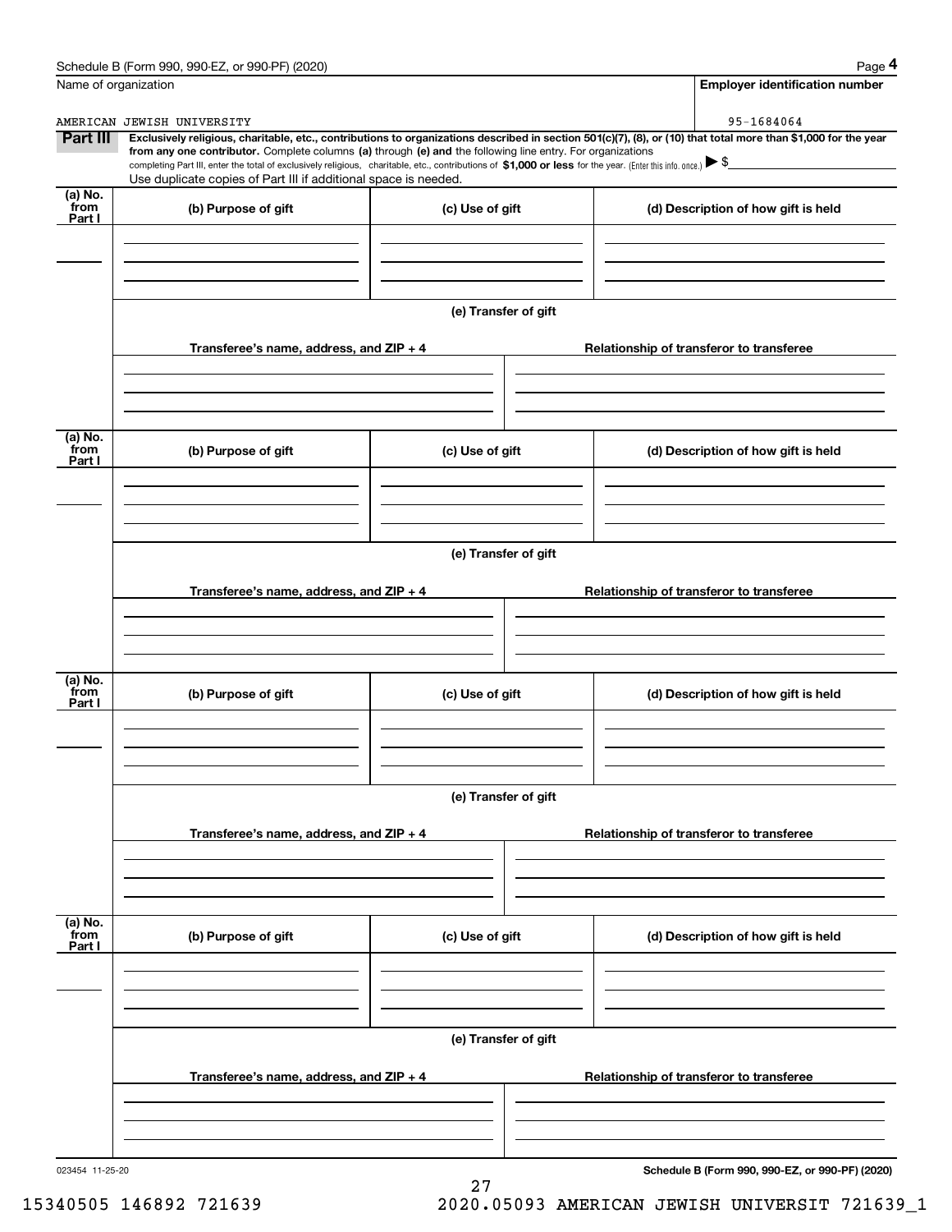Schedule B (Form 990, 990-EZ, or 990-PF) (2020)

| Name of organization | Employer identification number |
|---|---|
| AMERICAN JEWISH UNIVERSITY | 95-1684064 |

**Part III** **Exclusively religious, charitable, etc., contributions to organizations described in section 501(c)(7), (8), or (10) that total more than $1,000 for the year from any one contributor.** Complete columns **(a)** through **(e) and** the following line entry. For organizations completing Part III, enter the total of exclusively religious, charitable, etc., contributions of **$1,000 or less** for the year. (Enter this info. once.) ▶ $

Use duplicate copies of Part III if additional space is needed.

| (a) No. from Part I | (b) Purpose of gift | (c) Use of gift | (d) Description of how gift is held |
|---|---|---|---|
| | | | |

**(e) Transfer of gift**

| Transferee's name, address, and ZIP + 4 | Relationship of transferor to transferee |
|---|---|
| | |

| (a) No. from Part I | (b) Purpose of gift | (c) Use of gift | (d) Description of how gift is held |
|---|---|---|---|
| | | | |

**(e) Transfer of gift**

| Transferee's name, address, and ZIP + 4 | Relationship of transferor to transferee |
|---|---|
| | |

| (a) No. from Part I | (b) Purpose of gift | (c) Use of gift | (d) Description of how gift is held |
|---|---|---|---|
| | | | |

**(e) Transfer of gift**

| Transferee's name, address, and ZIP + 4 | Relationship of transferor to transferee |
|---|---|
| | |

| (a) No. from Part I | (b) Purpose of gift | (c) Use of gift | (d) Description of how gift is held |
|---|---|---|---|
| | | | |

**(e) Transfer of gift**

| Transferee's name, address, and ZIP + 4 | Relationship of transferor to transferee |
|---|---|
| | |

023454 11-25-20

**Schedule B (Form 990, 990-EZ, or 990-PF) (2020)**

15340505 146892 721639 2020.05093 AMERICAN JEWISH UNIVERSIT 721639_1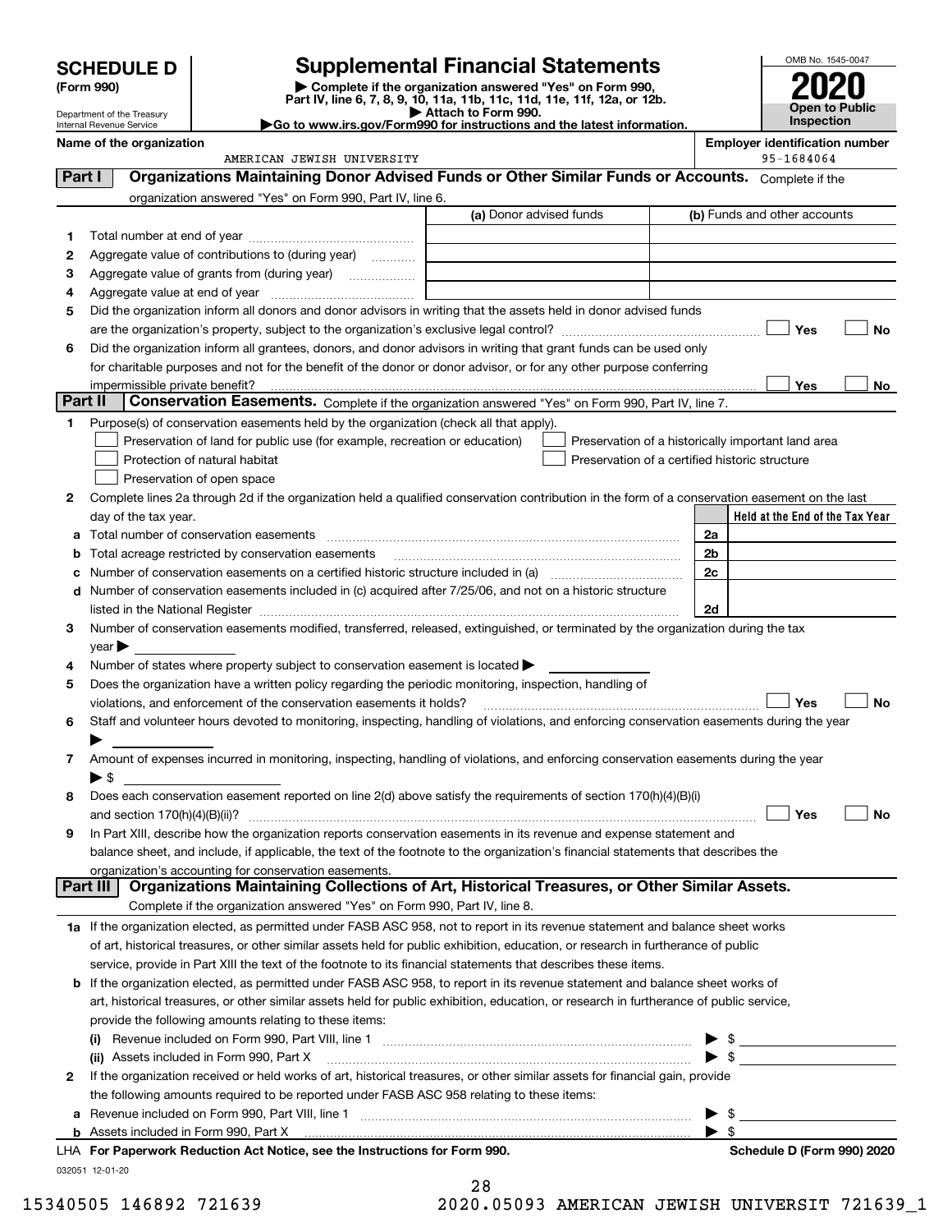# SCHEDULE D (Form 990)

Department of the Treasury
Internal Revenue Service

## Supplemental Financial Statements

▶ Complete if the organization answered "Yes" on Form 990, Part IV, line 6, 7, 8, 9, 10, 11a, 11b, 11c, 11d, 11e, 11f, 12a, or 12b.
▶ Attach to Form 990.
▶Go to www.irs.gov/Form990 for instructions and the latest information.

OMB No. 1545-0047

**2020**

**Open to Public Inspection**

**Name of the organization**
AMERICAN JEWISH UNIVERSITY

**Employer identification number**
95-1684064

### Part I — Organizations Maintaining Donor Advised Funds or Other Similar Funds or Accounts. Complete if the organization answered "Yes" on Form 990, Part IV, line 6.

| | | (a) Donor advised funds | (b) Funds and other accounts |
|---|---|---|---|
| 1 | Total number at end of year | | |
| 2 | Aggregate value of contributions to (during year) | | |
| 3 | Aggregate value of grants from (during year) | | |
| 4 | Aggregate value at end of year | | |

5 Did the organization inform all donors and donor advisors in writing that the assets held in donor advised funds are the organization's property, subject to the organization's exclusive legal control? ☐ Yes ☐ No

6 Did the organization inform all grantees, donors, and donor advisors in writing that grant funds can be used only for charitable purposes and not for the benefit of the donor or donor advisor, or for any other purpose conferring impermissible private benefit? ☐ Yes ☐ No

### Part II — Conservation Easements. Complete if the organization answered "Yes" on Form 990, Part IV, line 7.

1 Purpose(s) of conservation easements held by the organization (check all that apply).

☐ Preservation of land for public use (for example, recreation or education)
☐ Protection of natural habitat
☐ Preservation of open space
☐ Preservation of a historically important land area
☐ Preservation of a certified historic structure

2 Complete lines 2a through 2d if the organization held a qualified conservation contribution in the form of a conservation easement on the last day of the tax year.

| | | | Held at the End of the Tax Year |
|---|---|---|---|
| a | Total number of conservation easements | 2a | |
| b | Total acreage restricted by conservation easements | 2b | |
| c | Number of conservation easements on a certified historic structure included in (a) | 2c | |
| d | Number of conservation easements included in (c) acquired after 7/25/06, and not on a historic structure listed in the National Register | 2d | |

3 Number of conservation easements modified, transferred, released, extinguished, or terminated by the organization during the tax year ▶

4 Number of states where property subject to conservation easement is located ▶

5 Does the organization have a written policy regarding the periodic monitoring, inspection, handling of violations, and enforcement of the conservation easements it holds? ☐ Yes ☐ No

6 Staff and volunteer hours devoted to monitoring, inspecting, handling of violations, and enforcing conservation easements during the year ▶

7 Amount of expenses incurred in monitoring, inspecting, handling of violations, and enforcing conservation easements during the year ▶ $

8 Does each conservation easement reported on line 2(d) above satisfy the requirements of section 170(h)(4)(B)(i) and section 170(h)(4)(B)(ii)? ☐ Yes ☐ No

9 In Part XIII, describe how the organization reports conservation easements in its revenue and expense statement and balance sheet, and include, if applicable, the text of the footnote to the organization's financial statements that describes the organization's accounting for conservation easements.

### Part III — Organizations Maintaining Collections of Art, Historical Treasures, or Other Similar Assets. Complete if the organization answered "Yes" on Form 990, Part IV, line 8.

1a If the organization elected, as permitted under FASB ASC 958, not to report in its revenue statement and balance sheet works of art, historical treasures, or other similar assets held for public exhibition, education, or research in furtherance of public service, provide in Part XIII the text of the footnote to its financial statements that describes these items.

b If the organization elected, as permitted under FASB ASC 958, to report in its revenue statement and balance sheet works of art, historical treasures, or other similar assets held for public exhibition, education, or research in furtherance of public service, provide the following amounts relating to these items:

(i) Revenue included on Form 990, Part VIII, line 1 ▶ $

(ii) Assets included in Form 990, Part X ▶ $

2 If the organization received or held works of art, historical treasures, or other similar assets for financial gain, provide the following amounts required to be reported under FASB ASC 958 relating to these items:

a Revenue included on Form 990, Part VIII, line 1 ▶ $

b Assets included in Form 990, Part X ▶ $

**LHA For Paperwork Reduction Act Notice, see the Instructions for Form 990.** **Schedule D (Form 990) 2020**

032051 12-01-20

15340505 146892 721639 2020.05093 AMERICAN JEWISH UNIVERSIT 721639_1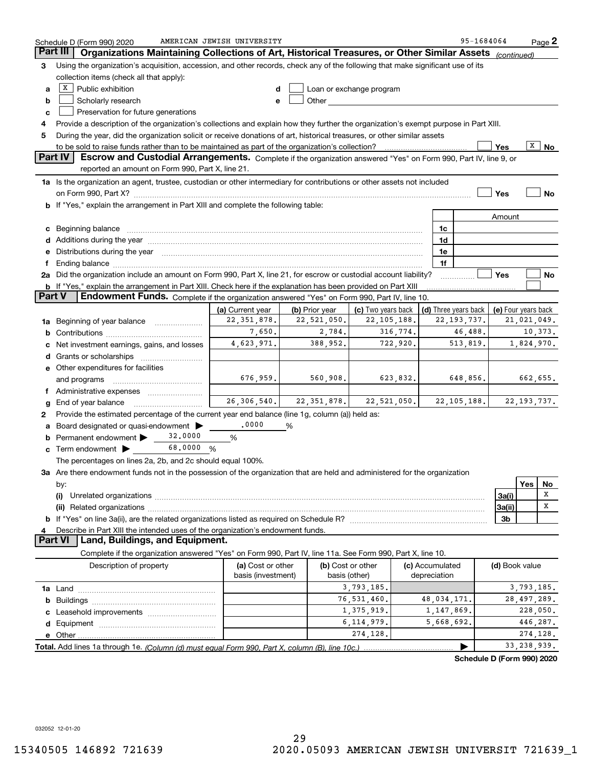Schedule D (Form 990) 2020 AMERICAN JEWISH UNIVERSITY 95-1684064 Page 2

## Part III Organizations Maintaining Collections of Art, Historical Treasures, or Other Similar Assets *(continued)*

3 Using the organization's acquisition, accession, and other records, check any of the following that make significant use of its collection items (check all that apply):

- a [X] Public exhibition
- b [ ] Scholarly research
- c [ ] Preservation for future generations
- d [ ] Loan or exchange program
- e [ ] Other

4 Provide a description of the organization's collections and explain how they further the organization's exempt purpose in Part XIII.

5 During the year, did the organization solicit or receive donations of art, historical treasures, or other similar assets to be sold to raise funds rather than to be maintained as part of the organization's collection? [ ] Yes [X] No

## Part IV Escrow and Custodial Arrangements.

Complete if the organization answered "Yes" on Form 990, Part IV, line 9, or reported an amount on Form 990, Part X, line 21.

1a Is the organization an agent, trustee, custodian or other intermediary for contributions or other assets not included on Form 990, Part X? [ ] Yes [ ] No

b If "Yes," explain the arrangement in Part XIII and complete the following table:

| | | Amount |
|---|---|---|
| c Beginning balance | 1c | |
| d Additions during the year | 1d | |
| e Distributions during the year | 1e | |
| f Ending balance | 1f | |

2a Did the organization include an amount on Form 990, Part X, line 21, for escrow or custodial account liability? [ ] Yes [ ] No

b If "Yes," explain the arrangement in Part XIII. Check here if the explanation has been provided on Part XIII [ ]

## Part V Endowment Funds.

Complete if the organization answered "Yes" on Form 990, Part IV, line 10.

| | (a) Current year | (b) Prior year | (c) Two years back | (d) Three years back | (e) Four years back |
|---|---|---|---|---|---|
| 1a Beginning of year balance | 22,351,878. | 22,521,050. | 22,105,188. | 22,193,737. | 21,021,049. |
| b Contributions | 7,650. | 2,784. | 316,774. | 46,488. | 10,373. |
| c Net investment earnings, gains, and losses | 4,623,971. | 388,952. | 722,920. | 513,819. | 1,824,970. |
| d Grants or scholarships | | | | | |
| e Other expenditures for facilities and programs | 676,959. | 560,908. | 623,832. | 648,856. | 662,655. |
| f Administrative expenses | | | | | |
| g End of year balance | 26,306,540. | 22,351,878. | 22,521,050. | 22,105,188. | 22,193,737. |

2 Provide the estimated percentage of the current year end balance (line 1g, column (a)) held as:

- a Board designated or quasi-endowment ▶ .0000 %
- b Permanent endowment ▶ 32.0000 %
- c Term endowment ▶ 68.0000 %

The percentages on lines 2a, 2b, and 2c should equal 100%.

3a Are there endowment funds not in the possession of the organization that are held and administered for the organization by:

| | | Yes | No |
|---|---|---|---|
| (i) Unrelated organizations | 3a(i) | | X |
| (ii) Related organizations | 3a(ii) | | X |
| b If "Yes" on line 3a(ii), are the related organizations listed as required on Schedule R? | 3b | | |

4 Describe in Part XIII the intended uses of the organization's endowment funds.

## Part VI Land, Buildings, and Equipment.

Complete if the organization answered "Yes" on Form 990, Part IV, line 11a. See Form 990, Part X, line 10.

| Description of property | (a) Cost or other basis (investment) | (b) Cost or other basis (other) | (c) Accumulated depreciation | (d) Book value |
|---|---|---|---|---|
| 1a Land | | 3,793,185. | | 3,793,185. |
| b Buildings | | 76,531,460. | 48,034,171. | 28,497,289. |
| c Leasehold improvements | | 1,375,919. | 1,147,869. | 228,050. |
| d Equipment | | 6,114,979. | 5,668,692. | 446,287. |
| e Other | | 274,128. | | 274,128. |
| **Total.** Add lines 1a through 1e. *(Column (d) must equal Form 990, Part X, column (B), line 10c.)* ▶ | | | | 33,238,939. |

**Schedule D (Form 990) 2020**

032052 12-01-20

15340505 146892 721639 2020.05093 AMERICAN JEWISH UNIVERSIT 721639_1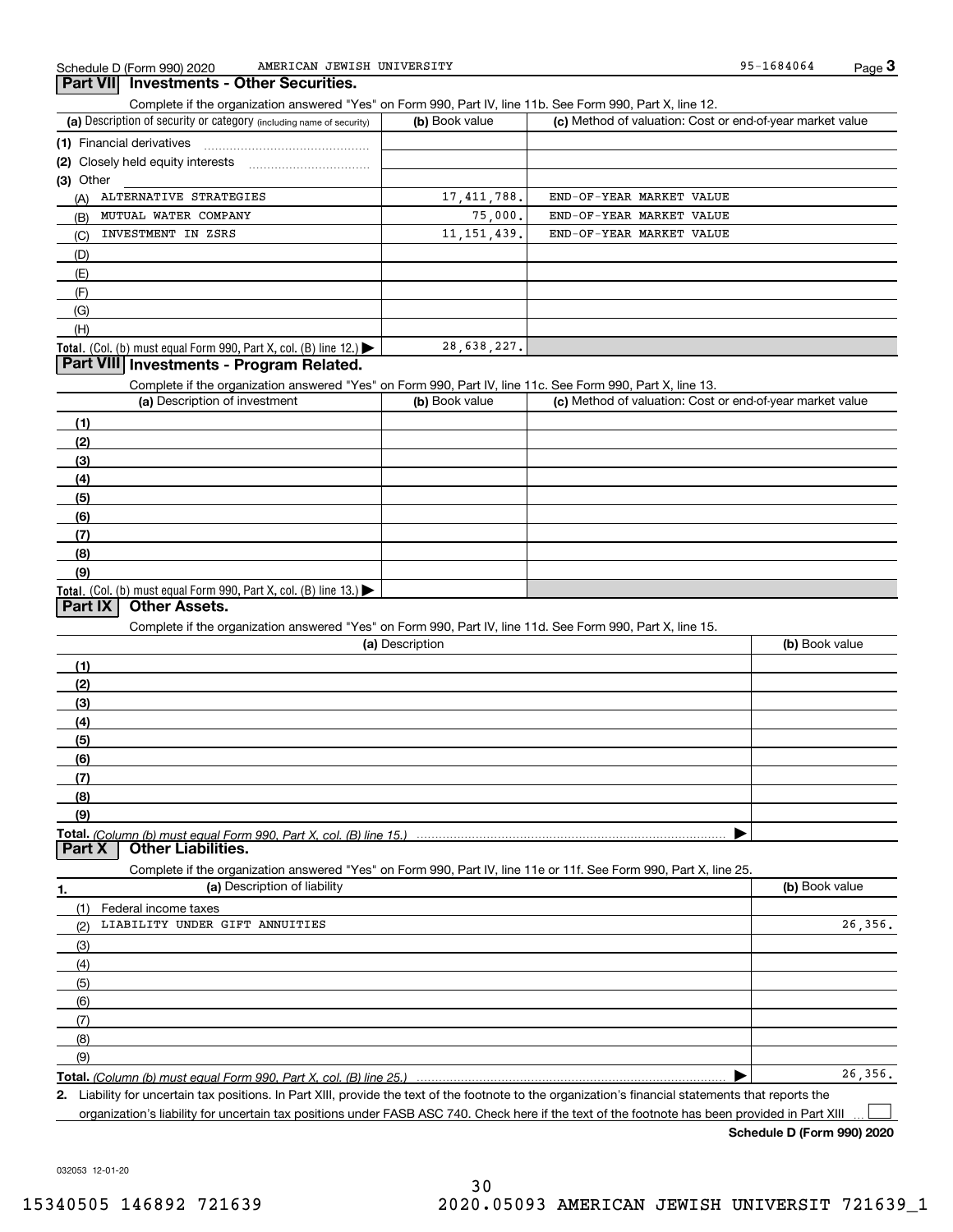## Part VII Investments - Other Securities.

Complete if the organization answered "Yes" on Form 990, Part IV, line 11b. See Form 990, Part X, line 12.

| (a) Description of security or category (including name of security) | (b) Book value | (c) Method of valuation: Cost or end-of-year market value |
|---|---|---|
| (1) Financial derivatives | | |
| (2) Closely held equity interests | | |
| (3) Other | | |
| (A) ALTERNATIVE STRATEGIES | 17,411,788. | END-OF-YEAR MARKET VALUE |
| (B) MUTUAL WATER COMPANY | 75,000. | END-OF-YEAR MARKET VALUE |
| (C) INVESTMENT IN ZSRS | 11,151,439. | END-OF-YEAR MARKET VALUE |
| (D) | | |
| (E) | | |
| (F) | | |
| (G) | | |
| (H) | | |
| **Total.** (Col. (b) must equal Form 990, Part X, col. (B) line 12.) ▶ | 28,638,227. | |

## Part VIII Investments - Program Related.

Complete if the organization answered "Yes" on Form 990, Part IV, line 11c. See Form 990, Part X, line 13.

| (a) Description of investment | (b) Book value | (c) Method of valuation: Cost or end-of-year market value |
|---|---|---|
| (1) | | |
| (2) | | |
| (3) | | |
| (4) | | |
| (5) | | |
| (6) | | |
| (7) | | |
| (8) | | |
| (9) | | |
| **Total.** (Col. (b) must equal Form 990, Part X, col. (B) line 13.) ▶ | | |

## Part IX Other Assets.

Complete if the organization answered "Yes" on Form 990, Part IV, line 11d. See Form 990, Part X, line 15.

| (a) Description | (b) Book value |
|---|---|
| (1) | |
| (2) | |
| (3) | |
| (4) | |
| (5) | |
| (6) | |
| (7) | |
| (8) | |
| (9) | |
| **Total.** *(Column (b) must equal Form 990, Part X, col. (B) line 15.)* ▶ | |

## Part X Other Liabilities.

Complete if the organization answered "Yes" on Form 990, Part IV, line 11e or 11f. See Form 990, Part X, line 25.

| 1. (a) Description of liability | (b) Book value |
|---|---|
| (1) Federal income taxes | |
| (2) LIABILITY UNDER GIFT ANNUITIES | 26,356. |
| (3) | |
| (4) | |
| (5) | |
| (6) | |
| (7) | |
| (8) | |
| (9) | |
| **Total.** *(Column (b) must equal Form 990, Part X, col. (B) line 25.)* ▶ | 26,356. |

2. Liability for uncertain tax positions. In Part XIII, provide the text of the footnote to the organization's financial statements that reports the organization's liability for uncertain tax positions under FASB ASC 740. Check here if the text of the footnote has been provided in Part XIII ☐

**Schedule D (Form 990) 2020**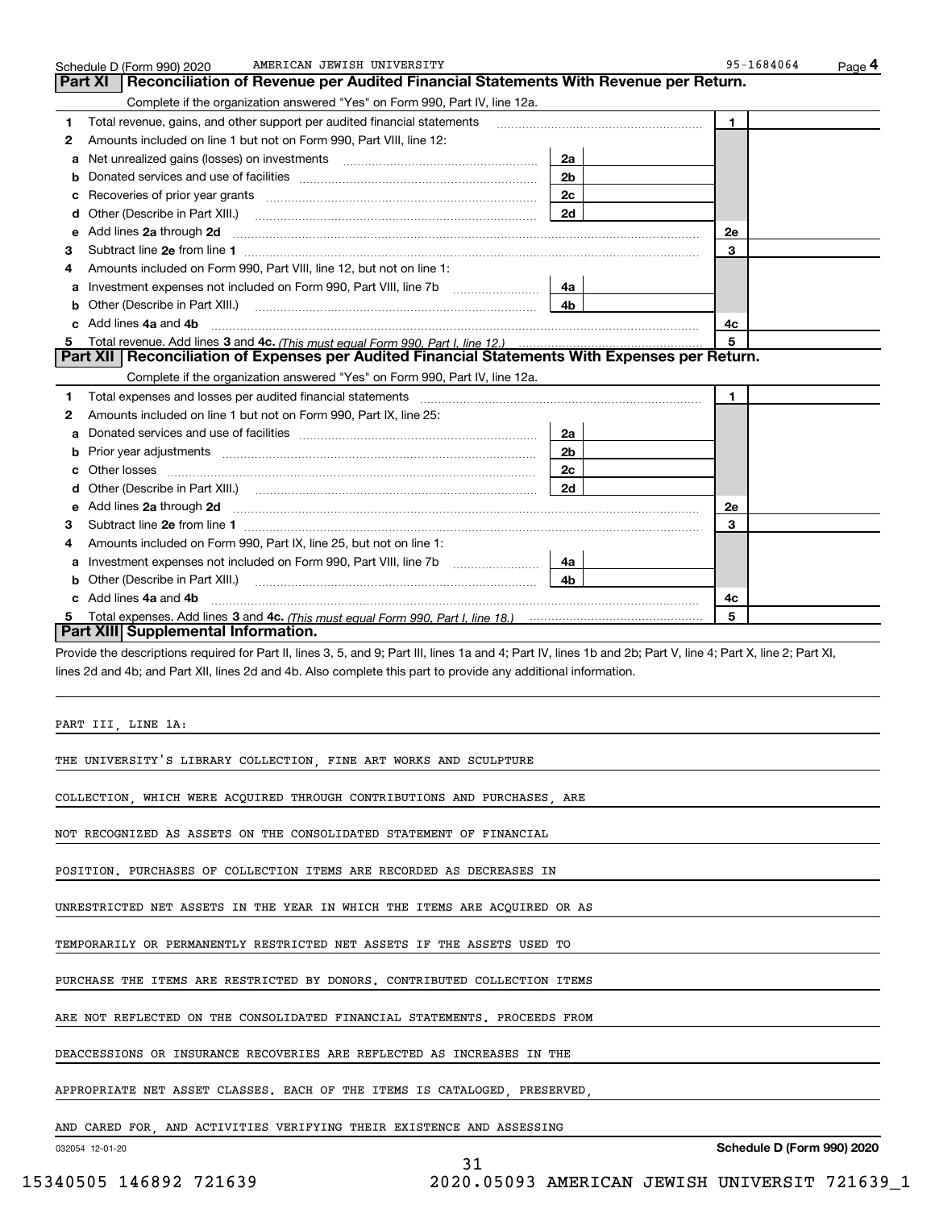Schedule D (Form 990) 2020 AMERICAN JEWISH UNIVERSITY 95-1684064 Page 4

## Part XI Reconciliation of Revenue per Audited Financial Statements With Revenue per Return.

Complete if the organization answered "Yes" on Form 990, Part IV, line 12a.

| | | | | | |
|---|---|---|---|---|---|
| 1 | Total revenue, gains, and other support per audited financial statements | | | 1 | |
| 2 | Amounts included on line 1 but not on Form 990, Part VIII, line 12: | | | | |
| a | Net unrealized gains (losses) on investments | 2a | | | |
| b | Donated services and use of facilities | 2b | | | |
| c | Recoveries of prior year grants | 2c | | | |
| d | Other (Describe in Part XIII.) | 2d | | | |
| e | Add lines **2a** through **2d** | | | 2e | |
| 3 | Subtract line **2e** from line **1** | | | 3 | |
| 4 | Amounts included on Form 990, Part VIII, line 12, but not on line 1: | | | | |
| a | Investment expenses not included on Form 990, Part VIII, line 7b | 4a | | | |
| b | Other (Describe in Part XIII.) | 4b | | | |
| c | Add lines **4a** and **4b** | | | 4c | |
| 5 | Total revenue. Add lines **3** and **4c.** *(This must equal Form 990, Part I, line 12.)* | | | 5 | |

## Part XII Reconciliation of Expenses per Audited Financial Statements With Expenses per Return.

Complete if the organization answered "Yes" on Form 990, Part IV, line 12a.

| | | | | | |
|---|---|---|---|---|---|
| 1 | Total expenses and losses per audited financial statements | | | 1 | |
| 2 | Amounts included on line 1 but not on Form 990, Part IX, line 25: | | | | |
| a | Donated services and use of facilities | 2a | | | |
| b | Prior year adjustments | 2b | | | |
| c | Other losses | 2c | | | |
| d | Other (Describe in Part XIII.) | 2d | | | |
| e | Add lines **2a** through **2d** | | | 2e | |
| 3 | Subtract line **2e** from line **1** | | | 3 | |
| 4 | Amounts included on Form 990, Part IX, line 25, but not on line 1: | | | | |
| a | Investment expenses not included on Form 990, Part VIII, line 7b | 4a | | | |
| b | Other (Describe in Part XIII.) | 4b | | | |
| c | Add lines **4a** and **4b** | | | 4c | |
| 5 | Total expenses. Add lines **3** and **4c.** *(This must equal Form 990, Part I, line 18.)* | | | 5 | |

## Part XIII Supplemental Information.

Provide the descriptions required for Part II, lines 3, 5, and 9; Part III, lines 1a and 4; Part IV, lines 1b and 2b; Part V, line 4; Part X, line 2; Part XI, lines 2d and 4b; and Part XII, lines 2d and 4b. Also complete this part to provide any additional information.

PART III, LINE 1A:

THE UNIVERSITY'S LIBRARY COLLECTION, FINE ART WORKS AND SCULPTURE COLLECTION, WHICH WERE ACQUIRED THROUGH CONTRIBUTIONS AND PURCHASES, ARE NOT RECOGNIZED AS ASSETS ON THE CONSOLIDATED STATEMENT OF FINANCIAL POSITION. PURCHASES OF COLLECTION ITEMS ARE RECORDED AS DECREASES IN UNRESTRICTED NET ASSETS IN THE YEAR IN WHICH THE ITEMS ARE ACQUIRED OR AS TEMPORARILY OR PERMANENTLY RESTRICTED NET ASSETS IF THE ASSETS USED TO PURCHASE THE ITEMS ARE RESTRICTED BY DONORS. CONTRIBUTED COLLECTION ITEMS ARE NOT REFLECTED ON THE CONSOLIDATED FINANCIAL STATEMENTS. PROCEEDS FROM DEACCESSIONS OR INSURANCE RECOVERIES ARE REFLECTED AS INCREASES IN THE APPROPRIATE NET ASSET CLASSES. EACH OF THE ITEMS IS CATALOGED, PRESERVED, AND CARED FOR, AND ACTIVITIES VERIFYING THEIR EXISTENCE AND ASSESSING

032054 12-01-20 Schedule D (Form 990) 2020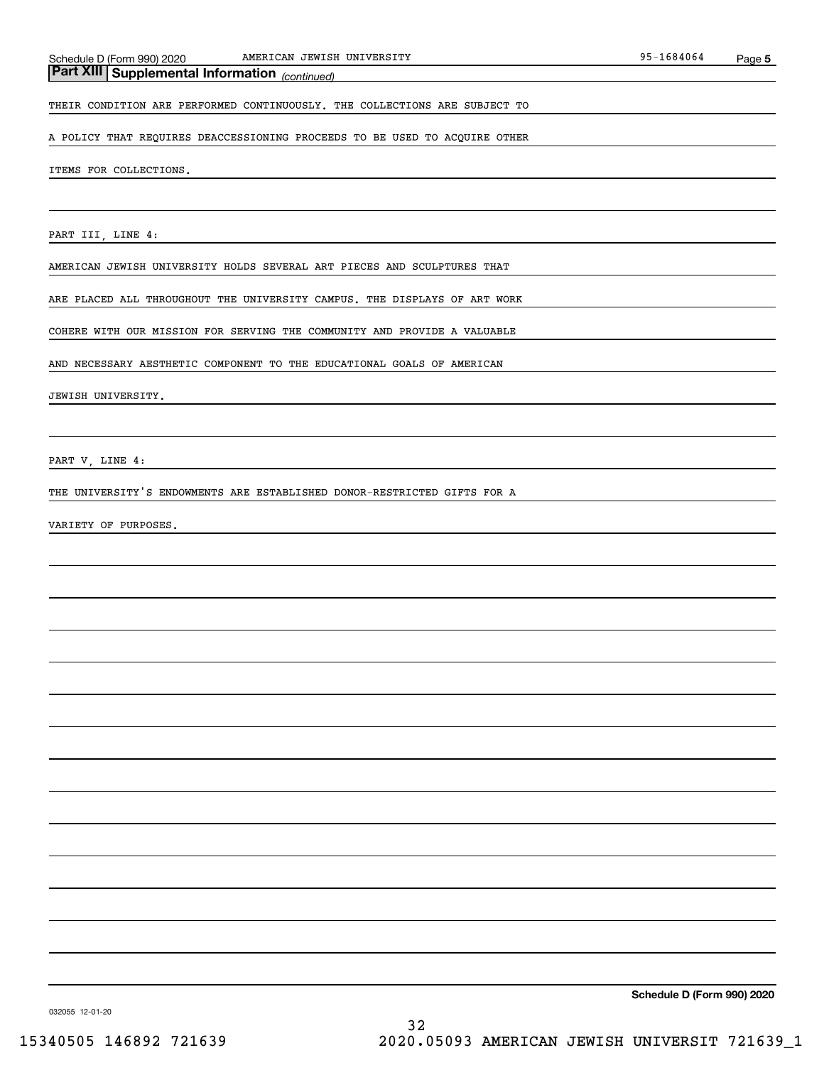## Part XIII Supplemental Information *(continued)*

THEIR CONDITION ARE PERFORMED CONTINUOUSLY. THE COLLECTIONS ARE SUBJECT TO A POLICY THAT REQUIRES DEACCESSIONING PROCEEDS TO BE USED TO ACQUIRE OTHER ITEMS FOR COLLECTIONS.

PART III, LINE 4:

AMERICAN JEWISH UNIVERSITY HOLDS SEVERAL ART PIECES AND SCULPTURES THAT ARE PLACED ALL THROUGHOUT THE UNIVERSITY CAMPUS. THE DISPLAYS OF ART WORK COHERE WITH OUR MISSION FOR SERVING THE COMMUNITY AND PROVIDE A VALUABLE AND NECESSARY AESTHETIC COMPONENT TO THE EDUCATIONAL GOALS OF AMERICAN JEWISH UNIVERSITY.

PART V, LINE 4:

THE UNIVERSITY'S ENDOWMENTS ARE ESTABLISHED DONOR-RESTRICTED GIFTS FOR A VARIETY OF PURPOSES.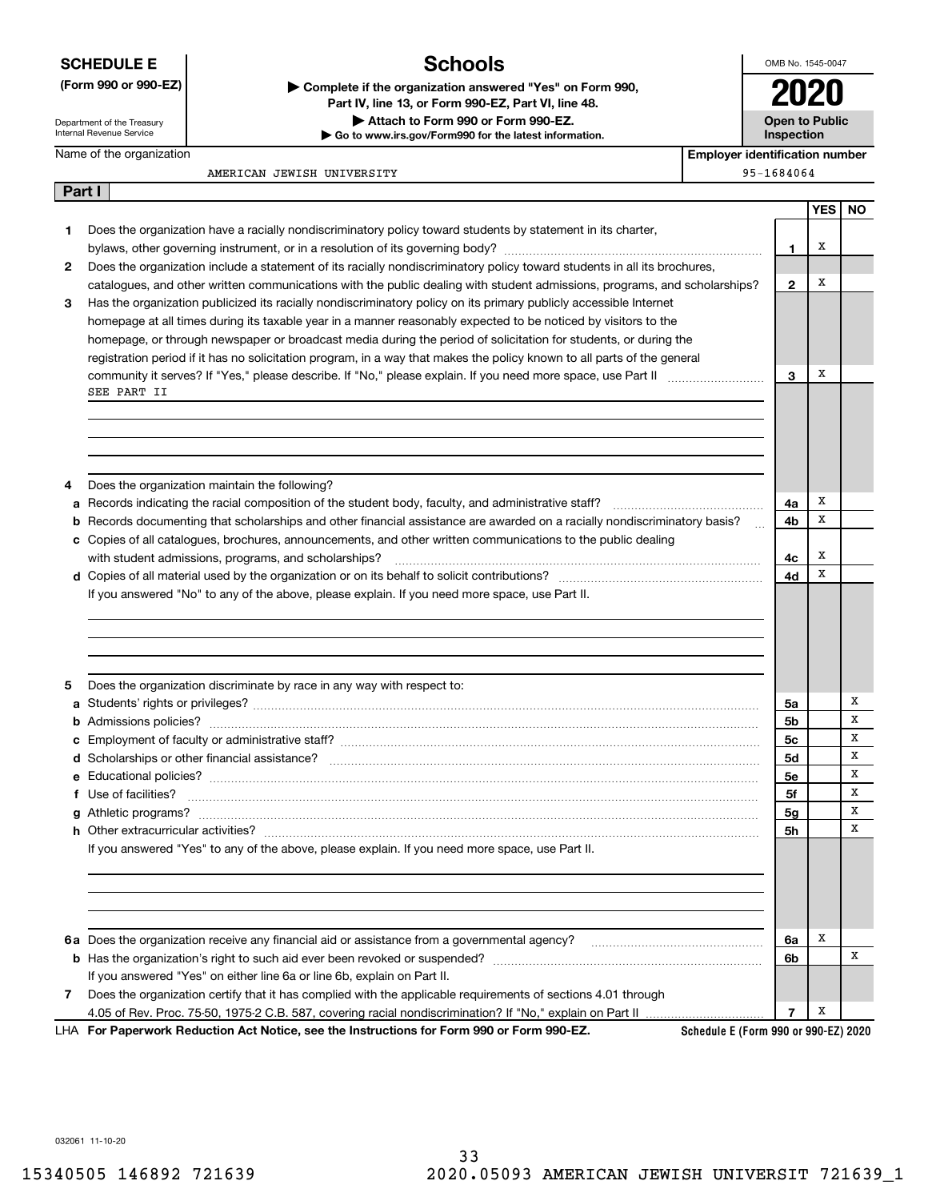**SCHEDULE E**
**(Form 990 or 990-EZ)**

Department of the Treasury
Internal Revenue Service

# Schools

▶ Complete if the organization answered "Yes" on Form 990, Part IV, line 13, or Form 990-EZ, Part VI, line 48.
▶ Attach to Form 990 or Form 990-EZ.
▶ Go to www.irs.gov/Form990 for the latest information.

OMB No. 1545-0047

**2020**

**Open to Public Inspection**

Name of the organization: AMERICAN JEWISH UNIVERSITY

Employer identification number: 95-1684064

## Part I

| | | | YES | NO |
|---|---|---|---|---|
| 1 | Does the organization have a racially nondiscriminatory policy toward students by statement in its charter, bylaws, other governing instrument, or in a resolution of its governing body? | 1 | X | |
| 2 | Does the organization include a statement of its racially nondiscriminatory policy toward students in all its brochures, catalogues, and other written communications with the public dealing with student admissions, programs, and scholarships? | 2 | X | |
| 3 | Has the organization publicized its racially nondiscriminatory policy on its primary publicly accessible Internet homepage at all times during its taxable year in a manner reasonably expected to be noticed by visitors to the homepage, or through newspaper or broadcast media during the period of solicitation for students, or during the registration period if it has no solicitation program, in a way that makes the policy known to all parts of the general community it serves? If "Yes," please describe. If "No," please explain. If you need more space, use Part II | 3 | X | |
| | SEE PART II | | | |
| 4 | Does the organization maintain the following? | | | |
| a | Records indicating the racial composition of the student body, faculty, and administrative staff? | 4a | X | |
| b | Records documenting that scholarships and other financial assistance are awarded on a racially nondiscriminatory basis? | 4b | X | |
| c | Copies of all catalogues, brochures, announcements, and other written communications to the public dealing with student admissions, programs, and scholarships? | 4c | X | |
| d | Copies of all material used by the organization or on its behalf to solicit contributions? | 4d | X | |
| | If you answered "No" to any of the above, please explain. If you need more space, use Part II. | | | |
| 5 | Does the organization discriminate by race in any way with respect to: | | | |
| a | Students' rights or privileges? | 5a | | X |
| b | Admissions policies? | 5b | | X |
| c | Employment of faculty or administrative staff? | 5c | | X |
| d | Scholarships or other financial assistance? | 5d | | X |
| e | Educational policies? | 5e | | X |
| f | Use of facilities? | 5f | | X |
| g | Athletic programs? | 5g | | X |
| h | Other extracurricular activities? | 5h | | X |
| | If you answered "Yes" to any of the above, please explain. If you need more space, use Part II. | | | |
| 6a | Does the organization receive any financial aid or assistance from a governmental agency? | 6a | X | |
| b | Has the organization's right to such aid ever been revoked or suspended? | 6b | | X |
| | If you answered "Yes" on either line 6a or line 6b, explain on Part II. | | | |
| 7 | Does the organization certify that it has complied with the applicable requirements of sections 4.01 through 4.05 of Rev. Proc. 75-50, 1975-2 C.B. 587, covering racial nondiscrimination? If "No," explain on Part II | 7 | X | |

LHA **For Paperwork Reduction Act Notice, see the Instructions for Form 990 or Form 990-EZ.** **Schedule E (Form 990 or 990-EZ) 2020**

032061 11-10-20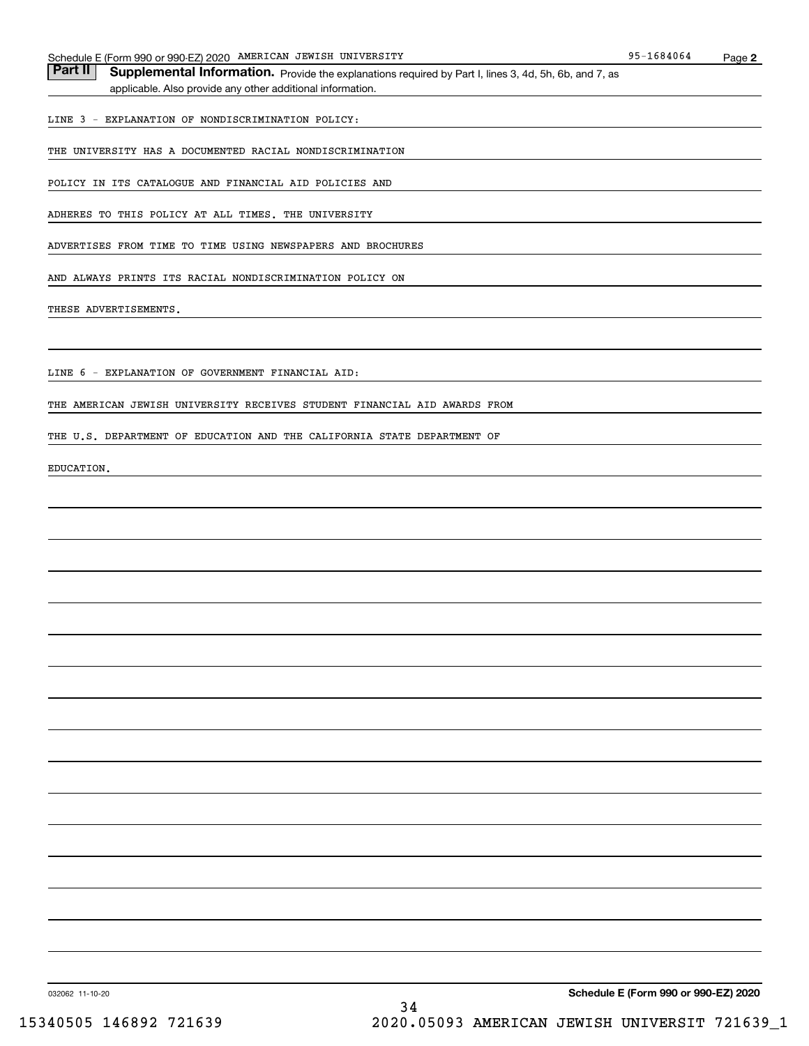## Part II Supplemental Information.

Provide the explanations required by Part I, lines 3, 4d, 5h, 6b, and 7, as applicable. Also provide any other additional information.

LINE 3 - EXPLANATION OF NONDISCRIMINATION POLICY:

THE UNIVERSITY HAS A DOCUMENTED RACIAL NONDISCRIMINATION POLICY IN ITS CATALOGUE AND FINANCIAL AID POLICIES AND ADHERES TO THIS POLICY AT ALL TIMES. THE UNIVERSITY ADVERTISES FROM TIME TO TIME USING NEWSPAPERS AND BROCHURES AND ALWAYS PRINTS ITS RACIAL NONDISCRIMINATION POLICY ON THESE ADVERTISEMENTS.

LINE 6 - EXPLANATION OF GOVERNMENT FINANCIAL AID:

THE AMERICAN JEWISH UNIVERSITY RECEIVES STUDENT FINANCIAL AID AWARDS FROM THE U.S. DEPARTMENT OF EDUCATION AND THE CALIFORNIA STATE DEPARTMENT OF EDUCATION.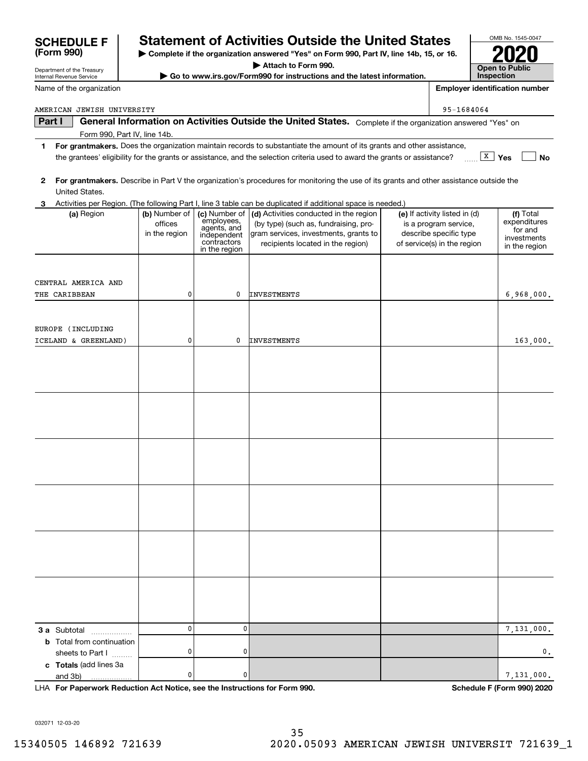**SCHEDULE F (Form 990)**

Department of the Treasury
Internal Revenue Service

# Statement of Activities Outside the United States

▶ Complete if the organization answered "Yes" on Form 990, Part IV, line 14b, 15, or 16.
▶ Attach to Form 990.
▶ Go to www.irs.gov/Form990 for instructions and the latest information.

OMB No. 1545-0047

**2020**

**Open to Public Inspection**

Name of the organization: AMERICAN JEWISH UNIVERSITY

Employer identification number: 95-1684064

**Part I** **General Information on Activities Outside the United States.** Complete if the organization answered "Yes" on Form 990, Part IV, line 14b.

1 **For grantmakers.** Does the organization maintain records to substantiate the amount of its grants and other assistance, the grantees' eligibility for the grants or assistance, and the selection criteria used to award the grants or assistance? [X] Yes [ ] No

2 **For grantmakers.** Describe in Part V the organization's procedures for monitoring the use of its grants and other assistance outside the United States.

3 Activities per Region. (The following Part I, line 3 table can be duplicated if additional space is needed.)

| (a) Region | (b) Number of offices in the region | (c) Number of employees, agents, and independent contractors in the region | (d) Activities conducted in the region (by type) (such as, fundraising, program services, investments, grants to recipients located in the region) | (e) If activity listed in (d) is a program service, describe specific type of service(s) in the region | (f) Total expenditures for and investments in the region |
|---|---|---|---|---|---|
| CENTRAL AMERICA AND THE CARIBBEAN | 0 | 0 | INVESTMENTS | | 6,968,000. |
| EUROPE (INCLUDING ICELAND & GREENLAND) | 0 | 0 | INVESTMENTS | | 163,000. |
| | | | | | |
| | | | | | |
| | | | | | |
| | | | | | |
| | | | | | |
| | | | | | |
| **3 a** Subtotal | 0 | 0 | | | 7,131,000. |
| **b** Total from continuation sheets to Part I | 0 | 0 | | | 0. |
| **c Totals** (add lines 3a and 3b) | 0 | 0 | | | 7,131,000. |

LHA **For Paperwork Reduction Act Notice, see the Instructions for Form 990.** **Schedule F (Form 990) 2020**

032071 12-03-20

15340505 146892 721639 2020.05093 AMERICAN JEWISH UNIVERSIT 721639_1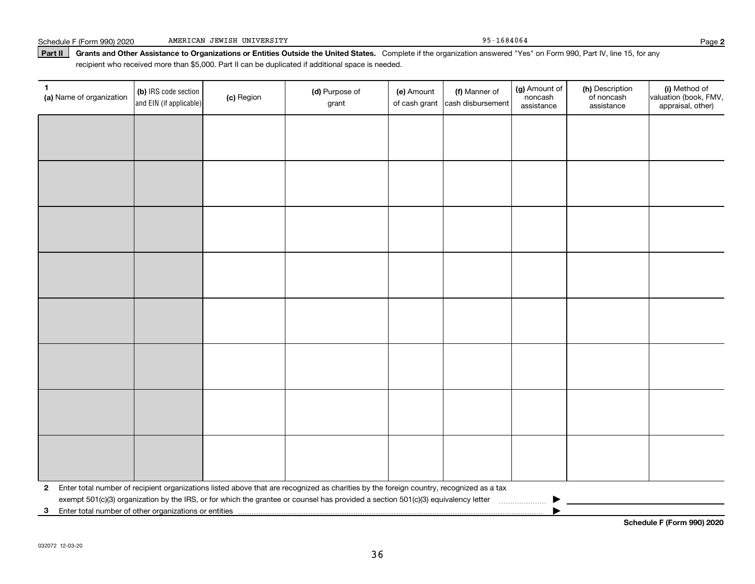Schedule F (Form 990) 2020 AMERICAN JEWISH UNIVERSITY 95-1684064 Page **2**

**Part II** **Grants and Other Assistance to Organizations or Entities Outside the United States.** Complete if the organization answered "Yes" on Form 990, Part IV, line 15, for any recipient who received more than $5,000. Part II can be duplicated if additional space is needed.

| 1 (a) Name of organization | (b) IRS code section and EIN (if applicable) | (c) Region | (d) Purpose of grant | (e) Amount of cash grant | (f) Manner of cash disbursement | (g) Amount of noncash assistance | (h) Description of noncash assistance | (i) Method of valuation (book, FMV, appraisal, other) |
|---|---|---|---|---|---|---|---|---|
| | | | | | | | | |
| | | | | | | | | |
| | | | | | | | | |
| | | | | | | | | |
| | | | | | | | | |
| | | | | | | | | |
| | | | | | | | | |
| | | | | | | | | |

**2** Enter total number of recipient organizations listed above that are recognized as charities by the foreign country, recognized as a tax exempt 501(c)(3) organization by the IRS, or for which the grantee or counsel has provided a section 501(c)(3) equivalency letter ▶

**3** Enter total number of other organizations or entities ▶

**Schedule F (Form 990) 2020**

032072 12-03-20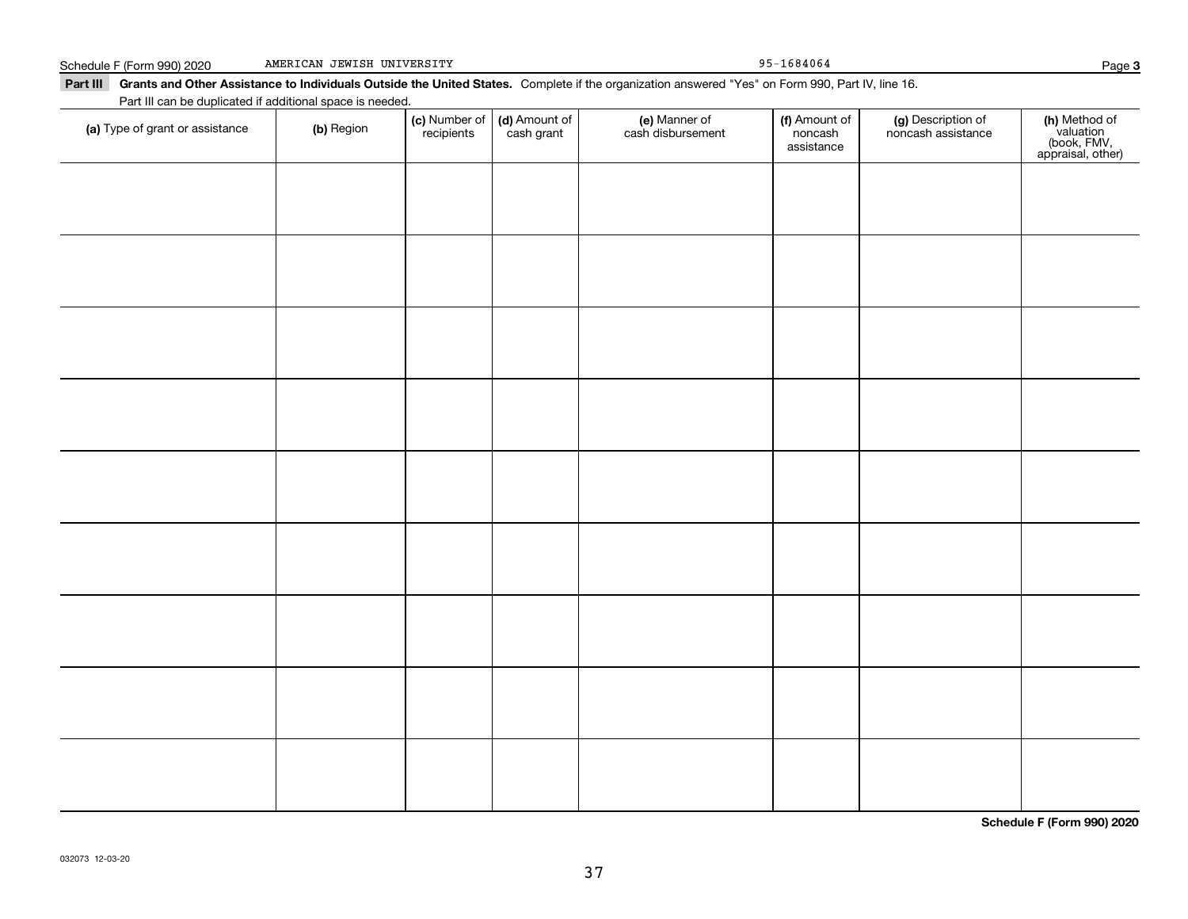Schedule F (Form 990) 2020 AMERICAN JEWISH UNIVERSITY 95-1684064

**Part III** **Grants and Other Assistance to Individuals Outside the United States.** Complete if the organization answered "Yes" on Form 990, Part IV, line 16.

Part III can be duplicated if additional space is needed.

| (a) Type of grant or assistance | (b) Region | (c) Number of recipients | (d) Amount of cash grant | (e) Manner of cash disbursement | (f) Amount of noncash assistance | (g) Description of noncash assistance | (h) Method of valuation (book, FMV, appraisal, other) |
|---|---|---|---|---|---|---|---|
| | | | | | | | |
| | | | | | | | |
| | | | | | | | |
| | | | | | | | |
| | | | | | | | |
| | | | | | | | |
| | | | | | | | |
| | | | | | | | |
| | | | | | | | |

**Schedule F (Form 990) 2020**

032073 12-03-20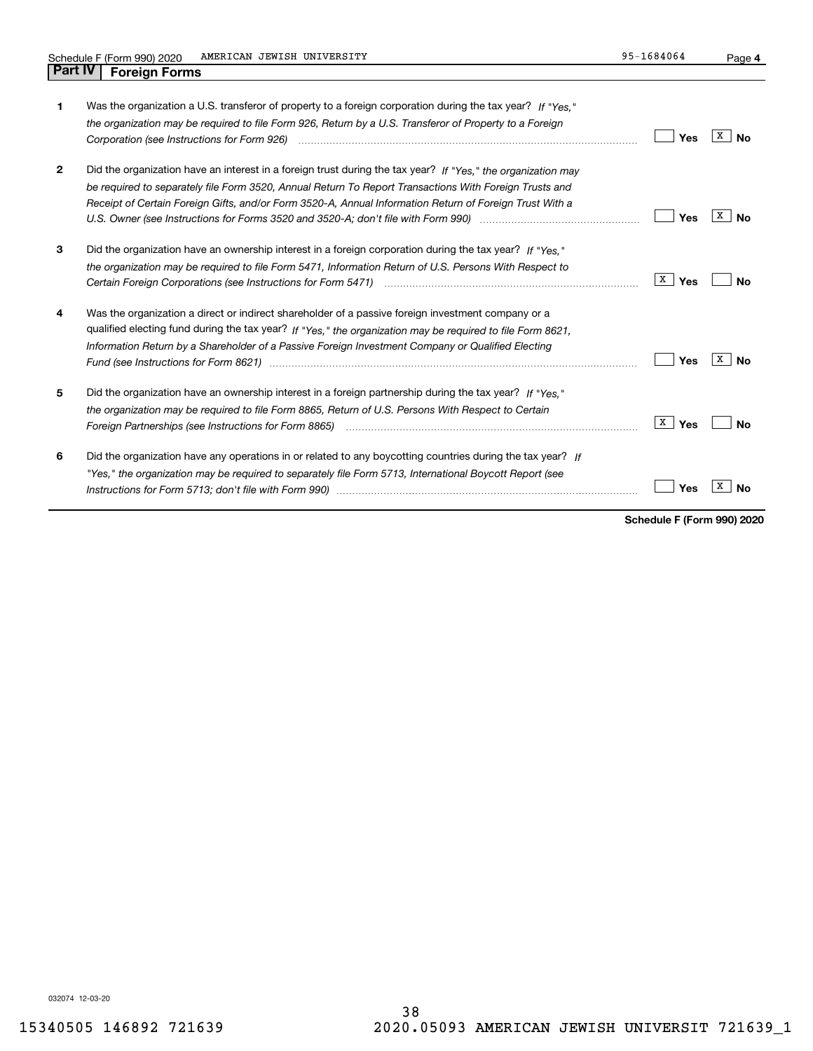Schedule F (Form 990) 2020 AMERICAN JEWISH UNIVERSITY 95-1684064 Page **4**

## Part IV Foreign Forms

| | | Yes | No |
|---|---|---|---|
| **1** | Was the organization a U.S. transferor of property to a foreign corporation during the tax year? *If "Yes," the organization may be required to file Form 926, Return by a U.S. Transferor of Property to a Foreign Corporation (see Instructions for Form 926)* | | X |
| **2** | Did the organization have an interest in a foreign trust during the tax year? *If "Yes," the organization may be required to separately file Form 3520, Annual Return To Report Transactions With Foreign Trusts and Receipt of Certain Foreign Gifts, and/or Form 3520-A, Annual Information Return of Foreign Trust With a U.S. Owner (see Instructions for Forms 3520 and 3520-A; don't file with Form 990)* | | X |
| **3** | Did the organization have an ownership interest in a foreign corporation during the tax year? *If "Yes," the organization may be required to file Form 5471, Information Return of U.S. Persons With Respect to Certain Foreign Corporations (see Instructions for Form 5471)* | X | |
| **4** | Was the organization a direct or indirect shareholder of a passive foreign investment company or a qualified electing fund during the tax year? *If "Yes," the organization may be required to file Form 8621, Information Return by a Shareholder of a Passive Foreign Investment Company or Qualified Electing Fund (see Instructions for Form 8621)* | | X |
| **5** | Did the organization have an ownership interest in a foreign partnership during the tax year? *If "Yes," the organization may be required to file Form 8865, Return of U.S. Persons With Respect to Certain Foreign Partnerships (see Instructions for Form 8865)* | X | |
| **6** | Did the organization have any operations in or related to any boycotting countries during the tax year? *If "Yes," the organization may be required to separately file Form 5713, International Boycott Report (see Instructions for Form 5713; don't file with Form 990)* | | X |

**Schedule F (Form 990) 2020**

032074 12-03-20

15340505 146892 721639 2020.05093 AMERICAN JEWISH UNIVERSIT 721639_1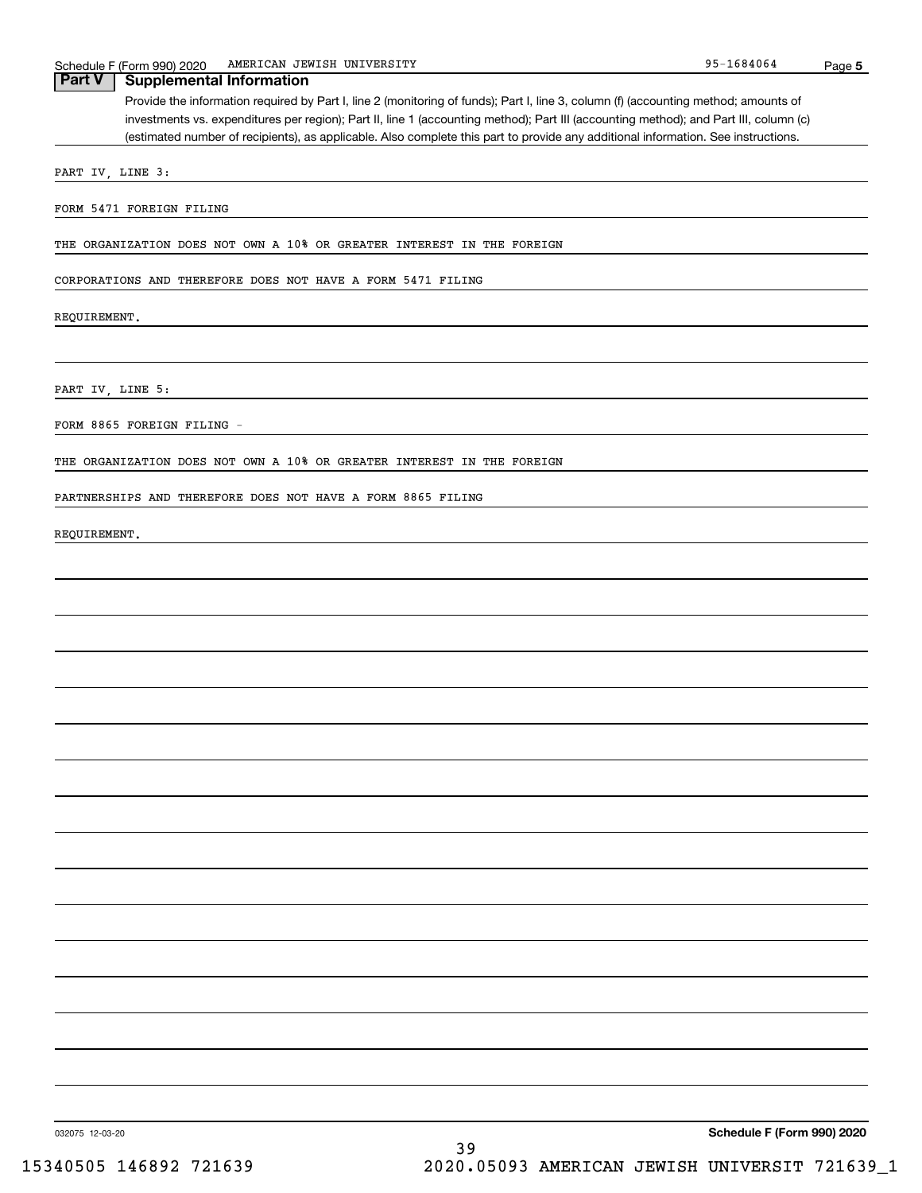## Part V Supplemental Information

Provide the information required by Part I, line 2 (monitoring of funds); Part I, line 3, column (f) (accounting method; amounts of investments vs. expenditures per region); Part II, line 1 (accounting method); Part III (accounting method); and Part III, column (c) (estimated number of recipients), as applicable. Also complete this part to provide any additional information. See instructions.

PART IV, LINE 3:

FORM 5471 FOREIGN FILING

THE ORGANIZATION DOES NOT OWN A 10% OR GREATER INTEREST IN THE FOREIGN CORPORATIONS AND THEREFORE DOES NOT HAVE A FORM 5471 FILING REQUIREMENT.

PART IV, LINE 5:

FORM 8865 FOREIGN FILING -

THE ORGANIZATION DOES NOT OWN A 10% OR GREATER INTEREST IN THE FOREIGN PARTNERSHIPS AND THEREFORE DOES NOT HAVE A FORM 8865 FILING REQUIREMENT.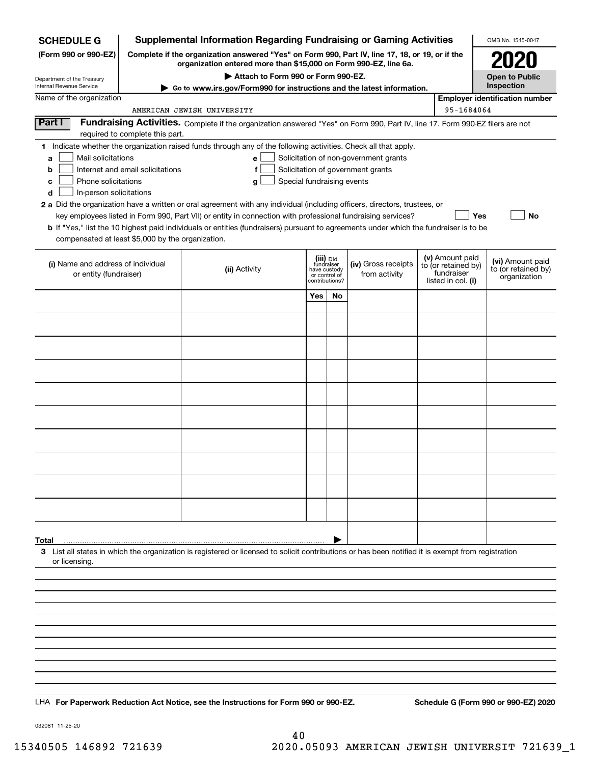**SCHEDULE G**
**(Form 990 or 990-EZ)**

Department of the Treasury
Internal Revenue Service

# Supplemental Information Regarding Fundraising or Gaming Activities

**Complete if the organization answered "Yes" on Form 990, Part IV, line 17, 18, or 19, or if the organization entered more than $15,000 on Form 990-EZ, line 6a.**

▶ **Attach to Form 990 or Form 990-EZ.**

▶ **Go to www.irs.gov/Form990 for instructions and the latest information.**

OMB No. 1545-0047

**2020**

**Open to Public Inspection**

Name of the organization: AMERICAN JEWISH UNIVERSITY

**Employer identification number:** 95-1684064

## Part I Fundraising Activities.

Complete if the organization answered "Yes" on Form 990, Part IV, line 17. Form 990-EZ filers are not required to complete this part.

**1** Indicate whether the organization raised funds through any of the following activities. Check all that apply.

- **a** ☐ Mail solicitations
- **b** ☐ Internet and email solicitations
- **c** ☐ Phone solicitations
- **d** ☐ In-person solicitations
- **e** ☐ Solicitation of non-government grants
- **f** ☐ Solicitation of government grants
- **g** ☐ Special fundraising events

**2 a** Did the organization have a written or oral agreement with any individual (including officers, directors, trustees, or key employees listed in Form 990, Part VII) or entity in connection with professional fundraising services? ☐ Yes ☐ No

**b** If "Yes," list the 10 highest paid individuals or entities (fundraisers) pursuant to agreements under which the fundraiser is to be compensated at least $5,000 by the organization.

| (i) Name and address of individual or entity (fundraiser) | (ii) Activity | (iii) Did fundraiser have custody or control of contributions? | | (iv) Gross receipts from activity | (v) Amount paid to (or retained by) fundraiser listed in col. (i) | (vi) Amount paid to (or retained by) organization |
|---|---|---|---|---|---|---|
| | | Yes | No | | | |
| | | | | | | |
| | | | | | | |
| | | | | | | |
| | | | | | | |
| | | | | | | |
| | | | | | | |
| | | | | | | |
| | | | | | | |
| | | | | | | |
| | | | | | | |
| **Total** | | | ▶ | | | |

**3** List all states in which the organization is registered or licensed to solicit contributions or has been notified it is exempt from registration or licensing.

LHA **For Paperwork Reduction Act Notice, see the Instructions for Form 990 or 990-EZ.** **Schedule G (Form 990 or 990-EZ) 2020**

032081 11-25-20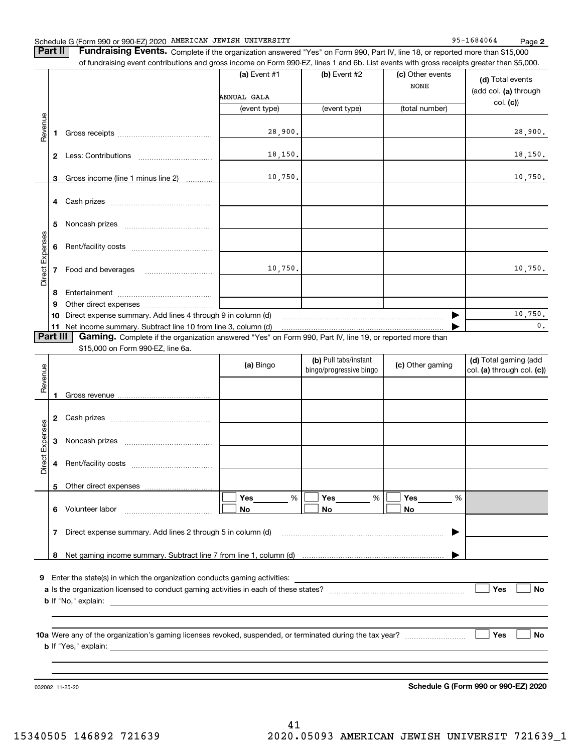Schedule G (Form 990 or 990-EZ) 2020 AMERICAN JEWISH UNIVERSITY 95-1684064

**Part II** **Fundraising Events.** Complete if the organization answered "Yes" on Form 990, Part IV, line 18, or reported more than $15,000 of fundraising event contributions and gross income on Form 990-EZ, lines 1 and 6b. List events with gross receipts greater than $5,000.

| | | (a) Event #1 | (b) Event #2 | (c) Other events | (d) Total events (add col. (a) through col. (c)) |
|---|---|---|---|---|---|
| | | ANNUAL GALA | | NONE | |
| | | (event type) | (event type) | (total number) | |
| Revenue | 1 Gross receipts | 28,900. | | | 28,900. |
| | 2 Less: Contributions | 18,150. | | | 18,150. |
| | 3 Gross income (line 1 minus line 2) | 10,750. | | | 10,750. |
| Direct Expenses | 4 Cash prizes | | | | |
| | 5 Noncash prizes | | | | |
| | 6 Rent/facility costs | | | | |
| | 7 Food and beverages | 10,750. | | | 10,750. |
| | 8 Entertainment | | | | |
| | 9 Other direct expenses | | | | |
| | 10 Direct expense summary. Add lines 4 through 9 in column (d) | | | | 10,750. |
| | 11 Net income summary. Subtract line 10 from line 3, column (d) | | | | 0. |

**Part III** **Gaming.** Complete if the organization answered "Yes" on Form 990, Part IV, line 19, or reported more than $15,000 on Form 990-EZ, line 6a.

| | | (a) Bingo | (b) Pull tabs/instant bingo/progressive bingo | (c) Other gaming | (d) Total gaming (add col. (a) through col. (c)) |
|---|---|---|---|---|---|
| Revenue | 1 Gross revenue | | | | |
| Direct Expenses | 2 Cash prizes | | | | |
| | 3 Noncash prizes | | | | |
| | 4 Rent/facility costs | | | | |
| | 5 Other direct expenses | | | | |
| | 6 Volunteer labor | ☐ Yes ___ % ☐ No | ☐ Yes ___ % ☐ No | ☐ Yes ___ % ☐ No | |
| | 7 Direct expense summary. Add lines 2 through 5 in column (d) | | | | |
| | 8 Net gaming income summary. Subtract line 7 from line 1, column (d) | | | | |

9 Enter the state(s) in which the organization conducts gaming activities:

a Is the organization licensed to conduct gaming activities in each of these states? ☐ Yes ☐ No

b If "No," explain:

10a Were any of the organization's gaming licenses revoked, suspended, or terminated during the tax year? ☐ Yes ☐ No

b If "Yes," explain:

032082 11-25-20

**Schedule G (Form 990 or 990-EZ) 2020**

15340505 146892 721639 2020.05093 AMERICAN JEWISH UNIVERSIT 721639_1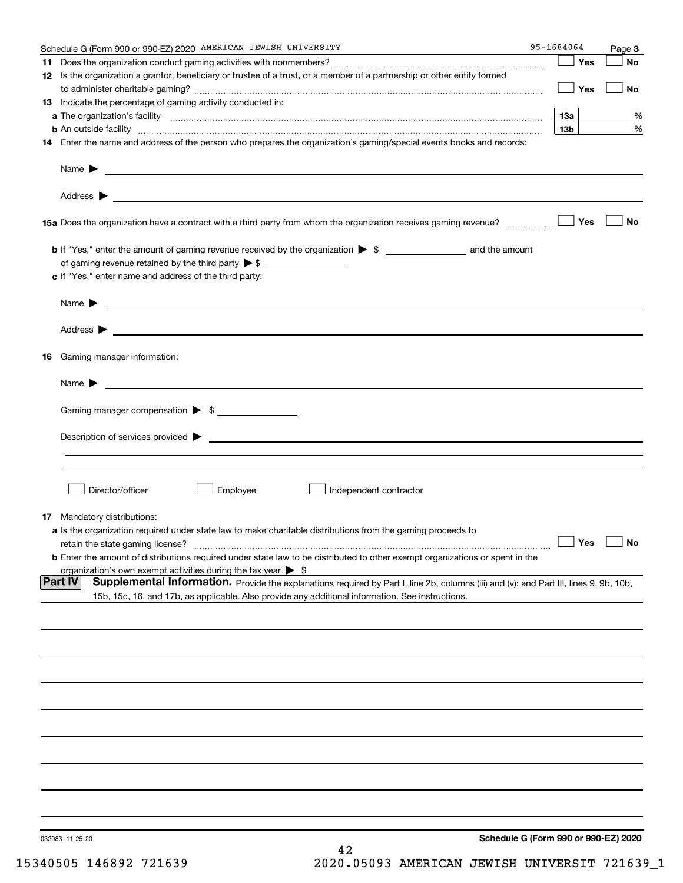Schedule G (Form 990 or 990-EZ) 2020 AMERICAN JEWISH UNIVERSITY 95-1684064

**11** Does the organization conduct gaming activities with nonmembers? ☐ Yes ☐ No

**12** Is the organization a grantor, beneficiary or trustee of a trust, or a member of a partnership or other entity formed to administer charitable gaming? ☐ Yes ☐ No

**13** Indicate the percentage of gaming activity conducted in:

**a** The organization's facility | **13a** | %

**b** An outside facility | **13b** | %

**14** Enter the name and address of the person who prepares the organization's gaming/special events books and records:

Name ▶

Address ▶

**15a** Does the organization have a contract with a third party from whom the organization receives gaming revenue? ☐ Yes ☐ No

**b** If "Yes," enter the amount of gaming revenue received by the organization ▶ $ ________ and the amount of gaming revenue retained by the third party ▶ $ ________

**c** If "Yes," enter name and address of the third party:

Name ▶

Address ▶

**16** Gaming manager information:

Name ▶

Gaming manager compensation ▶ $

Description of services provided ▶

☐ Director/officer ☐ Employee ☐ Independent contractor

**17** Mandatory distributions:

**a** Is the organization required under state law to make charitable distributions from the gaming proceeds to retain the state gaming license? ☐ Yes ☐ No

**b** Enter the amount of distributions required under state law to be distributed to other exempt organizations or spent in the organization's own exempt activities during the tax year ▶ $

**Part IV** **Supplemental Information.** Provide the explanations required by Part I, line 2b, columns (iii) and (v); and Part III, lines 9, 9b, 10b, 15b, 15c, 16, and 17b, as applicable. Also provide any additional information. See instructions.

032083 11-25-20

**Schedule G (Form 990 or 990-EZ) 2020**

15340505 146892 721639 2020.05093 AMERICAN JEWISH UNIVERSIT 721639_1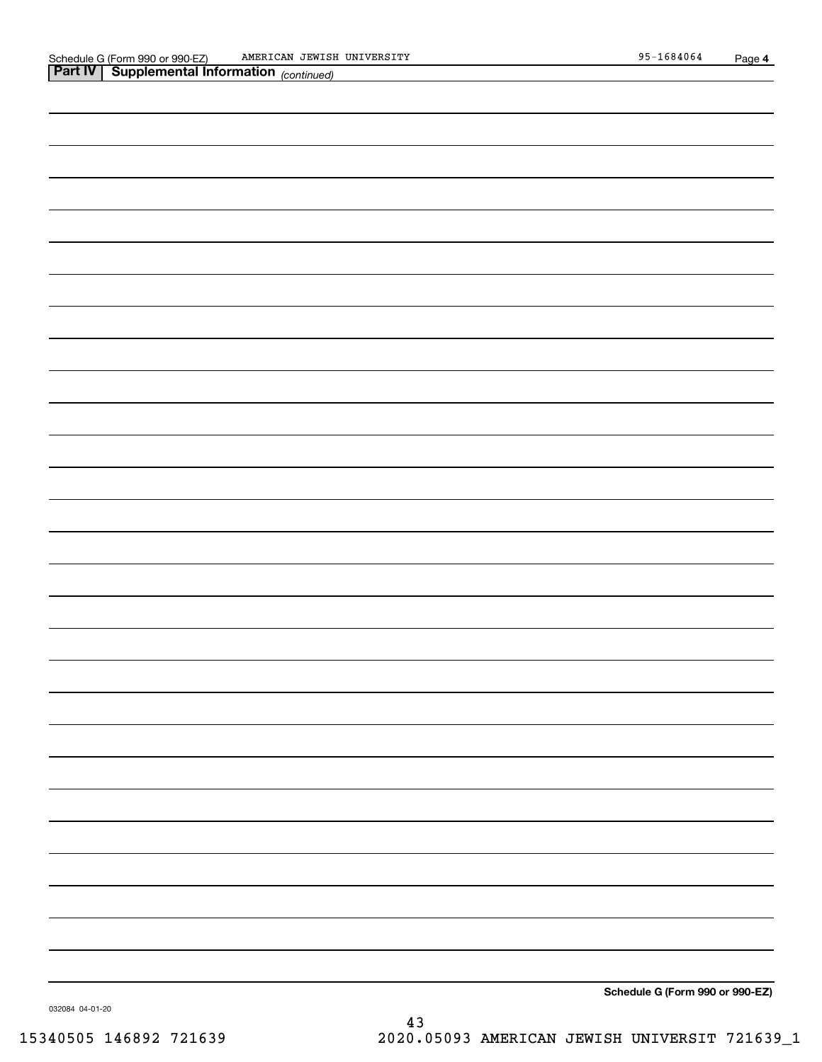Schedule G (Form 990 or 990-EZ) AMERICAN JEWISH UNIVERSITY 95-1684064 Page **4**

**Part IV | Supplemental Information** *(continued)*

**Schedule G (Form 990 or 990-EZ)**

032084 04-01-20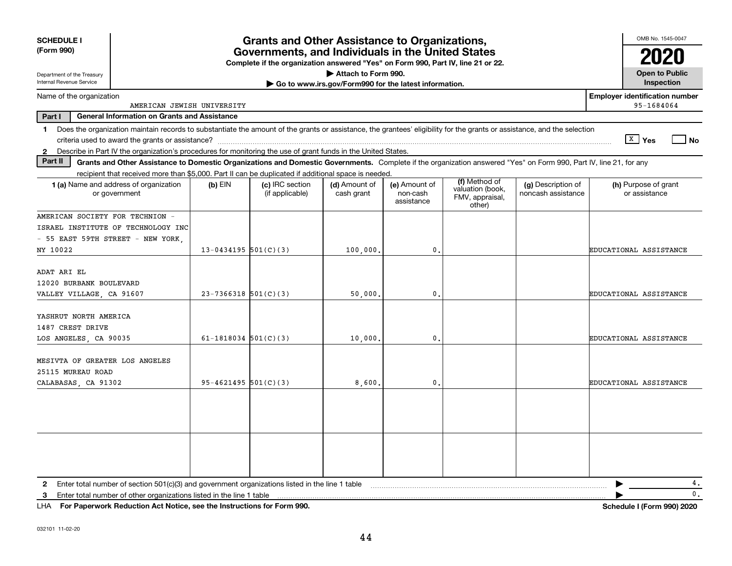**SCHEDULE I**
**(Form 990)**

Department of the Treasury
Internal Revenue Service

# Grants and Other Assistance to Organizations, Governments, and Individuals in the United States

**Complete if the organization answered "Yes" on Form 990, Part IV, line 21 or 22.**
**▶ Attach to Form 990.**
**▶ Go to www.irs.gov/Form990 for the latest information.**

OMB No. 1545-0047
**2020**
**Open to Public Inspection**

Name of the organization: AMERICAN JEWISH UNIVERSITY

**Employer identification number:** 95-1684064

**Part I — General Information on Grants and Assistance**

1 Does the organization maintain records to substantiate the amount of the grants or assistance, the grantees' eligibility for the grants or assistance, and the selection criteria used to award the grants or assistance? [X] Yes [ ] No

2 Describe in Part IV the organization's procedures for monitoring the use of grant funds in the United States.

**Part II — Grants and Other Assistance to Domestic Organizations and Domestic Governments.** Complete if the organization answered "Yes" on Form 990, Part IV, line 21, for any recipient that received more than $5,000. Part II can be duplicated if additional space is needed.

| 1 (a) Name and address of organization or government | (b) EIN | (c) IRC section (if applicable) | (d) Amount of cash grant | (e) Amount of non-cash assistance | (f) Method of valuation (book, FMV, appraisal, other) | (g) Description of noncash assistance | (h) Purpose of grant or assistance |
|---|---|---|---|---|---|---|---|
| AMERICAN SOCIETY FOR TECHNION - ISRAEL INSTITUTE OF TECHNOLOGY INC - 55 EAST 59TH STREET - NEW YORK, NY 10022 | 13-0434195 | 501(C)(3) | 100,000. | 0. | | | EDUCATIONAL ASSISTANCE |
| ADAT ARI EL 12020 BURBANK BOULEVARD VALLEY VILLAGE, CA 91607 | 23-7366318 | 501(C)(3) | 50,000. | 0. | | | EDUCATIONAL ASSISTANCE |
| YASHRUT NORTH AMERICA 1487 CREST DRIVE LOS ANGELES, CA 90035 | 61-1818034 | 501(C)(3) | 10,000. | 0. | | | EDUCATIONAL ASSISTANCE |
| MESIVTA OF GREATER LOS ANGELES 25115 MUREAU ROAD CALABASAS, CA 91302 | 95-4621495 | 501(C)(3) | 8,600. | 0. | | | EDUCATIONAL ASSISTANCE |
| | | | | | | | |
| | | | | | | | |

2 Enter total number of section 501(c)(3) and government organizations listed in the line 1 table ▶ 4.

3 Enter total number of other organizations listed in the line 1 table ▶ 0.

LHA **For Paperwork Reduction Act Notice, see the Instructions for Form 990.** **Schedule I (Form 990) 2020**

032101 11-02-20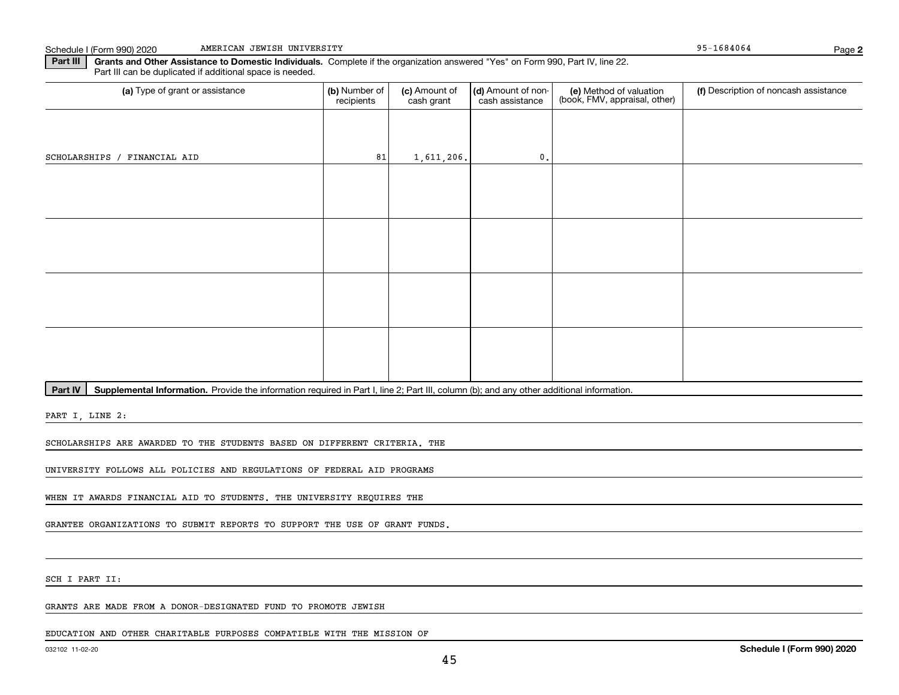Schedule I (Form 990) 2020 AMERICAN JEWISH UNIVERSITY 95-1684064

**Part III** **Grants and Other Assistance to Domestic Individuals.** Complete if the organization answered "Yes" on Form 990, Part IV, line 22. Part III can be duplicated if additional space is needed.

| (a) Type of grant or assistance | (b) Number of recipients | (c) Amount of cash grant | (d) Amount of non-cash assistance | (e) Method of valuation (book, FMV, appraisal, other) | (f) Description of noncash assistance |
|---|---|---|---|---|---|
| SCHOLARSHIPS / FINANCIAL AID | 81 | 1,611,206. | 0. | | |
| | | | | | |
| | | | | | |
| | | | | | |
| | | | | | |

**Part IV** **Supplemental Information.** Provide the information required in Part I, line 2; Part III, column (b); and any other additional information.

PART I, LINE 2:

SCHOLARSHIPS ARE AWARDED TO THE STUDENTS BASED ON DIFFERENT CRITERIA. THE UNIVERSITY FOLLOWS ALL POLICIES AND REGULATIONS OF FEDERAL AID PROGRAMS WHEN IT AWARDS FINANCIAL AID TO STUDENTS. THE UNIVERSITY REQUIRES THE GRANTEE ORGANIZATIONS TO SUBMIT REPORTS TO SUPPORT THE USE OF GRANT FUNDS.

SCH I PART II:

GRANTS ARE MADE FROM A DONOR-DESIGNATED FUND TO PROMOTE JEWISH EDUCATION AND OTHER CHARITABLE PURPOSES COMPATIBLE WITH THE MISSION OF

032102 11-02-20 **Schedule I (Form 990) 2020**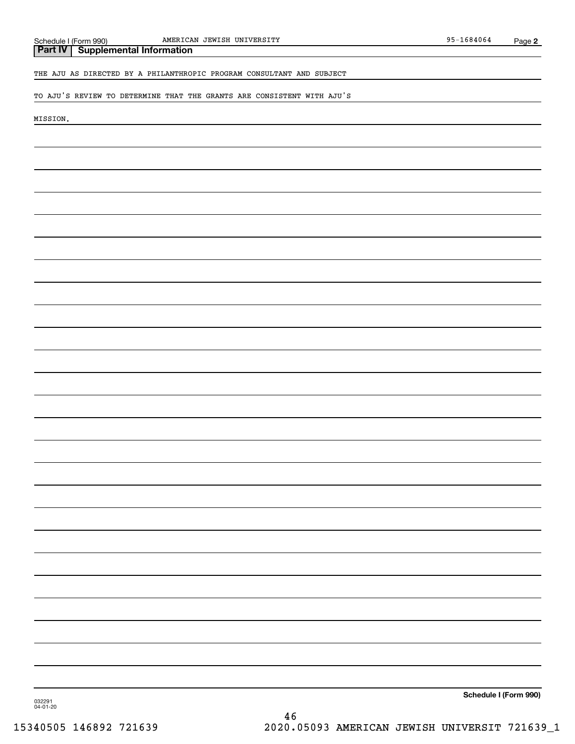## Part IV Supplemental Information

THE AJU AS DIRECTED BY A PHILANTHROPIC PROGRAM CONSULTANT AND SUBJECT

TO AJU'S REVIEW TO DETERMINE THAT THE GRANTS ARE CONSISTENT WITH AJU'S

MISSION.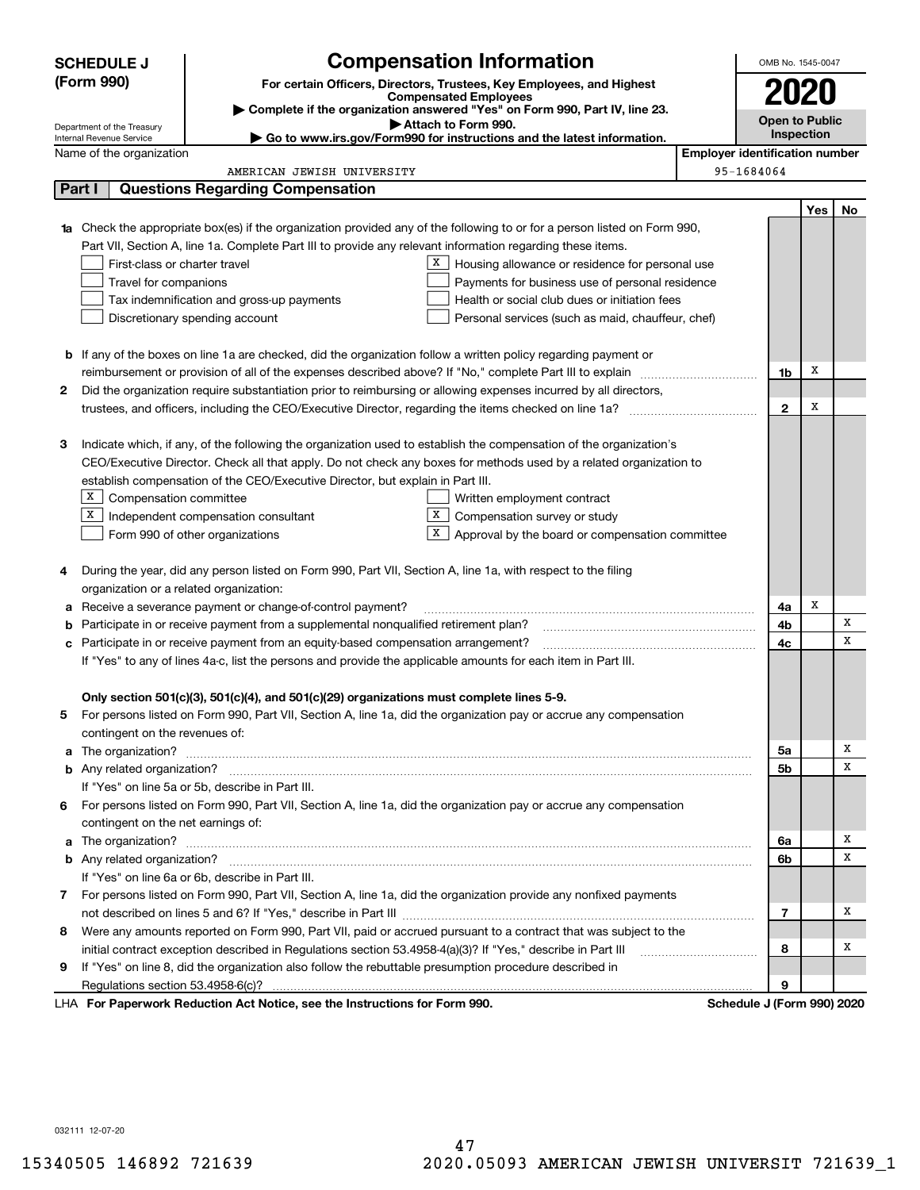**SCHEDULE J (Form 990)**

Department of the Treasury
Internal Revenue Service

# Compensation Information

**For certain Officers, Directors, Trustees, Key Employees, and Highest Compensated Employees**

▶ **Complete if the organization answered "Yes" on Form 990, Part IV, line 23.**

▶ **Attach to Form 990.**

▶ **Go to www.irs.gov/Form990 for instructions and the latest information.**

OMB No. 1545-0047

**2020**

**Open to Public Inspection**

Name of the organization: AMERICAN JEWISH UNIVERSITY

Employer identification number: 95-1684064

## Part I Questions Regarding Compensation

| | | | Yes | No |
|---|---|---|---|---|
| **1a** | Check the appropriate box(es) if the organization provided any of the following to or for a person listed on Form 990, Part VII, Section A, line 1a. Complete Part III to provide any relevant information regarding these items.<br>☐ First-class or charter travel<br>☐ Travel for companions<br>☐ Tax indemnification and gross-up payments<br>☐ Discretionary spending account<br>☒ Housing allowance or residence for personal use<br>☐ Payments for business use of personal residence<br>☐ Health or social club dues or initiation fees<br>☐ Personal services (such as maid, chauffeur, chef) | | | |
| **b** | If any of the boxes on line 1a are checked, did the organization follow a written policy regarding payment or reimbursement or provision of all of the expenses described above? If "No," complete Part III to explain | 1b | X | |
| **2** | Did the organization require substantiation prior to reimbursing or allowing expenses incurred by all directors, trustees, and officers, including the CEO/Executive Director, regarding the items checked on line 1a? | 2 | X | |
| **3** | Indicate which, if any, of the following the organization used to establish the compensation of the organization's CEO/Executive Director. Check all that apply. Do not check any boxes for methods used by a related organization to establish compensation of the CEO/Executive Director, but explain in Part III.<br>☒ Compensation committee<br>☒ Independent compensation consultant<br>☐ Form 990 of other organizations<br>☐ Written employment contract<br>☒ Compensation survey or study<br>☒ Approval by the board or compensation committee | | | |
| **4** | During the year, did any person listed on Form 990, Part VII, Section A, line 1a, with respect to the filing organization or a related organization: | | | |
| **a** | Receive a severance payment or change-of-control payment? | 4a | X | |
| **b** | Participate in or receive payment from a supplemental nonqualified retirement plan? | 4b | | X |
| **c** | Participate in or receive payment from an equity-based compensation arrangement? | 4c | | X |
| | If "Yes" to any of lines 4a-c, list the persons and provide the applicable amounts for each item in Part III. | | | |
| | **Only section 501(c)(3), 501(c)(4), and 501(c)(29) organizations must complete lines 5-9.** | | | |
| **5** | For persons listed on Form 990, Part VII, Section A, line 1a, did the organization pay or accrue any compensation contingent on the revenues of: | | | |
| **a** | The organization? | 5a | | X |
| **b** | Any related organization? | 5b | | X |
| | If "Yes" on line 5a or 5b, describe in Part III. | | | |
| **6** | For persons listed on Form 990, Part VII, Section A, line 1a, did the organization pay or accrue any compensation contingent on the net earnings of: | | | |
| **a** | The organization? | 6a | | X |
| **b** | Any related organization? | 6b | | X |
| | If "Yes" on line 6a or 6b, describe in Part III. | | | |
| **7** | For persons listed on Form 990, Part VII, Section A, line 1a, did the organization provide any nonfixed payments not described on lines 5 and 6? If "Yes," describe in Part III | 7 | | X |
| **8** | Were any amounts reported on Form 990, Part VII, paid or accrued pursuant to a contract that was subject to the initial contract exception described in Regulations section 53.4958-4(a)(3)? If "Yes," describe in Part III | 8 | | X |
| **9** | If "Yes" on line 8, did the organization also follow the rebuttable presumption procedure described in Regulations section 53.4958-6(c)? | 9 | | |

LHA **For Paperwork Reduction Act Notice, see the Instructions for Form 990.** **Schedule J (Form 990) 2020**

032111 12-07-20

15340505 146892 721639 2020.05093 AMERICAN JEWISH UNIVERSIT 721639_1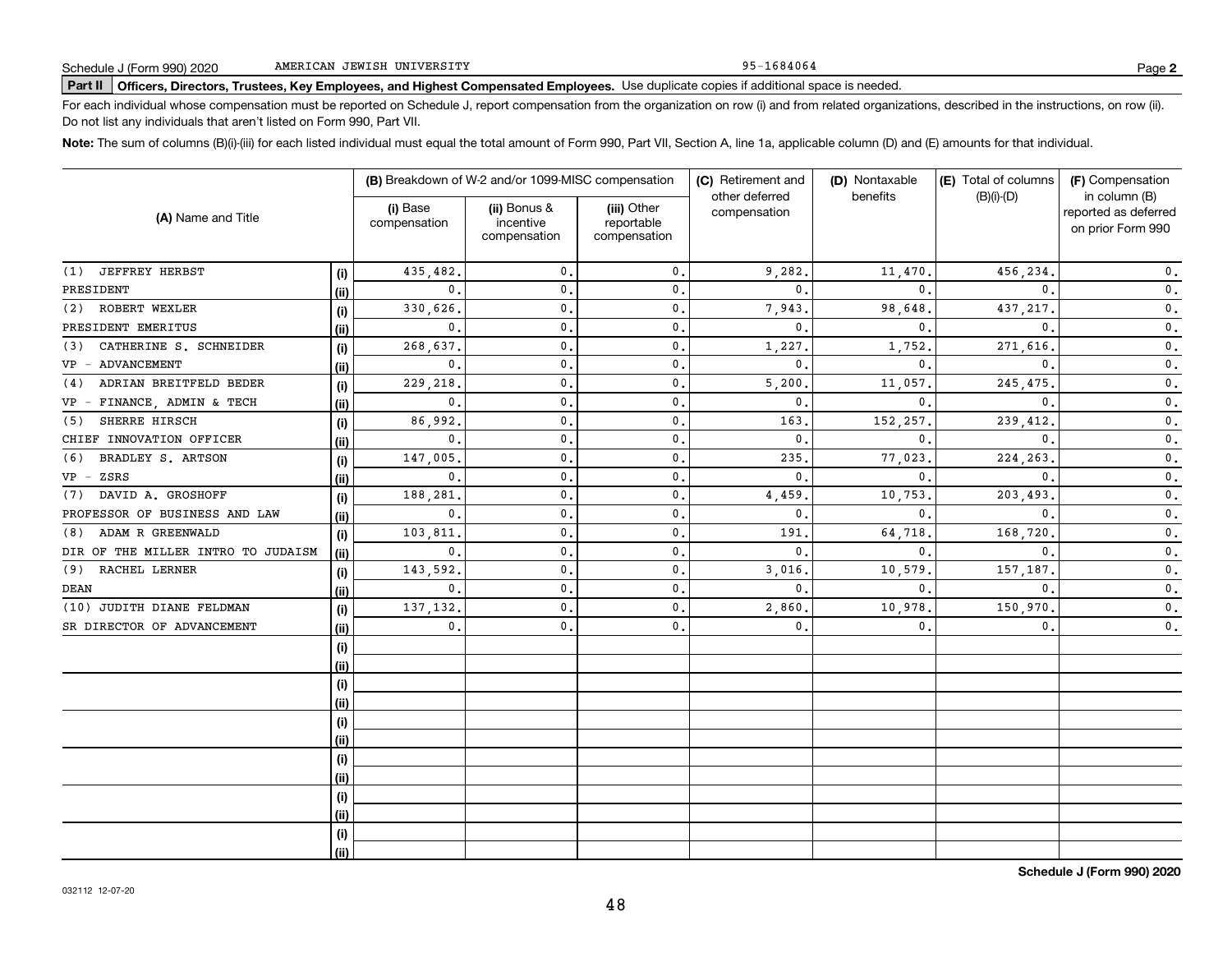Schedule J (Form 990) 2020 AMERICAN JEWISH UNIVERSITY 95-1684064 Page **2**

**Part II** **Officers, Directors, Trustees, Key Employees, and Highest Compensated Employees.** Use duplicate copies if additional space is needed.

For each individual whose compensation must be reported on Schedule J, report compensation from the organization on row (i) and from related organizations, described in the instructions, on row (ii). Do not list any individuals that aren't listed on Form 990, Part VII.

**Note:** The sum of columns (B)(i)-(iii) for each listed individual must equal the total amount of Form 990, Part VII, Section A, line 1a, applicable column (D) and (E) amounts for that individual.

| (A) Name and Title | | (B) Breakdown of W-2 and/or 1099-MISC compensation | | | (C) Retirement and other deferred compensation | (D) Nontaxable benefits | (E) Total of columns (B)(i)-(D) | (F) Compensation in column (B) reported as deferred on prior Form 990 |
|---|---|---|---|---|---|---|---|---|
| | | (i) Base compensation | (ii) Bonus & incentive compensation | (iii) Other reportable compensation | | | | |
| (1) JEFFREY HERBST | (i) | 435,482. | 0. | 0. | 9,282. | 11,470. | 456,234. | 0. |
| PRESIDENT | (ii) | 0. | 0. | 0. | 0. | 0. | 0. | 0. |
| (2) ROBERT WEXLER | (i) | 330,626. | 0. | 0. | 7,943. | 98,648. | 437,217. | 0. |
| PRESIDENT EMERITUS | (ii) | 0. | 0. | 0. | 0. | 0. | 0. | 0. |
| (3) CATHERINE S. SCHNEIDER | (i) | 268,637. | 0. | 0. | 1,227. | 1,752. | 271,616. | 0. |
| VP - ADVANCEMENT | (ii) | 0. | 0. | 0. | 0. | 0. | 0. | 0. |
| (4) ADRIAN BREITFELD BEDER | (i) | 229,218. | 0. | 0. | 5,200. | 11,057. | 245,475. | 0. |
| VP - FINANCE, ADMIN & TECH | (ii) | 0. | 0. | 0. | 0. | 0. | 0. | 0. |
| (5) SHERRE HIRSCH | (i) | 86,992. | 0. | 0. | 163. | 152,257. | 239,412. | 0. |
| CHIEF INNOVATION OFFICER | (ii) | 0. | 0. | 0. | 0. | 0. | 0. | 0. |
| (6) BRADLEY S. ARTSON | (i) | 147,005. | 0. | 0. | 235. | 77,023. | 224,263. | 0. |
| VP - ZSRS | (ii) | 0. | 0. | 0. | 0. | 0. | 0. | 0. |
| (7) DAVID A. GROSHOFF | (i) | 188,281. | 0. | 0. | 4,459. | 10,753. | 203,493. | 0. |
| PROFESSOR OF BUSINESS AND LAW | (ii) | 0. | 0. | 0. | 0. | 0. | 0. | 0. |
| (8) ADAM R GREENWALD | (i) | 103,811. | 0. | 0. | 191. | 64,718. | 168,720. | 0. |
| DIR OF THE MILLER INTRO TO JUDAISM | (ii) | 0. | 0. | 0. | 0. | 0. | 0. | 0. |
| (9) RACHEL LERNER | (i) | 143,592. | 0. | 0. | 3,016. | 10,579. | 157,187. | 0. |
| DEAN | (ii) | 0. | 0. | 0. | 0. | 0. | 0. | 0. |
| (10) JUDITH DIANE FELDMAN | (i) | 137,132. | 0. | 0. | 2,860. | 10,978. | 150,970. | 0. |
| SR DIRECTOR OF ADVANCEMENT | (ii) | 0. | 0. | 0. | 0. | 0. | 0. | 0. |
| | (i) | | | | | | | |
| | (ii) | | | | | | | |
| | (i) | | | | | | | |
| | (ii) | | | | | | | |
| | (i) | | | | | | | |
| | (ii) | | | | | | | |
| | (i) | | | | | | | |
| | (ii) | | | | | | | |
| | (i) | | | | | | | |
| | (ii) | | | | | | | |
| | (i) | | | | | | | |
| | (ii) | | | | | | | |

032112 12-07-20

**Schedule J (Form 990) 2020**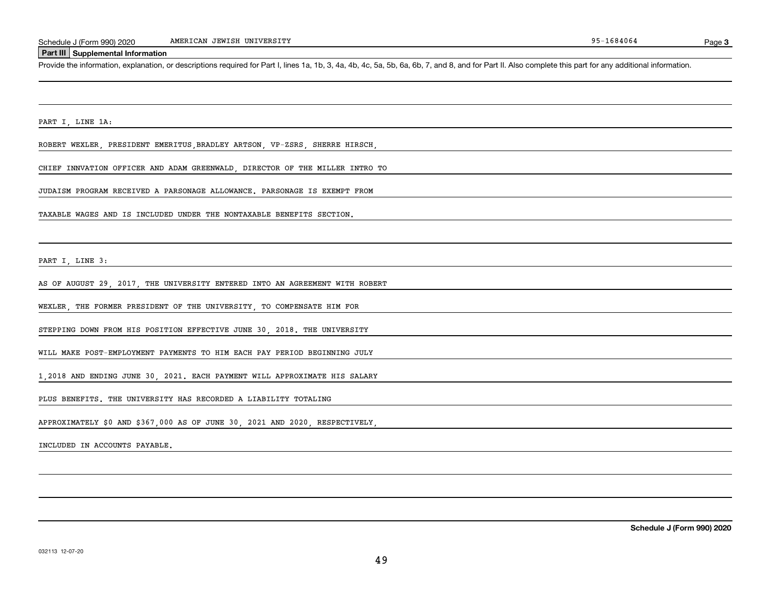## Part III Supplemental Information

Provide the information, explanation, or descriptions required for Part I, lines 1a, 1b, 3, 4a, 4b, 4c, 5a, 5b, 6a, 6b, 7, and 8, and for Part II. Also complete this part for any additional information.

PART I, LINE 1A:

ROBERT WEXLER, PRESIDENT EMERITUS,BRADLEY ARTSON, VP-ZSRS, SHERRE HIRSCH, CHIEF INNVATION OFFICER AND ADAM GREENWALD, DIRECTOR OF THE MILLER INTRO TO JUDAISM PROGRAM RECEIVED A PARSONAGE ALLOWANCE. PARSONAGE IS EXEMPT FROM TAXABLE WAGES AND IS INCLUDED UNDER THE NONTAXABLE BENEFITS SECTION.

PART I, LINE 3:

AS OF AUGUST 29, 2017, THE UNIVERSITY ENTERED INTO AN AGREEMENT WITH ROBERT WEXLER, THE FORMER PRESIDENT OF THE UNIVERSITY, TO COMPENSATE HIM FOR STEPPING DOWN FROM HIS POSITION EFFECTIVE JUNE 30, 2018. THE UNIVERSITY WILL MAKE POST-EMPLOYMENT PAYMENTS TO HIM EACH PAY PERIOD BEGINNING JULY 1,2018 AND ENDING JUNE 30, 2021. EACH PAYMENT WILL APPROXIMATE HIS SALARY PLUS BENEFITS. THE UNIVERSITY HAS RECORDED A LIABILITY TOTALING APPROXIMATELY $0 AND $367,000 AS OF JUNE 30, 2021 AND 2020, RESPECTIVELY, INCLUDED IN ACCOUNTS PAYABLE.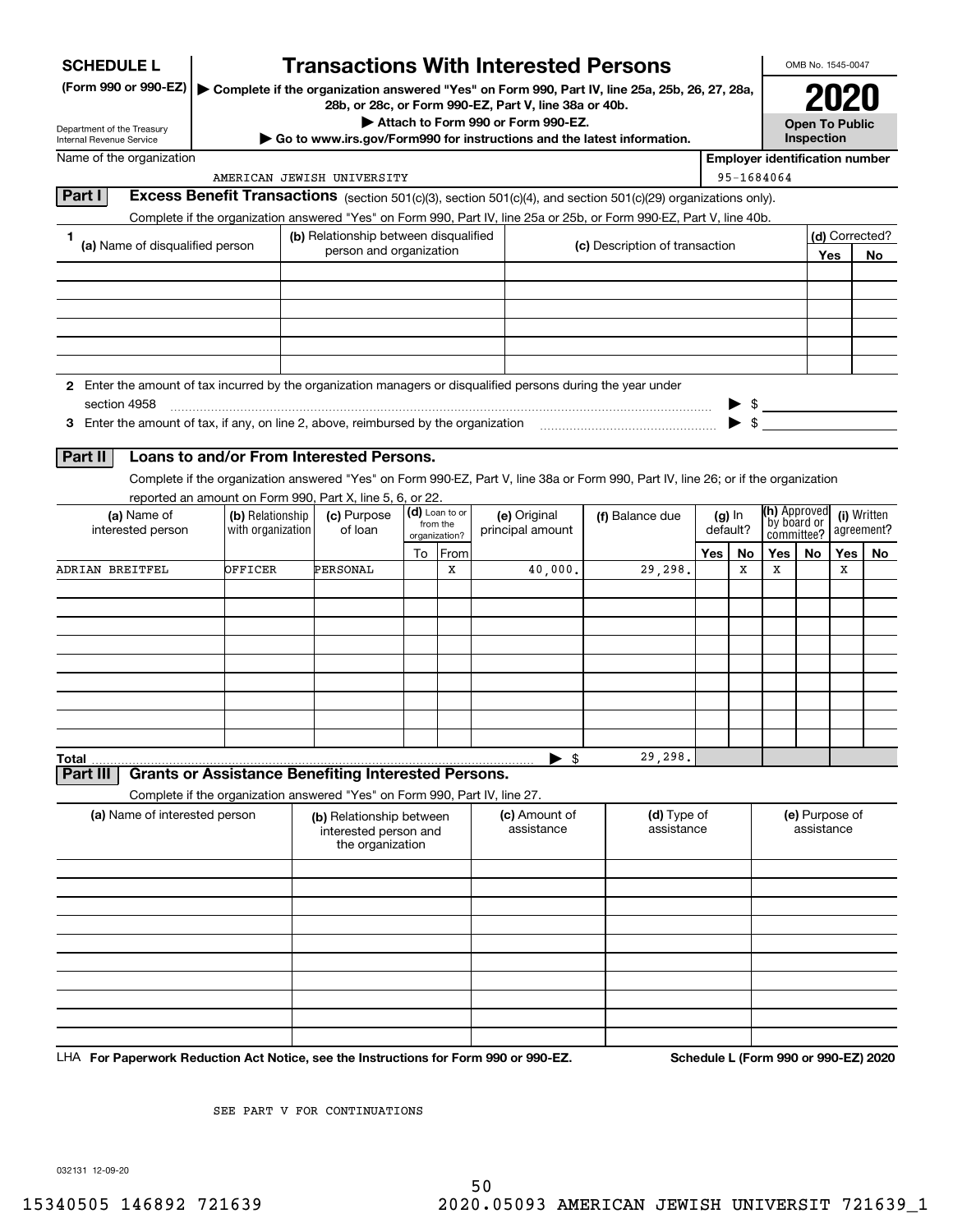# SCHEDULE L (Form 990 or 990-EZ)

## Transactions With Interested Persons

▶ Complete if the organization answered "Yes" on Form 990, Part IV, line 25a, 25b, 26, 27, 28a, 28b, or 28c, or Form 990-EZ, Part V, line 38a or 40b.

▶ Attach to Form 990 or Form 990-EZ.

▶ Go to www.irs.gov/Form990 for instructions and the latest information.

Department of the Treasury
Internal Revenue Service

OMB No. 1545-0047

**2020**

**Open To Public Inspection**

Name of the organization: AMERICAN JEWISH UNIVERSITY

Employer identification number: 95-1684064

### Part I Excess Benefit Transactions (section 501(c)(3), section 501(c)(4), and section 501(c)(29) organizations only).

Complete if the organization answered "Yes" on Form 990, Part IV, line 25a or 25b, or Form 990-EZ, Part V, line 40b.

| 1 (a) Name of disqualified person | (b) Relationship between disqualified person and organization | (c) Description of transaction | (d) Corrected? Yes | No |
|---|---|---|---|---|
| | | | | |
| | | | | |
| | | | | |
| | | | | |
| | | | | |
| | | | | |

2 Enter the amount of tax incurred by the organization managers or disqualified persons during the year under section 4958 ▶ $

3 Enter the amount of tax, if any, on line 2, above, reimbursed by the organization ▶ $

### Part II Loans to and/or From Interested Persons.

Complete if the organization answered "Yes" on Form 990-EZ, Part V, line 38a or Form 990, Part IV, line 26; or if the organization reported an amount on Form 990, Part X, line 5, 6, or 22.

| (a) Name of interested person | (b) Relationship with organization | (c) Purpose of loan | (d) Loan to or from the organization? To | From | (e) Original principal amount | (f) Balance due | (g) In default? Yes | No | (h) Approved by board or committee? Yes | No | (i) Written agreement? Yes | No |
|---|---|---|---|---|---|---|---|---|---|---|---|---|
| ADRIAN BREITFEL | OFFICER | PERSONAL | | X | 40,000. | 29,298. | | X | X | | X | |
| | | | | | | | | | | | | |
| | | | | | | | | | | | | |
| | | | | | | | | | | | | |
| | | | | | | | | | | | | |
| | | | | | | | | | | | | |
| | | | | | | | | | | | | |
| | | | | | | | | | | | | |
| | | | | | | | | | | | | |
| | | | | | | | | | | | | |
| **Total** | | | | | ▶ $ | 29,298. | | | | | | |

### Part III Grants or Assistance Benefiting Interested Persons.

Complete if the organization answered "Yes" on Form 990, Part IV, line 27.

| (a) Name of interested person | (b) Relationship between interested person and the organization | (c) Amount of assistance | (d) Type of assistance | (e) Purpose of assistance |
|---|---|---|---|---|
| | | | | |
| | | | | |
| | | | | |
| | | | | |
| | | | | |
| | | | | |
| | | | | |
| | | | | |
| | | | | |
| | | | | |

LHA **For Paperwork Reduction Act Notice, see the Instructions for Form 990 or 990-EZ.** **Schedule L (Form 990 or 990-EZ) 2020**

SEE PART V FOR CONTINUATIONS

032131 12-09-20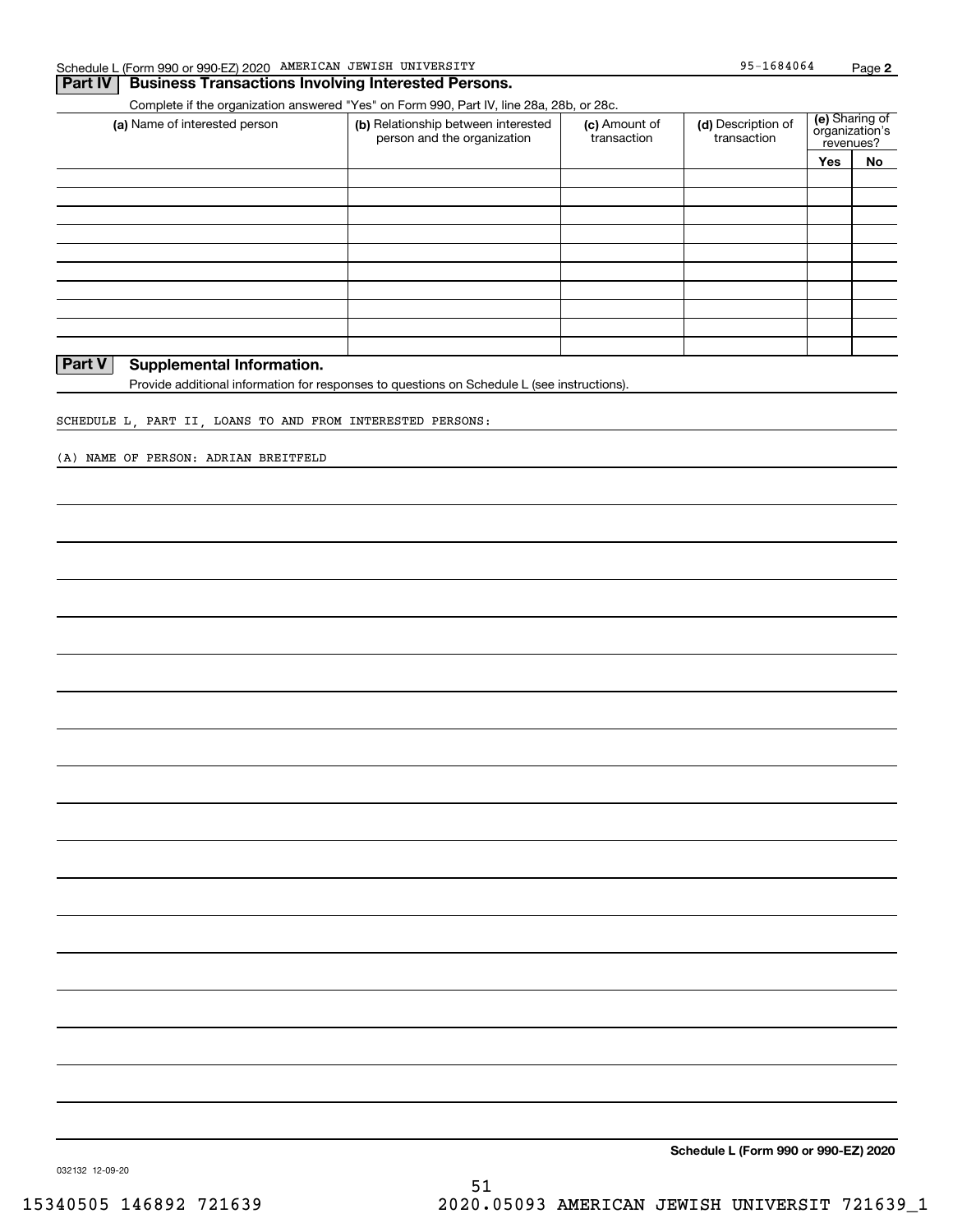Schedule L (Form 990 or 990-EZ) 2020 AMERICAN JEWISH UNIVERSITY 95-1684064

## Part IV Business Transactions Involving Interested Persons.

Complete if the organization answered "Yes" on Form 990, Part IV, line 28a, 28b, or 28c.

| (a) Name of interested person | (b) Relationship between interested person and the organization | (c) Amount of transaction | (d) Description of transaction | (e) Sharing of organization's revenues? | |
|---|---|---|---|---|---|
| | | | | Yes | No |
| | | | | | |
| | | | | | |
| | | | | | |
| | | | | | |
| | | | | | |
| | | | | | |
| | | | | | |
| | | | | | |
| | | | | | |
| | | | | | |

## Part V Supplemental Information.

Provide additional information for responses to questions on Schedule L (see instructions).

SCHEDULE L, PART II, LOANS TO AND FROM INTERESTED PERSONS:

(A) NAME OF PERSON: ADRIAN BREITFELD

Schedule L (Form 990 or 990-EZ) 2020

032132 12-09-20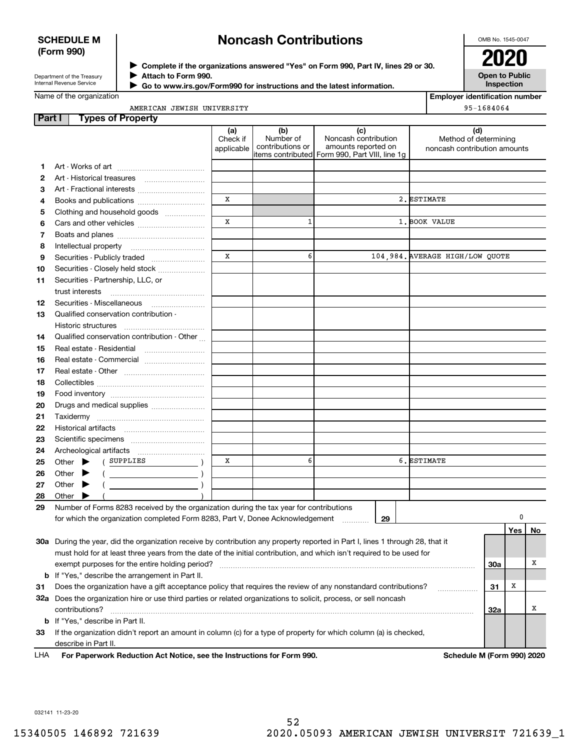**SCHEDULE M (Form 990)**

Department of the Treasury
Internal Revenue Service

# Noncash Contributions

▶ Complete if the organizations answered "Yes" on Form 990, Part IV, lines 29 or 30.
▶ Attach to Form 990.
▶ Go to www.irs.gov/Form990 for instructions and the latest information.

OMB No. 1545-0047

**2020**

**Open to Public Inspection**

Name of the organization: AMERICAN JEWISH UNIVERSITY

Employer identification number: 95-1684064

## Part I Types of Property

| | | (a) Check if applicable | (b) Number of contributions or items contributed | (c) Noncash contribution amounts reported on Form 990, Part VIII, line 1g | (d) Method of determining noncash contribution amounts |
|---|---|---|---|---|---|
| 1 | Art - Works of art | | | | |
| 2 | Art - Historical treasures | | | | |
| 3 | Art - Fractional interests | | | | |
| 4 | Books and publications | X | | 2. | ESTIMATE |
| 5 | Clothing and household goods | | | | |
| 6 | Cars and other vehicles | X | 1 | 1. | BOOK VALUE |
| 7 | Boats and planes | | | | |
| 8 | Intellectual property | | | | |
| 9 | Securities - Publicly traded | X | 6 | 104,984. | AVERAGE HIGH/LOW QUOTE |
| 10 | Securities - Closely held stock | | | | |
| 11 | Securities - Partnership, LLC, or trust interests | | | | |
| 12 | Securities - Miscellaneous | | | | |
| 13 | Qualified conservation contribution - Historic structures | | | | |
| 14 | Qualified conservation contribution - Other | | | | |
| 15 | Real estate - Residential | | | | |
| 16 | Real estate - Commercial | | | | |
| 17 | Real estate - Other | | | | |
| 18 | Collectibles | | | | |
| 19 | Food inventory | | | | |
| 20 | Drugs and medical supplies | | | | |
| 21 | Taxidermy | | | | |
| 22 | Historical artifacts | | | | |
| 23 | Scientific specimens | | | | |
| 24 | Archeological artifacts | | | | |
| 25 | Other ▶ ( SUPPLIES ) | X | 6 | 6. | ESTIMATE |
| 26 | Other ▶ ( ) | | | | |
| 27 | Other ▶ ( ) | | | | |
| 28 | Other ▶ ( ) | | | | |

29 Number of Forms 8283 received by the organization during the tax year for contributions for which the organization completed Form 8283, Part V, Donee Acknowledgement ..... **29** 0

| | | | Yes | No |
|---|---|---|---|---|
| 30a | During the year, did the organization receive by contribution any property reported in Part I, lines 1 through 28, that it must hold for at least three years from the date of the initial contribution, and which isn't required to be used for exempt purposes for the entire holding period? | 30a | | X |
| b | If "Yes," describe the arrangement in Part II. | | | |
| 31 | Does the organization have a gift acceptance policy that requires the review of any nonstandard contributions? | 31 | X | |
| 32a | Does the organization hire or use third parties or related organizations to solicit, process, or sell noncash contributions? | 32a | | X |
| b | If "Yes," describe in Part II. | | | |
| 33 | If the organization didn't report an amount in column (c) for a type of property for which column (a) is checked, describe in Part II. | | | |

LHA For Paperwork Reduction Act Notice, see the Instructions for Form 990. Schedule M (Form 990) 2020

032141 11-23-20

15340505 146892 721639 2020.05093 AMERICAN JEWISH UNIVERSIT 721639_1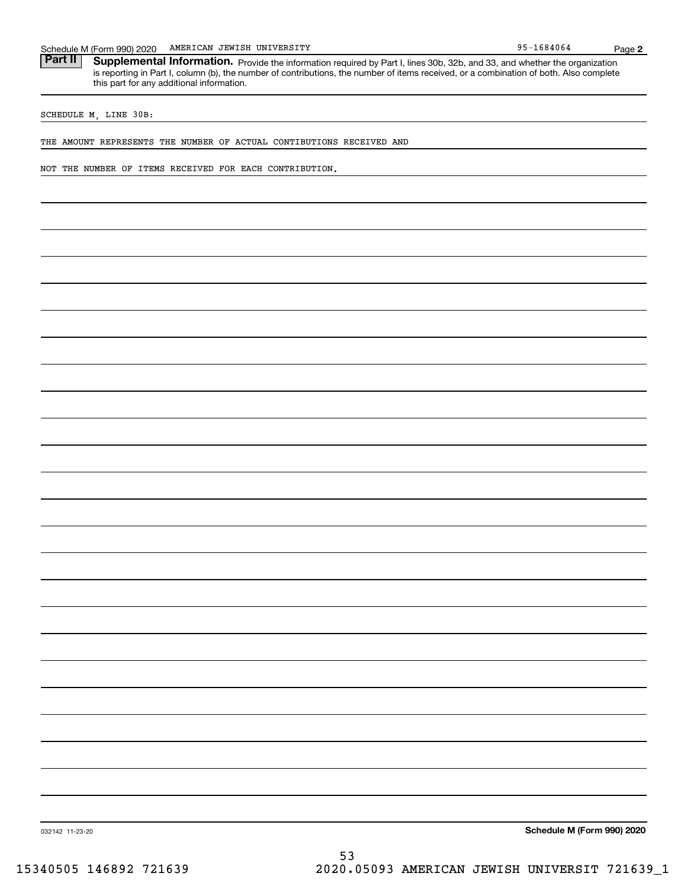Schedule M (Form 990) 2020 AMERICAN JEWISH UNIVERSITY 95-1684064

## Part II Supplemental Information.

Provide the information required by Part I, lines 30b, 32b, and 33, and whether the organization is reporting in Part I, column (b), the number of contributions, the number of items received, or a combination of both. Also complete this part for any additional information.

SCHEDULE M, LINE 30B:

THE AMOUNT REPRESENTS THE NUMBER OF ACTUAL CONTIBUTIONS RECEIVED AND

NOT THE NUMBER OF ITEMS RECEIVED FOR EACH CONTRIBUTION.

032142 11-23-20

**Schedule M (Form 990) 2020**

15340505 146892 721639 2020.05093 AMERICAN JEWISH UNIVERSIT 721639_1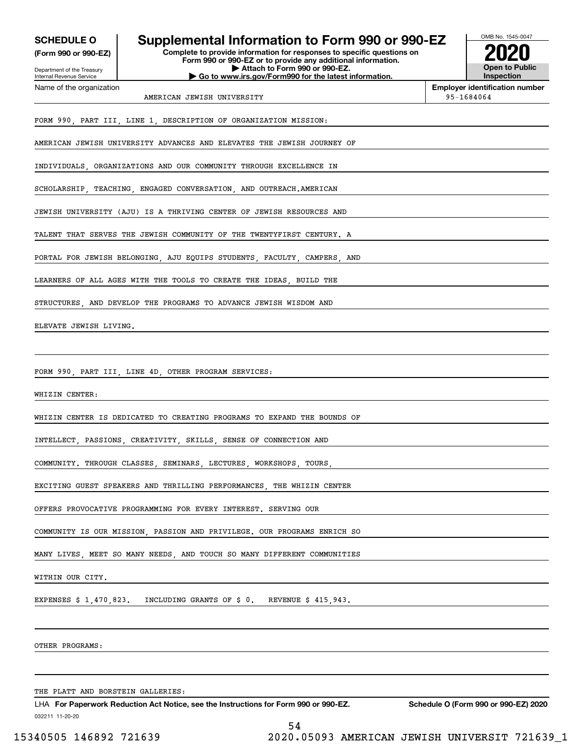**SCHEDULE O**
**(Form 990 or 990-EZ)**

Department of the Treasury
Internal Revenue Service

# Supplemental Information to Form 990 or 990-EZ

**Complete to provide information for responses to specific questions on Form 990 or 990-EZ or to provide any additional information.**
**▶ Attach to Form 990 or 990-EZ.**
**▶ Go to www.irs.gov/Form990 for the latest information.**

OMB No. 1545-0047
**2020**
**Open to Public Inspection**

Name of the organization: AMERICAN JEWISH UNIVERSITY
**Employer identification number:** 95-1684064

FORM 990, PART III, LINE 1, DESCRIPTION OF ORGANIZATION MISSION:

AMERICAN JEWISH UNIVERSITY ADVANCES AND ELEVATES THE JEWISH JOURNEY OF INDIVIDUALS, ORGANIZATIONS AND OUR COMMUNITY THROUGH EXCELLENCE IN SCHOLARSHIP, TEACHING, ENGAGED CONVERSATION, AND OUTREACH.AMERICAN JEWISH UNIVERSITY (AJU) IS A THRIVING CENTER OF JEWISH RESOURCES AND TALENT THAT SERVES THE JEWISH COMMUNITY OF THE TWENTYFIRST CENTURY. A PORTAL FOR JEWISH BELONGING, AJU EQUIPS STUDENTS, FACULTY, CAMPERS, AND LEARNERS OF ALL AGES WITH THE TOOLS TO CREATE THE IDEAS, BUILD THE STRUCTURES, AND DEVELOP THE PROGRAMS TO ADVANCE JEWISH WISDOM AND ELEVATE JEWISH LIVING.

FORM 990, PART III, LINE 4D, OTHER PROGRAM SERVICES:

WHIZIN CENTER:

WHIZIN CENTER IS DEDICATED TO CREATING PROGRAMS TO EXPAND THE BOUNDS OF INTELLECT, PASSIONS, CREATIVITY, SKILLS, SENSE OF CONNECTION AND COMMUNITY. THROUGH CLASSES, SEMINARS, LECTURES, WORKSHOPS, TOURS, EXCITING GUEST SPEAKERS AND THRILLING PERFORMANCES, THE WHIZIN CENTER OFFERS PROVOCATIVE PROGRAMMING FOR EVERY INTEREST. SERVING OUR COMMUNITY IS OUR MISSION, PASSION AND PRIVILEGE. OUR PROGRAMS ENRICH SO MANY LIVES, MEET SO MANY NEEDS, AND TOUCH SO MANY DIFFERENT COMMUNITIES WITHIN OUR CITY.

EXPENSES $ 1,470,823. INCLUDING GRANTS OF $ 0. REVENUE $ 415,943.

OTHER PROGRAMS:

THE PLATT AND BORSTEIN GALLERIES:

LHA **For Paperwork Reduction Act Notice, see the Instructions for Form 990 or 990-EZ.** **Schedule O (Form 990 or 990-EZ) 2020**
032211 11-20-20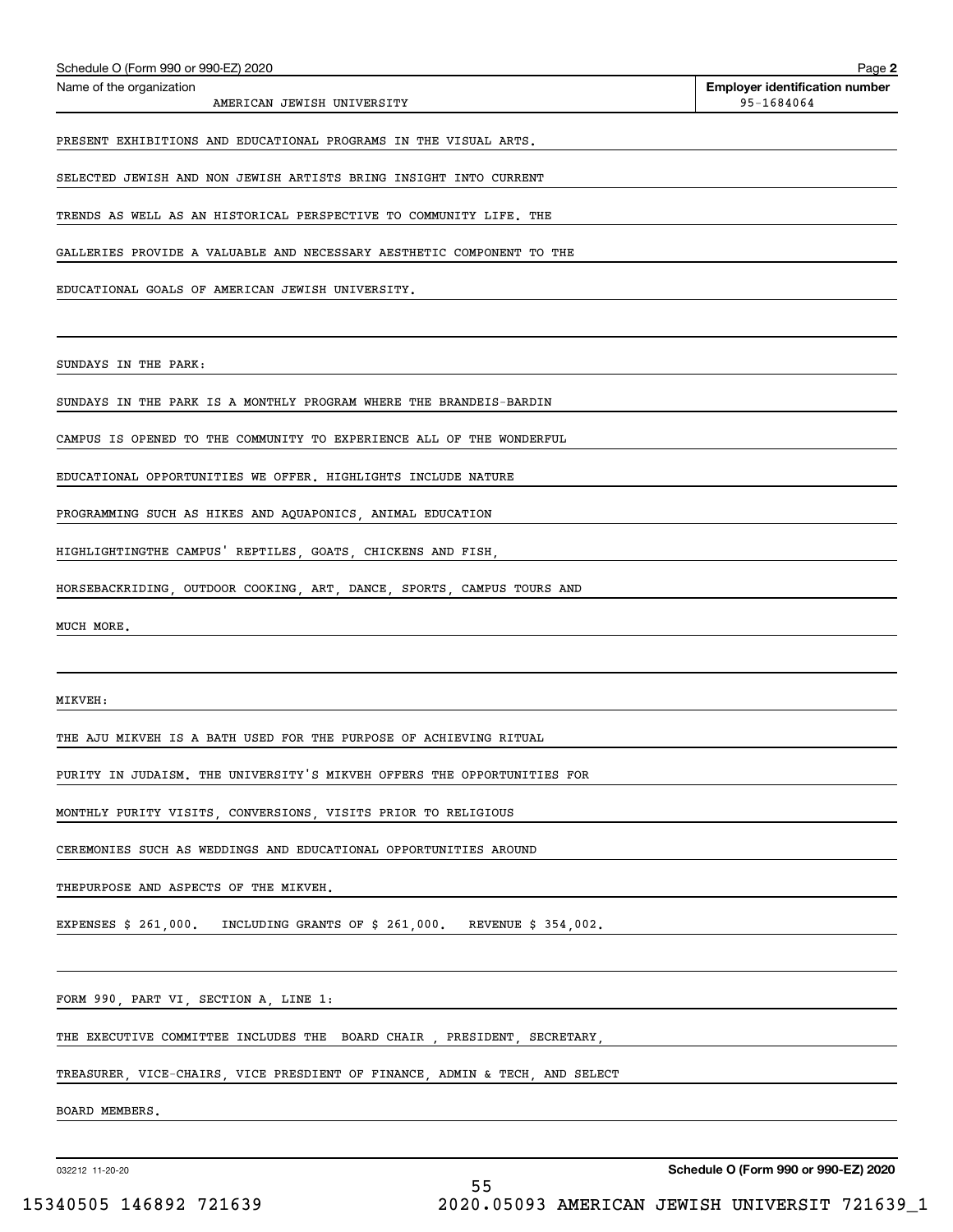Schedule O (Form 990 or 990-EZ) 2020

Name of the organization: AMERICAN JEWISH UNIVERSITY

Employer identification number: 95-1684064

PRESENT EXHIBITIONS AND EDUCATIONAL PROGRAMS IN THE VISUAL ARTS. SELECTED JEWISH AND NON JEWISH ARTISTS BRING INSIGHT INTO CURRENT TRENDS AS WELL AS AN HISTORICAL PERSPECTIVE TO COMMUNITY LIFE. THE GALLERIES PROVIDE A VALUABLE AND NECESSARY AESTHETIC COMPONENT TO THE EDUCATIONAL GOALS OF AMERICAN JEWISH UNIVERSITY.

SUNDAYS IN THE PARK:

SUNDAYS IN THE PARK IS A MONTHLY PROGRAM WHERE THE BRANDEIS-BARDIN CAMPUS IS OPENED TO THE COMMUNITY TO EXPERIENCE ALL OF THE WONDERFUL EDUCATIONAL OPPORTUNITIES WE OFFER. HIGHLIGHTS INCLUDE NATURE PROGRAMMING SUCH AS HIKES AND AQUAPONICS, ANIMAL EDUCATION HIGHLIGHTINGTHE CAMPUS' REPTILES, GOATS, CHICKENS AND FISH, HORSEBACKRIDING, OUTDOOR COOKING, ART, DANCE, SPORTS, CAMPUS TOURS AND MUCH MORE.

MIKVEH:

THE AJU MIKVEH IS A BATH USED FOR THE PURPOSE OF ACHIEVING RITUAL PURITY IN JUDAISM. THE UNIVERSITY'S MIKVEH OFFERS THE OPPORTUNITIES FOR MONTHLY PURITY VISITS, CONVERSIONS, VISITS PRIOR TO RELIGIOUS CEREMONIES SUCH AS WEDDINGS AND EDUCATIONAL OPPORTUNITIES AROUND THEPURPOSE AND ASPECTS OF THE MIKVEH.

EXPENSES $ 261,000. INCLUDING GRANTS OF $ 261,000. REVENUE $ 354,002.

FORM 990, PART VI, SECTION A, LINE 1:

THE EXECUTIVE COMMITTEE INCLUDES THE BOARD CHAIR , PRESIDENT, SECRETARY, TREASURER, VICE-CHAIRS, VICE PRESDIENT OF FINANCE, ADMIN & TECH, AND SELECT BOARD MEMBERS.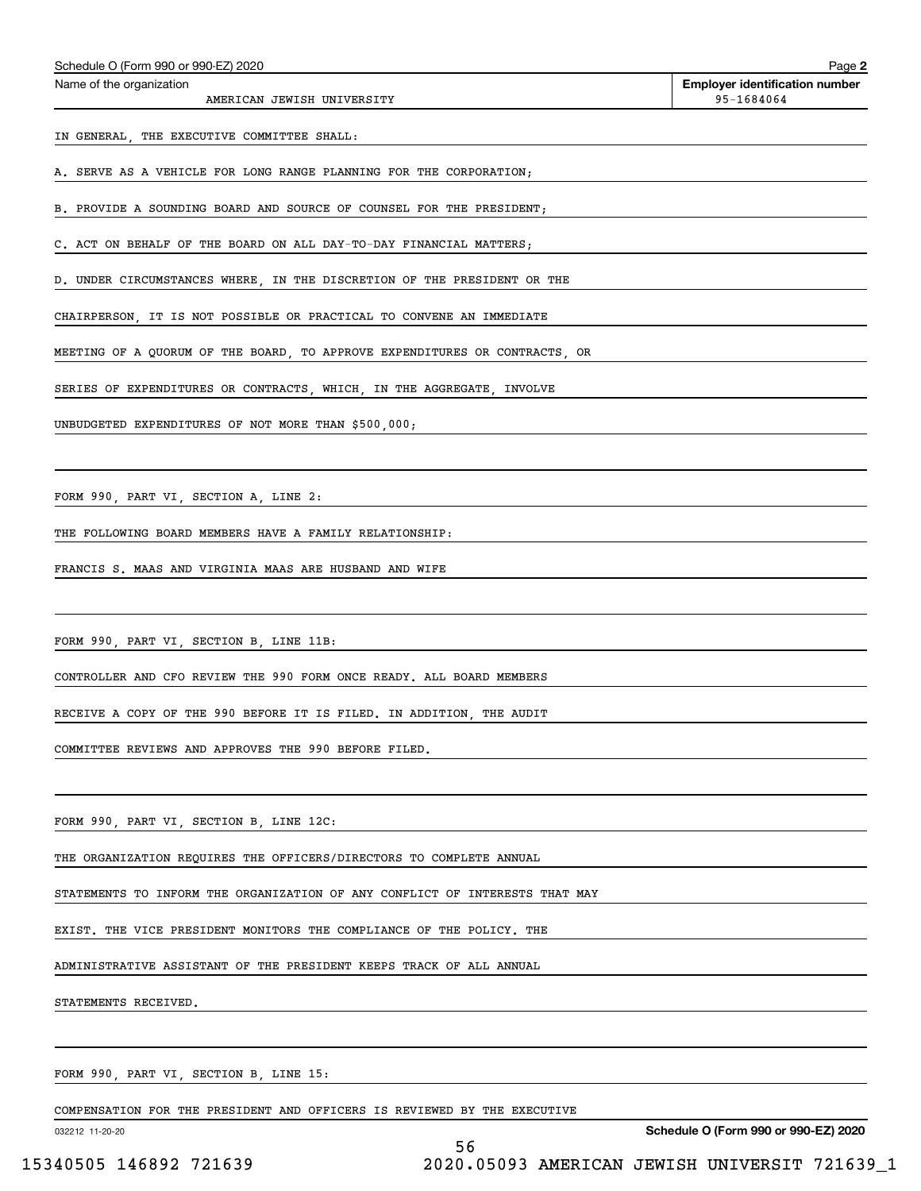Schedule O (Form 990 or 990-EZ) 2020

Name of the organization: AMERICAN JEWISH UNIVERSITY

Employer identification number: 95-1684064

IN GENERAL, THE EXECUTIVE COMMITTEE SHALL:

A. SERVE AS A VEHICLE FOR LONG RANGE PLANNING FOR THE CORPORATION;

B. PROVIDE A SOUNDING BOARD AND SOURCE OF COUNSEL FOR THE PRESIDENT;

C. ACT ON BEHALF OF THE BOARD ON ALL DAY-TO-DAY FINANCIAL MATTERS;

D. UNDER CIRCUMSTANCES WHERE, IN THE DISCRETION OF THE PRESIDENT OR THE CHAIRPERSON, IT IS NOT POSSIBLE OR PRACTICAL TO CONVENE AN IMMEDIATE MEETING OF A QUORUM OF THE BOARD, TO APPROVE EXPENDITURES OR CONTRACTS, OR SERIES OF EXPENDITURES OR CONTRACTS, WHICH, IN THE AGGREGATE, INVOLVE UNBUDGETED EXPENDITURES OF NOT MORE THAN $500,000;

FORM 990, PART VI, SECTION A, LINE 2:

THE FOLLOWING BOARD MEMBERS HAVE A FAMILY RELATIONSHIP:

FRANCIS S. MAAS AND VIRGINIA MAAS ARE HUSBAND AND WIFE

FORM 990, PART VI, SECTION B, LINE 11B:

CONTROLLER AND CFO REVIEW THE 990 FORM ONCE READY. ALL BOARD MEMBERS RECEIVE A COPY OF THE 990 BEFORE IT IS FILED. IN ADDITION, THE AUDIT COMMITTEE REVIEWS AND APPROVES THE 990 BEFORE FILED.

FORM 990, PART VI, SECTION B, LINE 12C:

THE ORGANIZATION REQUIRES THE OFFICERS/DIRECTORS TO COMPLETE ANNUAL STATEMENTS TO INFORM THE ORGANIZATION OF ANY CONFLICT OF INTERESTS THAT MAY EXIST. THE VICE PRESIDENT MONITORS THE COMPLIANCE OF THE POLICY. THE ADMINISTRATIVE ASSISTANT OF THE PRESIDENT KEEPS TRACK OF ALL ANNUAL STATEMENTS RECEIVED.

FORM 990, PART VI, SECTION B, LINE 15:

COMPENSATION FOR THE PRESIDENT AND OFFICERS IS REVIEWED BY THE EXECUTIVE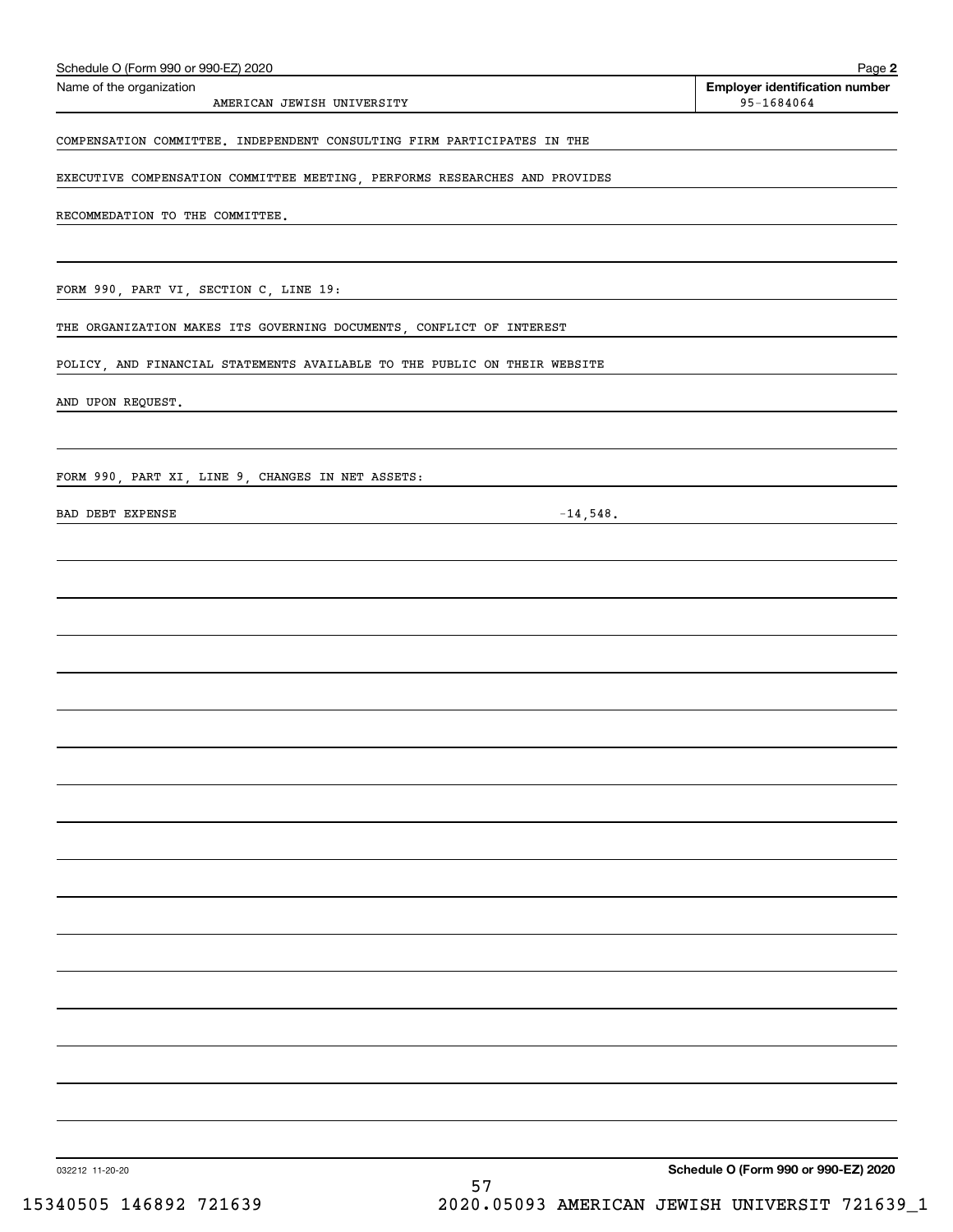Schedule O (Form 990 or 990-EZ) 2020

Name of the organization: AMERICAN JEWISH UNIVERSITY

**Employer identification number:** 95-1684064

COMPENSATION COMMITTEE. INDEPENDENT CONSULTING FIRM PARTICIPATES IN THE EXECUTIVE COMPENSATION COMMITTEE MEETING, PERFORMS RESEARCHES AND PROVIDES RECOMMEDATION TO THE COMMITTEE.

FORM 990, PART VI, SECTION C, LINE 19:

THE ORGANIZATION MAKES ITS GOVERNING DOCUMENTS, CONFLICT OF INTEREST POLICY, AND FINANCIAL STATEMENTS AVAILABLE TO THE PUBLIC ON THEIR WEBSITE AND UPON REQUEST.

FORM 990, PART XI, LINE 9, CHANGES IN NET ASSETS:

| | |
|---|---|
| BAD DEBT EXPENSE | -14,548. |

**Schedule O (Form 990 or 990-EZ) 2020**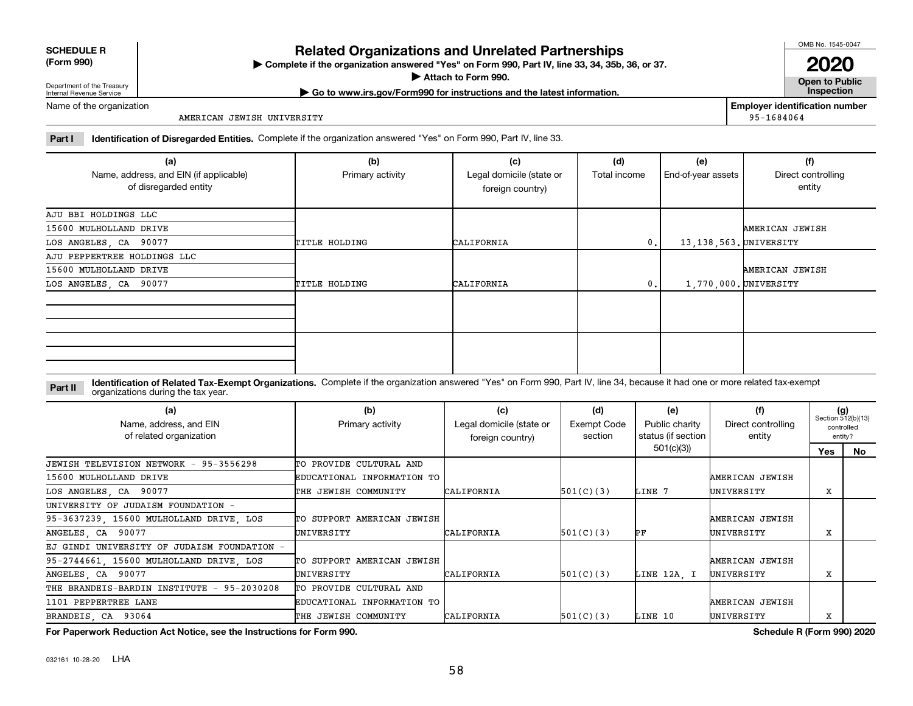**SCHEDULE R (Form 990)**

Department of the Treasury
Internal Revenue Service

# Related Organizations and Unrelated Partnerships

▶ Complete if the organization answered "Yes" on Form 990, Part IV, line 33, 34, 35b, 36, or 37.
▶ Attach to Form 990.
▶ Go to www.irs.gov/Form990 for instructions and the latest information.

OMB No. 1545-0047
**2020**
**Open to Public Inspection**

Name of the organization: AMERICAN JEWISH UNIVERSITY

Employer identification number: 95-1684064

**Part I Identification of Disregarded Entities.** Complete if the organization answered "Yes" on Form 990, Part IV, line 33.

| (a) Name, address, and EIN (if applicable) of disregarded entity | (b) Primary activity | (c) Legal domicile (state or foreign country) | (d) Total income | (e) End-of-year assets | (f) Direct controlling entity |
|---|---|---|---|---|---|
| AJU BBI HOLDINGS LLC<br>15600 MULHOLLAND DRIVE<br>LOS ANGELES, CA 90077 | TITLE HOLDING | CALIFORNIA | 0. | 13,138,563. | AMERICAN JEWISH UNIVERSITY |
| AJU PEPPERTREE HOLDINGS LLC<br>15600 MULHOLLAND DRIVE<br>LOS ANGELES, CA 90077 | TITLE HOLDING | CALIFORNIA | 0. | 1,770,000. | AMERICAN JEWISH UNIVERSITY |
| | | | | | |
| | | | | | |

**Part II Identification of Related Tax-Exempt Organizations.** Complete if the organization answered "Yes" on Form 990, Part IV, line 34, because it had one or more related tax-exempt organizations during the tax year.

| (a) Name, address, and EIN of related organization | (b) Primary activity | (c) Legal domicile (state or foreign country) | (d) Exempt Code section | (e) Public charity status (if section 501(c)(3)) | (f) Direct controlling entity | (g) Section 512(b)(13) controlled entity? Yes | No |
|---|---|---|---|---|---|---|---|
| JEWISH TELEVISION NETWORK - 95-3556298<br>15600 MULHOLLAND DRIVE<br>LOS ANGELES, CA 90077 | TO PROVIDE CULTURAL AND EDUCATIONAL INFORMATION TO THE JEWISH COMMUNITY | CALIFORNIA | 501(C)(3) | LINE 7 | AMERICAN JEWISH UNIVERSITY | X | |
| UNIVERSITY OF JUDAISM FOUNDATION - 95-3637239, 15600 MULHOLLAND DRIVE, LOS ANGELES, CA 90077 | TO SUPPORT AMERICAN JEWISH UNIVERSITY | CALIFORNIA | 501(C)(3) | PF | AMERICAN JEWISH UNIVERSITY | X | |
| EJ GINDI UNIVERSITY OF JUDAISM FOUNDATION - 95-2744661, 15600 MULHOLLAND DRIVE, LOS ANGELES, CA 90077 | TO SUPPORT AMERICAN JEWISH UNIVERSITY | CALIFORNIA | 501(C)(3) | LINE 12A, I | AMERICAN JEWISH UNIVERSITY | X | |
| THE BRANDEIS-BARDIN INSTITUTE - 95-2030208<br>1101 PEPPERTREE LANE<br>BRANDEIS, CA 93064 | TO PROVIDE CULTURAL AND EDUCATIONAL INFORMATION TO THE JEWISH COMMUNITY | CALIFORNIA | 501(C)(3) | LINE 10 | AMERICAN JEWISH UNIVERSITY | X | |

**For Paperwork Reduction Act Notice, see the Instructions for Form 990.** **Schedule R (Form 990) 2020**

032161 10-28-20 LHA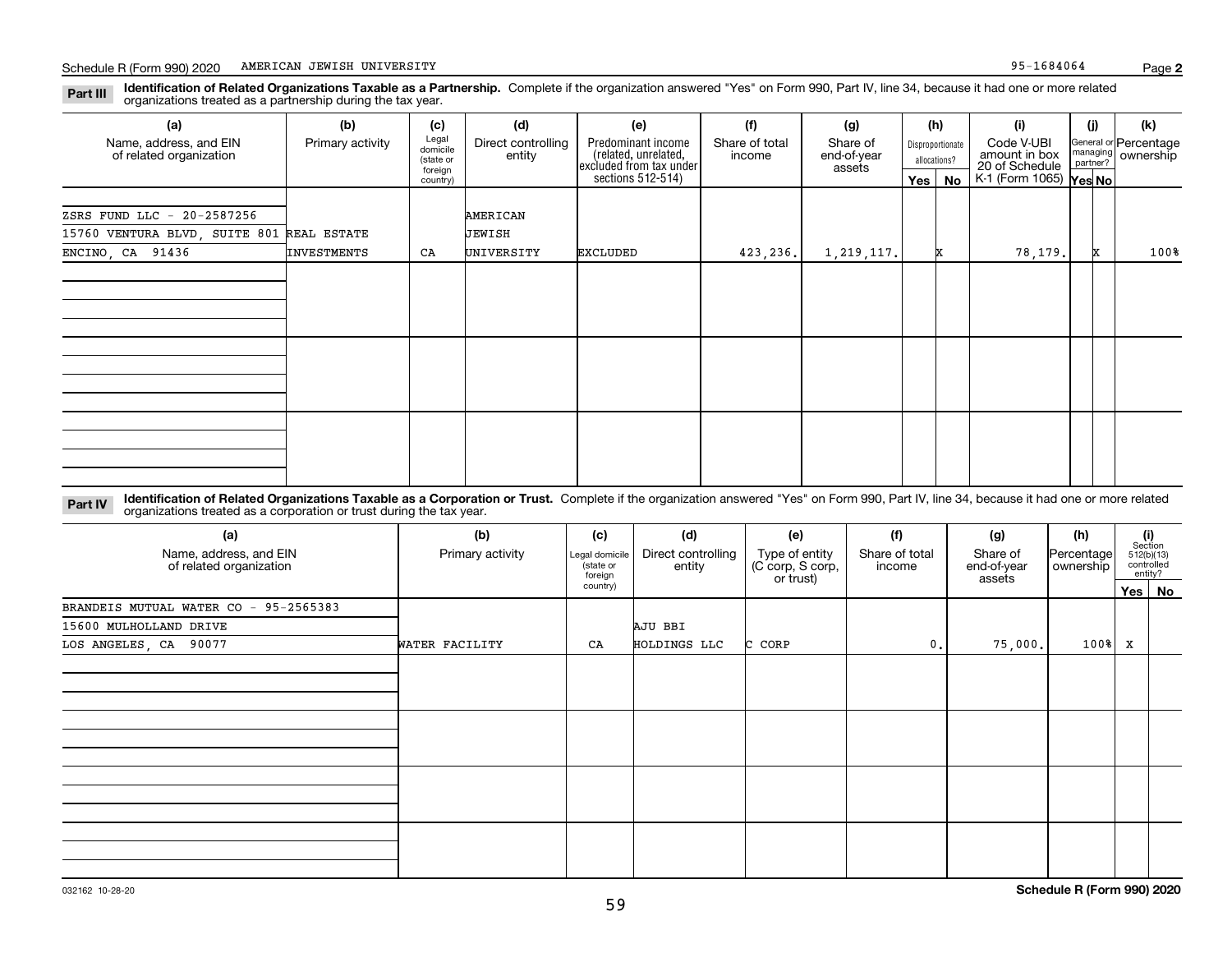Schedule R (Form 990) 2020 AMERICAN JEWISH UNIVERSITY 95-1684064

**Part III** **Identification of Related Organizations Taxable as a Partnership.** Complete if the organization answered "Yes" on Form 990, Part IV, line 34, because it had one or more related organizations treated as a partnership during the tax year.

| (a) Name, address, and EIN of related organization | (b) Primary activity | (c) Legal domicile (state or foreign country) | (d) Direct controlling entity | (e) Predominant income (related, unrelated, excluded from tax under sections 512-514) | (f) Share of total income | (g) Share of end-of-year assets | (h) Disproportionate allocations? Yes | (h) No | (i) Code V-UBI amount in box 20 of Schedule K-1 (Form 1065) | (j) General or managing partner? Yes | (j) No | (k) Percentage ownership |
|---|---|---|---|---|---|---|---|---|---|---|---|---|
| ZSRS FUND LLC - 20-2587256<br>15760 VENTURA BLVD, SUITE 801<br>ENCINO, CA 91436 | REAL ESTATE INVESTMENTS | CA | AMERICAN JEWISH UNIVERSITY | EXCLUDED | 423,236. | 1,219,117. | | X | 78,179. | | X | 100% |
| | | | | | | | | | | | | |
| | | | | | | | | | | | | |
| | | | | | | | | | | | | |

**Part IV** **Identification of Related Organizations Taxable as a Corporation or Trust.** Complete if the organization answered "Yes" on Form 990, Part IV, line 34, because it had one or more related organizations treated as a corporation or trust during the tax year.

| (a) Name, address, and EIN of related organization | (b) Primary activity | (c) Legal domicile (state or foreign country) | (d) Direct controlling entity | (e) Type of entity (C corp, S corp, or trust) | (f) Share of total income | (g) Share of end-of-year assets | (h) Percentage ownership | (i) Section 512(b)(13) controlled entity? Yes | (i) No |
|---|---|---|---|---|---|---|---|---|---|
| BRANDEIS MUTUAL WATER CO - 95-2565383<br>15600 MULHOLLAND DRIVE<br>LOS ANGELES, CA 90077 | WATER FACILITY | CA | AJU BBI HOLDINGS LLC | C CORP | 0. | 75,000. | 100% | X | |
| | | | | | | | | | |
| | | | | | | | | | |
| | | | | | | | | | |
| | | | | | | | | | |

032162 10-28-20

**Schedule R (Form 990) 2020**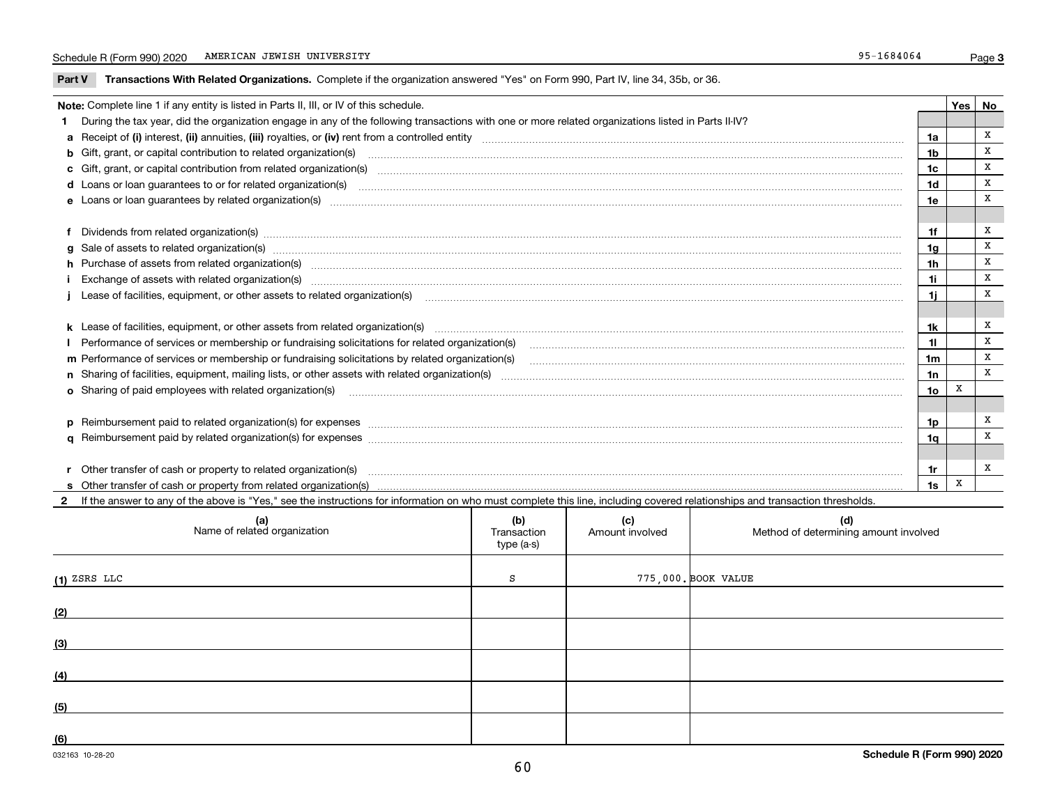Schedule R (Form 990) 2020 AMERICAN JEWISH UNIVERSITY 95-1684064 Page **3**

**Part V Transactions With Related Organizations.** Complete if the organization answered "Yes" on Form 990, Part IV, line 34, 35b, or 36.

| **Note:** Complete line 1 if any entity is listed in Parts II, III, or IV of this schedule. | | Yes | No |
|---|---|---|---|
| **1** During the tax year, did the organization engage in any of the following transactions with one or more related organizations listed in Parts II-IV? | | | |
| **a** Receipt of **(i)** interest, **(ii)** annuities, **(iii)** royalties, or **(iv)** rent from a controlled entity | **1a** | | X |
| **b** Gift, grant, or capital contribution to related organization(s) | **1b** | | X |
| **c** Gift, grant, or capital contribution from related organization(s) | **1c** | | X |
| **d** Loans or loan guarantees to or for related organization(s) | **1d** | | X |
| **e** Loans or loan guarantees by related organization(s) | **1e** | | X |
| **f** Dividends from related organization(s) | **1f** | | X |
| **g** Sale of assets to related organization(s) | **1g** | | X |
| **h** Purchase of assets from related organization(s) | **1h** | | X |
| **i** Exchange of assets with related organization(s) | **1i** | | X |
| **j** Lease of facilities, equipment, or other assets to related organization(s) | **1j** | | X |
| **k** Lease of facilities, equipment, or other assets from related organization(s) | **1k** | | X |
| **l** Performance of services or membership or fundraising solicitations for related organization(s) | **1l** | | X |
| **m** Performance of services or membership or fundraising solicitations by related organization(s) | **1m** | | X |
| **n** Sharing of facilities, equipment, mailing lists, or other assets with related organization(s) | **1n** | | X |
| **o** Sharing of paid employees with related organization(s) | **1o** | X | |
| **p** Reimbursement paid to related organization(s) for expenses | **1p** | | X |
| **q** Reimbursement paid by related organization(s) for expenses | **1q** | | X |
| **r** Other transfer of cash or property to related organization(s) | **1r** | | X |
| **s** Other transfer of cash or property from related organization(s) | **1s** | X | |

**2** If the answer to any of the above is "Yes," see the instructions for information on who must complete this line, including covered relationships and transaction thresholds.

| (a) Name of related organization | (b) Transaction type (a-s) | (c) Amount involved | (d) Method of determining amount involved |
|---|---|---|---|
| (1) ZSRS LLC | S | 775,000. | BOOK VALUE |
| (2) | | | |
| (3) | | | |
| (4) | | | |
| (5) | | | |
| (6) | | | |

032163 10-28-20 **Schedule R (Form 990) 2020**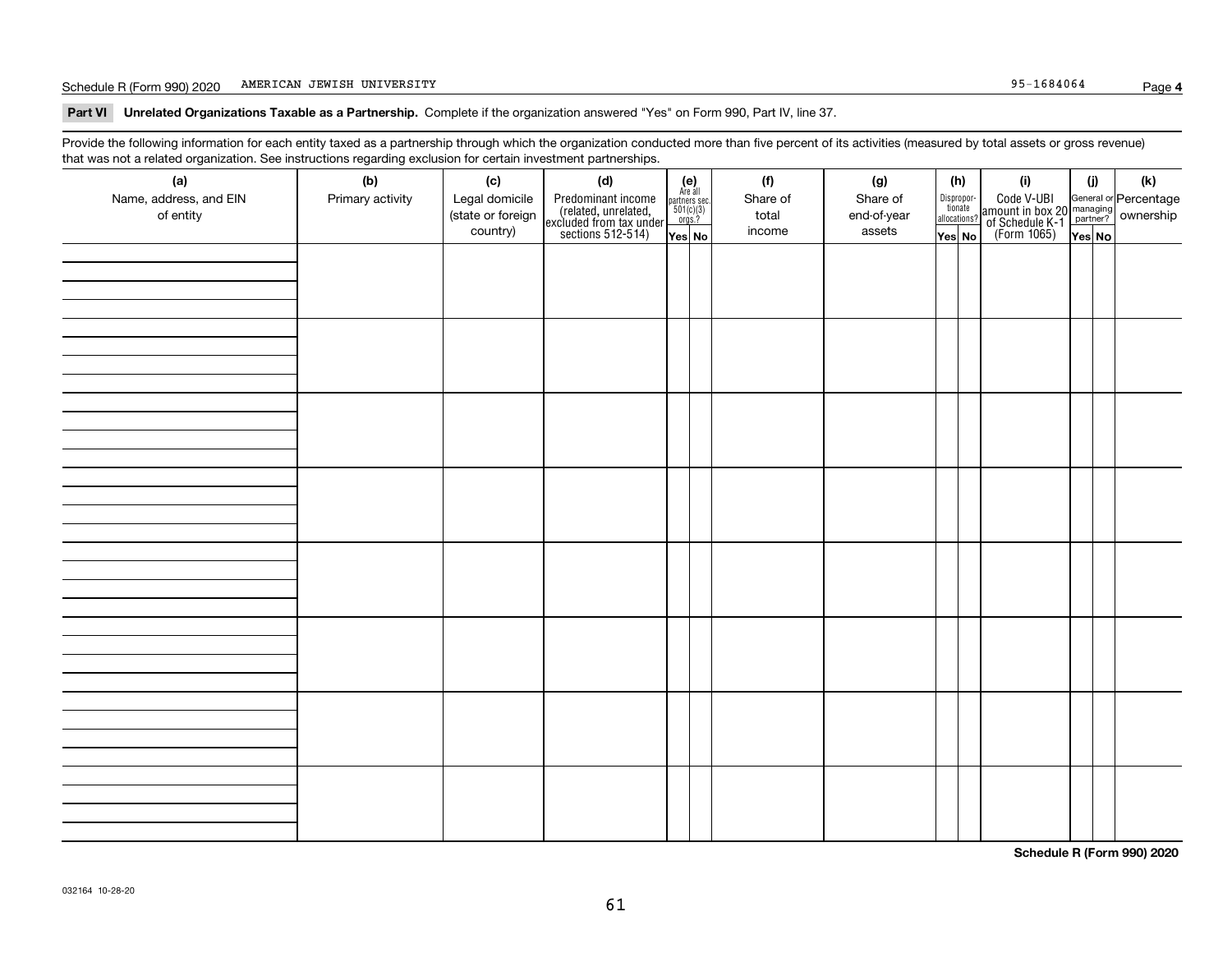Schedule R (Form 990) 2020 AMERICAN JEWISH UNIVERSITY 95-1684064

**Part VI Unrelated Organizations Taxable as a Partnership.** Complete if the organization answered "Yes" on Form 990, Part IV, line 37.

Provide the following information for each entity taxed as a partnership through which the organization conducted more than five percent of its activities (measured by total assets or gross revenue) that was not a related organization. See instructions regarding exclusion for certain investment partnerships.

| (a) Name, address, and EIN of entity | (b) Primary activity | (c) Legal domicile (state or foreign country) | (d) Predominant income (related, unrelated, excluded from tax under sections 512-514) | (e) Are all partners sec. 501(c)(3) orgs.? Yes | (e) No | (f) Share of total income | (g) Share of end-of-year assets | (h) Disproportionate allocations? Yes | (h) No | (i) Code V-UBI amount in box 20 of Schedule K-1 (Form 1065) | (j) General or managing partner? Yes | (j) No | (k) Percentage ownership |
|---|---|---|---|---|---|---|---|---|---|---|---|---|---|
| | | | | | | | | | | | | | |
| | | | | | | | | | | | | | |
| | | | | | | | | | | | | | |
| | | | | | | | | | | | | | |
| | | | | | | | | | | | | | |
| | | | | | | | | | | | | | |
| | | | | | | | | | | | | | |
| | | | | | | | | | | | | | |

**Schedule R (Form 990) 2020**

032164 10-28-20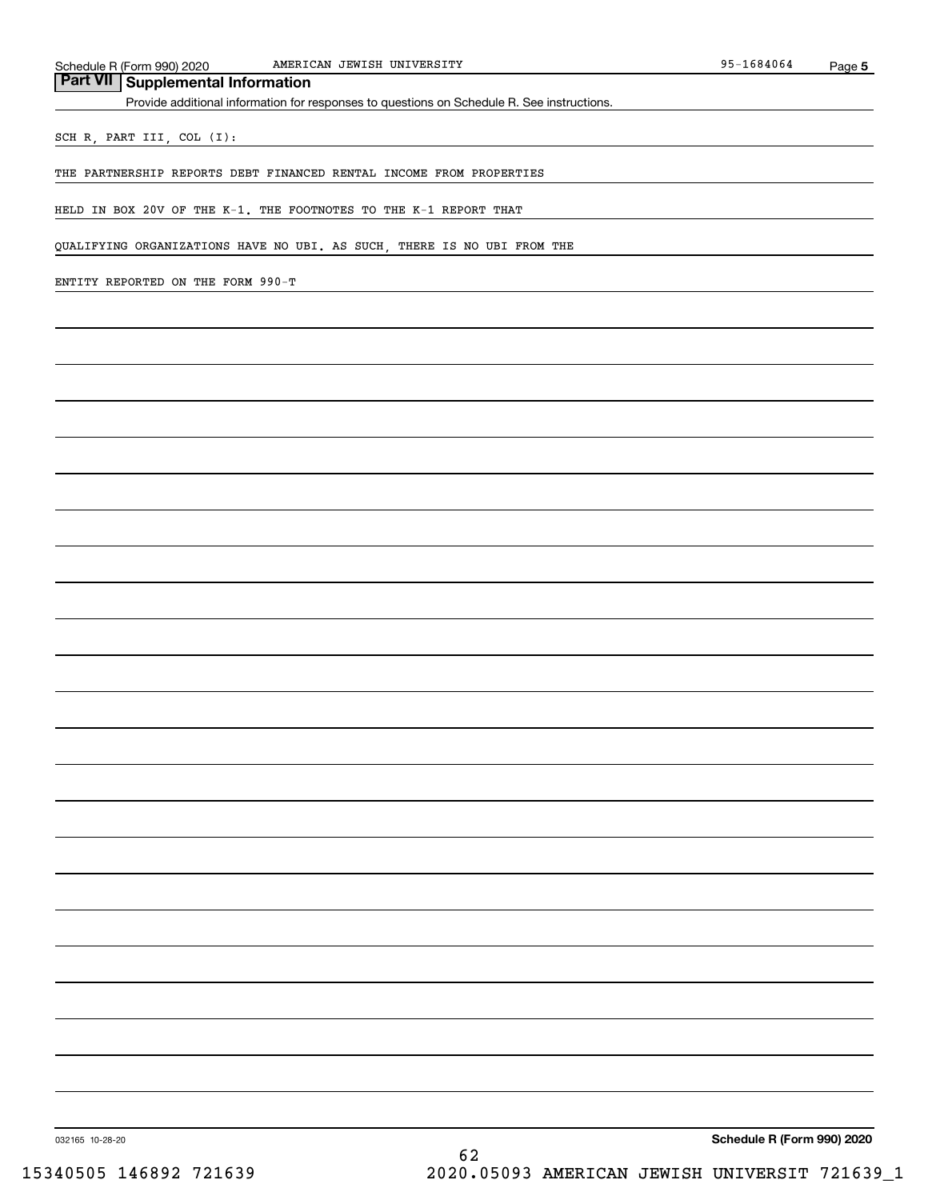## Part VII Supplemental Information

Provide additional information for responses to questions on Schedule R. See instructions.

SCH R, PART III, COL (I):

THE PARTNERSHIP REPORTS DEBT FINANCED RENTAL INCOME FROM PROPERTIES HELD IN BOX 20V OF THE K-1. THE FOOTNOTES TO THE K-1 REPORT THAT QUALIFYING ORGANIZATIONS HAVE NO UBI. AS SUCH, THERE IS NO UBI FROM THE ENTITY REPORTED ON THE FORM 990-T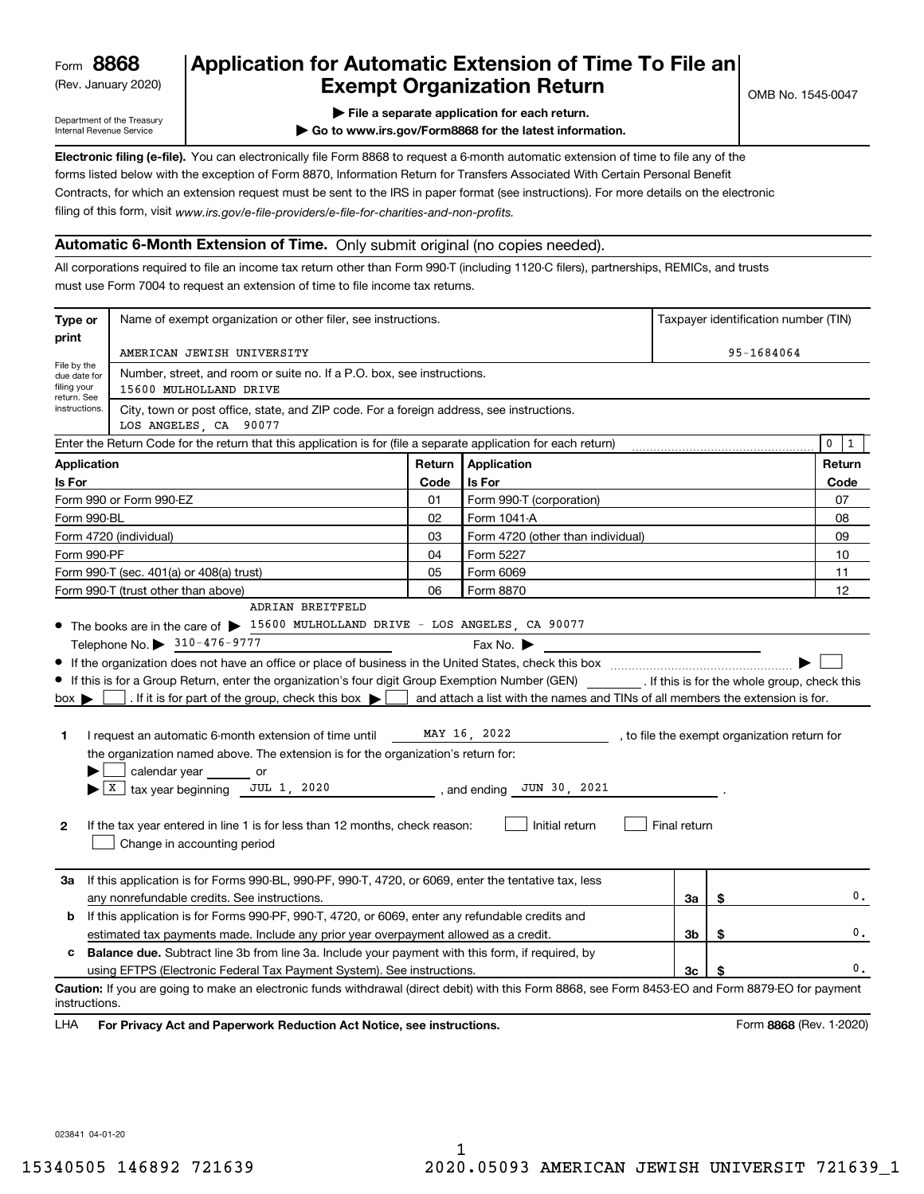Form **8868**
(Rev. January 2020)
Department of the Treasury
Internal Revenue Service

# Application for Automatic Extension of Time To File an Exempt Organization Return

OMB No. 1545-0047

▶ File a separate application for each return.
▶ Go to www.irs.gov/Form8868 for the latest information.

**Electronic filing (e-file).** You can electronically file Form 8868 to request a 6-month automatic extension of time to file any of the forms listed below with the exception of Form 8870, Information Return for Transfers Associated With Certain Personal Benefit Contracts, for which an extension request must be sent to the IRS in paper format (see instructions). For more details on the electronic filing of this form, visit *www.irs.gov/e-file-providers/e-file-for-charities-and-non-profits.*

## Automatic 6-Month Extension of Time. Only submit original (no copies needed).

All corporations required to file an income tax return other than Form 990-T (including 1120-C filers), partnerships, REMICs, and trusts must use Form 7004 to request an extension of time to file income tax returns.

| Type or print | Name of exempt organization or other filer, see instructions. | Taxpayer identification number (TIN) |
|---|---|---|
| File by the due date for filing your return. See instructions. | AMERICAN JEWISH UNIVERSITY | 95-1684064 |
| | Number, street, and room or suite no. If a P.O. box, see instructions. 15600 MULHOLLAND DRIVE | |
| | City, town or post office, state, and ZIP code. For a foreign address, see instructions. LOS ANGELES, CA 90077 | |

Enter the Return Code for the return that this application is for (file a separate application for each return) ..... 0 1

| Application Is For | Return Code | Application Is For | Return Code |
|---|---|---|---|
| Form 990 or Form 990-EZ | 01 | Form 990-T (corporation) | 07 |
| Form 990-BL | 02 | Form 1041-A | 08 |
| Form 4720 (individual) | 03 | Form 4720 (other than individual) | 09 |
| Form 990-PF | 04 | Form 5227 | 10 |
| Form 990-T (sec. 401(a) or 408(a) trust) | 05 | Form 6069 | 11 |
| Form 990-T (trust other than above) | 06 | Form 8870 | 12 |

- The books are in the care of ▶ ADRIAN BREITFELD 15600 MULHOLLAND DRIVE - LOS ANGELES, CA 90077
  Telephone No. ▶ 310-476-9777 Fax No. ▶
- If the organization does not have an office or place of business in the United States, check this box ..... ▶ ☐
- If this is for a Group Return, enter the organization's four digit Group Exemption Number (GEN) ______ . If this is for the whole group, check this box ▶ ☐ . If it is for part of the group, check this box ▶ ☐ and attach a list with the names and TINs of all members the extension is for.

**1** I request an automatic 6-month extension of time until MAY 16, 2022 , to file the exempt organization return for the organization named above. The extension is for the organization's return for:
▶ ☐ calendar year ______ or
▶ ☒ tax year beginning JUL 1, 2020 , and ending JUN 30, 2021 .

**2** If the tax year entered in line 1 is for less than 12 months, check reason: ☐ Initial return ☐ Final return
☐ Change in accounting period

| | | | |
|---|---|---|---|
| **3a** | If this application is for Forms 990-BL, 990-PF, 990-T, 4720, or 6069, enter the tentative tax, less any nonrefundable credits. See instructions. | 3a | $ 0. |
| **b** | If this application is for Forms 990-PF, 990-T, 4720, or 6069, enter any refundable credits and estimated tax payments made. Include any prior year overpayment allowed as a credit. | 3b | $ 0. |
| **c** | **Balance due.** Subtract line 3b from line 3a. Include your payment with this form, if required, by using EFTPS (Electronic Federal Tax Payment System). See instructions. | 3c | $ 0. |

**Caution:** If you are going to make an electronic funds withdrawal (direct debit) with this Form 8868, see Form 8453-EO and Form 8879-EO for payment instructions.

LHA **For Privacy Act and Paperwork Reduction Act Notice, see instructions.** Form **8868** (Rev. 1-2020)

023841 04-01-20

15340505 146892 721639 2020.05093 AMERICAN JEWISH UNIVERSIT 721639_1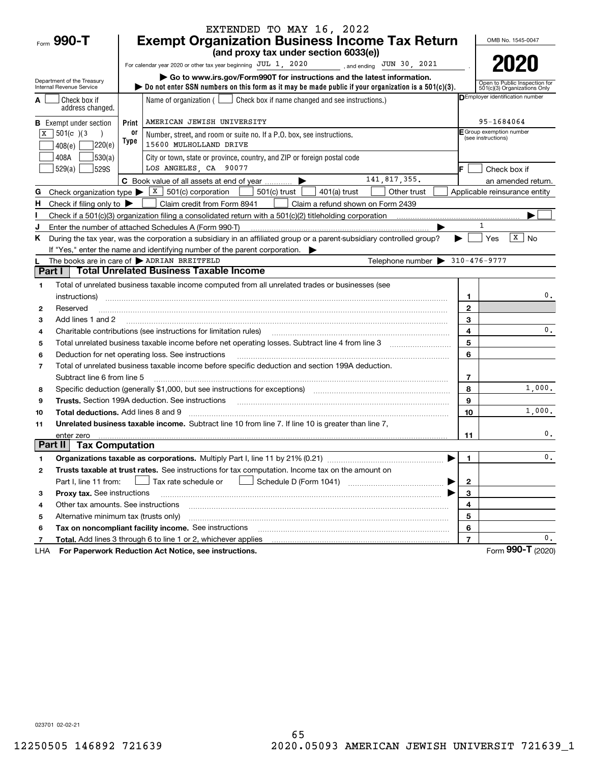EXTENDED TO MAY 16, 2022

Form **990-T**

# Exempt Organization Business Income Tax Return

**(and proxy tax under section 6033(e))**

For calendar year 2020 or other tax year beginning JUL 1, 2020 , and ending JUN 30, 2021 .

▶ Go to www.irs.gov/Form990T for instructions and the latest information.

▶ Do not enter SSN numbers on this form as it may be made public if your organization is a 501(c)(3).

Department of the Treasury
Internal Revenue Service

OMB No. 1545-0047

**2020**

Open to Public Inspection for 501(c)(3) Organizations Only

| | | |
|---|---|---|
| **A** ☐ Check box if address changed. | Name of organization ( ☐ Check box if name changed and see instructions.) | **D** Employer identification number |
| **B** Exempt under section | AMERICAN JEWISH UNIVERSITY | 95-1684064 |
| ☒ 501(c)(3) ☐ 408(e) ☐ 220(e) | Number, street, and room or suite no. If a P.O. box, see instructions. 15600 MULHOLLAND DRIVE | **E** Group exemption number (see instructions) |
| ☐ 408A ☐ 530(a) ☐ 529(a) ☐ 529S | City or town, state or province, country, and ZIP or foreign postal code LOS ANGELES, CA 90077 | **F** ☐ Check box if an amended return. |
| | **C** Book value of all assets at end of year ▶ 141,817,355. | |

**G** Check organization type ▶ ☒ 501(c) corporation ☐ 501(c) trust ☐ 401(a) trust ☐ Other trust ☐ Applicable reinsurance entity

**H** Check if filing only to ▶ ☐ Claim credit from Form 8941 ☐ Claim a refund shown on Form 2439

**I** Check if a 501(c)(3) organization filing a consolidated return with a 501(c)(2) titleholding corporation ▶ ☐

**J** Enter the number of attached Schedules A (Form 990-T) ▶ 1

**K** During the tax year, was the corporation a subsidiary in an affiliated group or a parent-subsidiary controlled group? ▶ ☐ Yes ☒ No

If "Yes," enter the name and identifying number of the parent corporation. ▶

**L** The books are in care of ▶ ADRIAN BREITFELD Telephone number ▶ 310-476-9777

## Part I Total Unrelated Business Taxable Income

| | | | |
|---|---|---|---|
| 1 | Total of unrelated business taxable income computed from all unrelated trades or businesses (see instructions) | 1 | 0. |
| 2 | Reserved | 2 | |
| 3 | Add lines 1 and 2 | 3 | |
| 4 | Charitable contributions (see instructions for limitation rules) | 4 | 0. |
| 5 | Total unrelated business taxable income before net operating losses. Subtract line 4 from line 3 | 5 | |
| 6 | Deduction for net operating loss. See instructions | 6 | |
| 7 | Total of unrelated business taxable income before specific deduction and section 199A deduction. Subtract line 6 from line 5 | 7 | |
| 8 | Specific deduction (generally $1,000, but see instructions for exceptions) | 8 | 1,000. |
| 9 | **Trusts.** Section 199A deduction. See instructions | 9 | |
| 10 | **Total deductions.** Add lines 8 and 9 | 10 | 1,000. |
| 11 | **Unrelated business taxable income.** Subtract line 10 from line 7. If line 10 is greater than line 7, enter zero | 11 | 0. |

## Part II Tax Computation

| | | | |
|---|---|---|---|
| 1 | **Organizations taxable as corporations.** Multiply Part I, line 11 by 21% (0.21) ▶ | 1 | 0. |
| 2 | **Trusts taxable at trust rates.** See instructions for tax computation. Income tax on the amount on Part I, line 11 from: ☐ Tax rate schedule or ☐ Schedule D (Form 1041) ▶ | 2 | |
| 3 | **Proxy tax.** See instructions ▶ | 3 | |
| 4 | Other tax amounts. See instructions | 4 | |
| 5 | Alternative minimum tax (trusts only) | 5 | |
| 6 | **Tax on noncompliant facility income.** See instructions | 6 | |
| 7 | **Total.** Add lines 3 through 6 to line 1 or 2, whichever applies | 7 | 0. |

LHA **For Paperwork Reduction Act Notice, see instructions.** Form **990-T** (2020)

023701 02-02-21

12250505 146892 721639 2020.05093 AMERICAN JEWISH UNIVERSIT 721639_1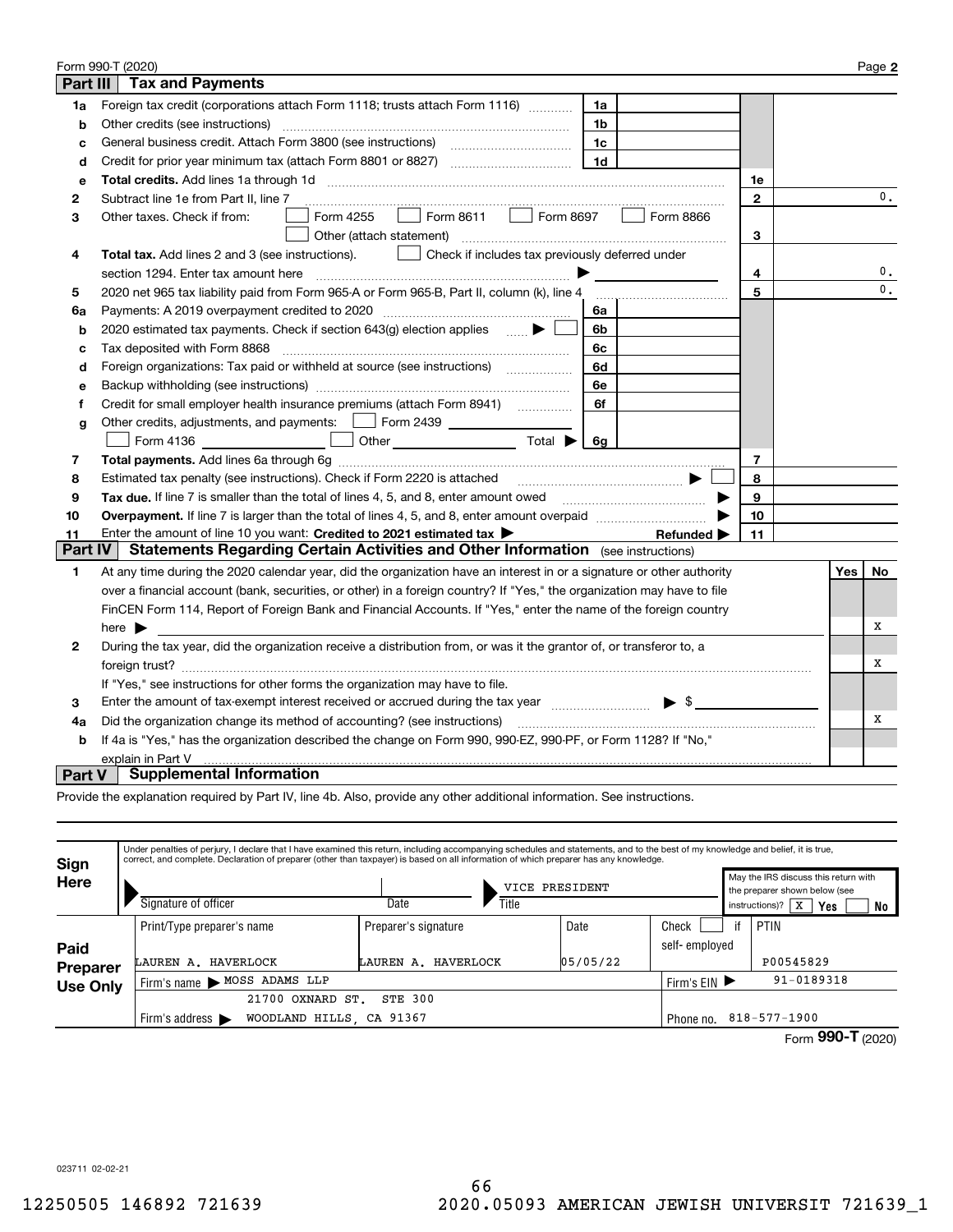Form 990-T (2020) Page **2**

## Part III Tax and Payments

| | | | | | |
|---|---|---|---|---|---|
| **1a** | Foreign tax credit (corporations attach Form 1118; trusts attach Form 1116) | 1a | | | |
| **b** | Other credits (see instructions) | 1b | | | |
| **c** | General business credit. Attach Form 3800 (see instructions) | 1c | | | |
| **d** | Credit for prior year minimum tax (attach Form 8801 or 8827) | 1d | | | |
| **e** | **Total credits.** Add lines 1a through 1d | | | 1e | |
| **2** | Subtract line 1e from Part II, line 7 | | | 2 | 0. |
| **3** | Other taxes. Check if from: ☐ Form 4255 ☐ Form 8611 ☐ Form 8697 ☐ Form 8866 ☐ Other (attach statement) | | | 3 | |
| **4** | **Total tax.** Add lines 2 and 3 (see instructions). ☐ Check if includes tax previously deferred under section 1294. Enter tax amount here ▶ | | | 4 | 0. |
| **5** | 2020 net 965 tax liability paid from Form 965-A or Form 965-B, Part II, column (k), line 4 | | | 5 | 0. |
| **6a** | Payments: A 2019 overpayment credited to 2020 | 6a | | | |
| **b** | 2020 estimated tax payments. Check if section 643(g) election applies ▶ ☐ | 6b | | | |
| **c** | Tax deposited with Form 8868 | 6c | | | |
| **d** | Foreign organizations: Tax paid or withheld at source (see instructions) | 6d | | | |
| **e** | Backup withholding (see instructions) | 6e | | | |
| **f** | Credit for small employer health insurance premiums (attach Form 8941) | 6f | | | |
| **g** | Other credits, adjustments, and payments: ☐ Form 2439 ____ ☐ Form 4136 ____ ☐ Other ____ Total ▶ | 6g | | | |
| **7** | **Total payments.** Add lines 6a through 6g | | | 7 | |
| **8** | Estimated tax penalty (see instructions). Check if Form 2220 is attached ▶ ☐ | | | 8 | |
| **9** | **Tax due.** If line 7 is smaller than the total of lines 4, 5, and 8, enter amount owed ▶ | | | 9 | |
| **10** | **Overpayment.** If line 7 is larger than the total of lines 4, 5, and 8, enter amount overpaid ▶ | | | 10 | |
| **11** | Enter the amount of line 10 you want: **Credited to 2021 estimated tax** ▶ | | **Refunded** ▶ | 11 | |

## Part IV Statements Regarding Certain Activities and Other Information (see instructions)

| | | Yes | No |
|---|---|---|---|
| **1** | At any time during the 2020 calendar year, did the organization have an interest in or a signature or other authority over a financial account (bank, securities, or other) in a foreign country? If "Yes," the organization may have to file FinCEN Form 114, Report of Foreign Bank and Financial Accounts. If "Yes," enter the name of the foreign country here ▶ | | X |
| **2** | During the tax year, did the organization receive a distribution from, or was it the grantor of, or transferor to, a foreign trust? If "Yes," see instructions for other forms the organization may have to file. | | X |
| **3** | Enter the amount of tax-exempt interest received or accrued during the tax year ▶ $ | | |
| **4a** | Did the organization change its method of accounting? (see instructions) | | X |
| **b** | If 4a is "Yes," has the organization described the change on Form 990, 990-EZ, 990-PF, or Form 1128? If "No," explain in Part V | | |

## Part V Supplemental Information

Provide the explanation required by Part IV, line 4b. Also, provide any other additional information. See instructions.

**Sign Here**

Under penalties of perjury, I declare that I have examined this return, including accompanying schedules and statements, and to the best of my knowledge and belief, it is true, correct, and complete. Declaration of preparer (other than taxpayer) is based on all information of which preparer has any knowledge.

| Signature of officer | Date | Title | May the IRS discuss this return with the preparer shown below (see instructions)? |
|---|---|---|---|
| | | VICE PRESIDENT | ☒ Yes ☐ No |

**Paid Preparer Use Only**

| Print/Type preparer's name | Preparer's signature | Date | Check ☐ if self-employed | PTIN |
|---|---|---|---|---|
| LAUREN A. HAVERLOCK | LAUREN A. HAVERLOCK | 05/05/22 | | P00545829 |
| Firm's name ▶ MOSS ADAMS LLP | | | Firm's EIN ▶ | 91-0189318 |
| Firm's address ▶ 21700 OXNARD ST. STE 300 WOODLAND HILLS, CA 91367 | | | Phone no. | 818-577-1900 |

Form **990-T** (2020)

023711 02-02-21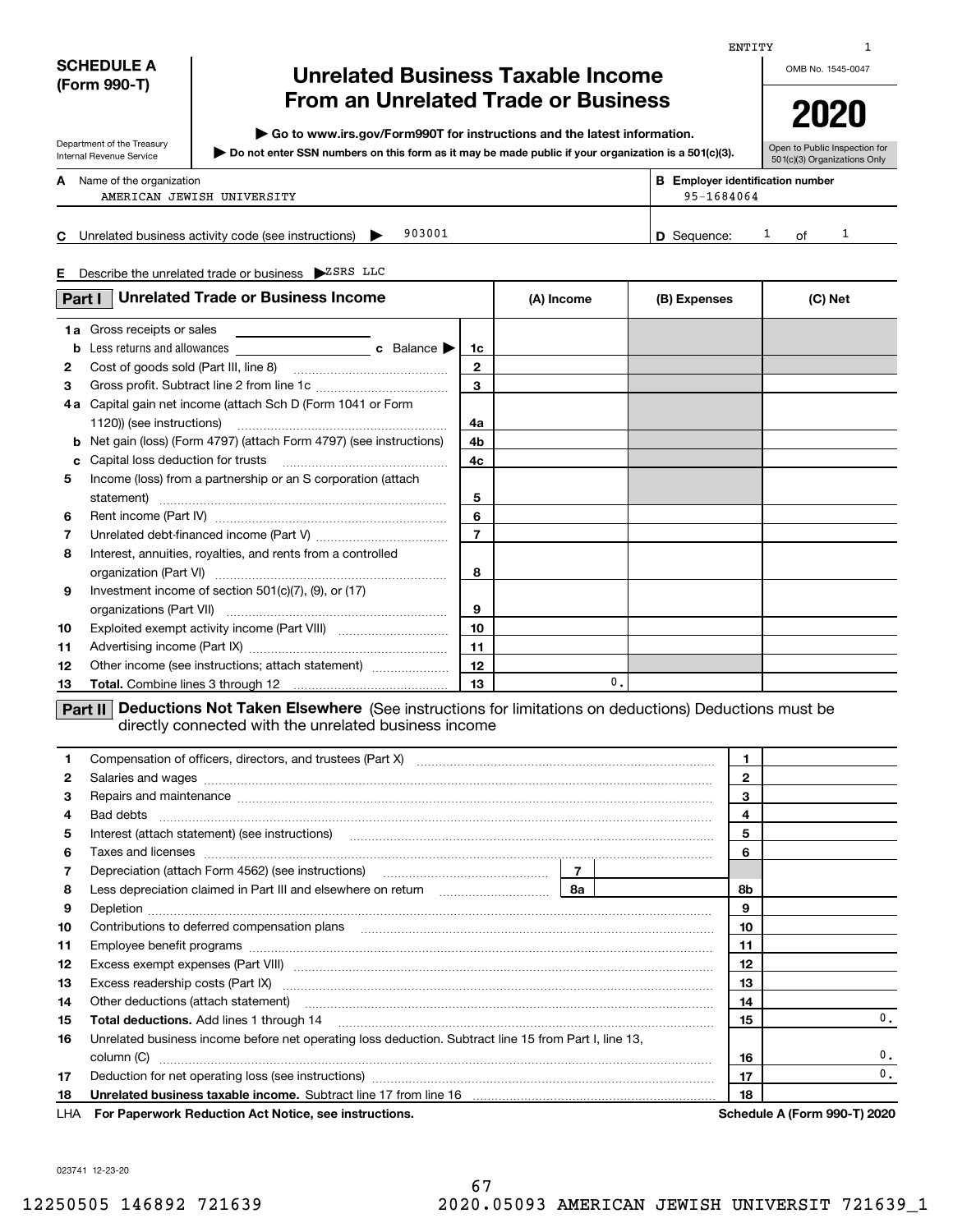ENTITY 1

**SCHEDULE A (Form 990-T)**

Department of the Treasury
Internal Revenue Service

# Unrelated Business Taxable Income From an Unrelated Trade or Business

▶ Go to www.irs.gov/Form990T for instructions and the latest information.
▶ Do not enter SSN numbers on this form as it may be made public if your organization is a 501(c)(3).

OMB No. 1545-0047

**2020**

Open to Public Inspection for 501(c)(3) Organizations Only

**A** Name of the organization: AMERICAN JEWISH UNIVERSITY

**B** Employer identification number: 95-1684064

**C** Unrelated business activity code (see instructions) ▶ 903001

**D** Sequence: 1 of 1

**E** Describe the unrelated trade or business ▶ZSRS LLC

## Part I Unrelated Trade or Business Income

| | | Line | (A) Income | (B) Expenses | (C) Net |
|---|---|---|---|---|---|
| 1a | Gross receipts or sales | | | | |
| b | Less returns and allowances ... c Balance ▶ | 1c | | | |
| 2 | Cost of goods sold (Part III, line 8) | 2 | | | |
| 3 | Gross profit. Subtract line 2 from line 1c | 3 | | | |
| 4a | Capital gain net income (attach Sch D (Form 1041 or Form 1120)) (see instructions) | 4a | | | |
| b | Net gain (loss) (Form 4797) (attach Form 4797) (see instructions) | 4b | | | |
| c | Capital loss deduction for trusts | 4c | | | |
| 5 | Income (loss) from a partnership or an S corporation (attach statement) | 5 | | | |
| 6 | Rent income (Part IV) | 6 | | | |
| 7 | Unrelated debt-financed income (Part V) | 7 | | | |
| 8 | Interest, annuities, royalties, and rents from a controlled organization (Part VI) | 8 | | | |
| 9 | Investment income of section 501(c)(7), (9), or (17) organizations (Part VII) | 9 | | | |
| 10 | Exploited exempt activity income (Part VIII) | 10 | | | |
| 11 | Advertising income (Part IX) | 11 | | | |
| 12 | Other income (see instructions; attach statement) | 12 | | | |
| 13 | **Total.** Combine lines 3 through 12 | 13 | 0. | | |

## Part II Deductions Not Taken Elsewhere (See instructions for limitations on deductions) Deductions must be directly connected with the unrelated business income

| | | Line | Amount |
|---|---|---|---|
| 1 | Compensation of officers, directors, and trustees (Part X) | 1 | |
| 2 | Salaries and wages | 2 | |
| 3 | Repairs and maintenance | 3 | |
| 4 | Bad debts | 4 | |
| 5 | Interest (attach statement) (see instructions) | 5 | |
| 6 | Taxes and licenses | 6 | |
| 7 | Depreciation (attach Form 4562) (see instructions) ... 7 | | |
| 8 | Less depreciation claimed in Part III and elsewhere on return ... 8a | 8b | |
| 9 | Depletion | 9 | |
| 10 | Contributions to deferred compensation plans | 10 | |
| 11 | Employee benefit programs | 11 | |
| 12 | Excess exempt expenses (Part VIII) | 12 | |
| 13 | Excess readership costs (Part IX) | 13 | |
| 14 | Other deductions (attach statement) | 14 | |
| 15 | **Total deductions.** Add lines 1 through 14 | 15 | 0. |
| 16 | Unrelated business income before net operating loss deduction. Subtract line 15 from Part I, line 13, column (C) | 16 | 0. |
| 17 | Deduction for net operating loss (see instructions) | 17 | 0. |
| 18 | **Unrelated business taxable income.** Subtract line 17 from line 16 | 18 | |

LHA **For Paperwork Reduction Act Notice, see instructions.** **Schedule A (Form 990-T) 2020**

023741 12-23-20

12250505 146892 721639 2020.05093 AMERICAN JEWISH UNIVERSIT 721639_1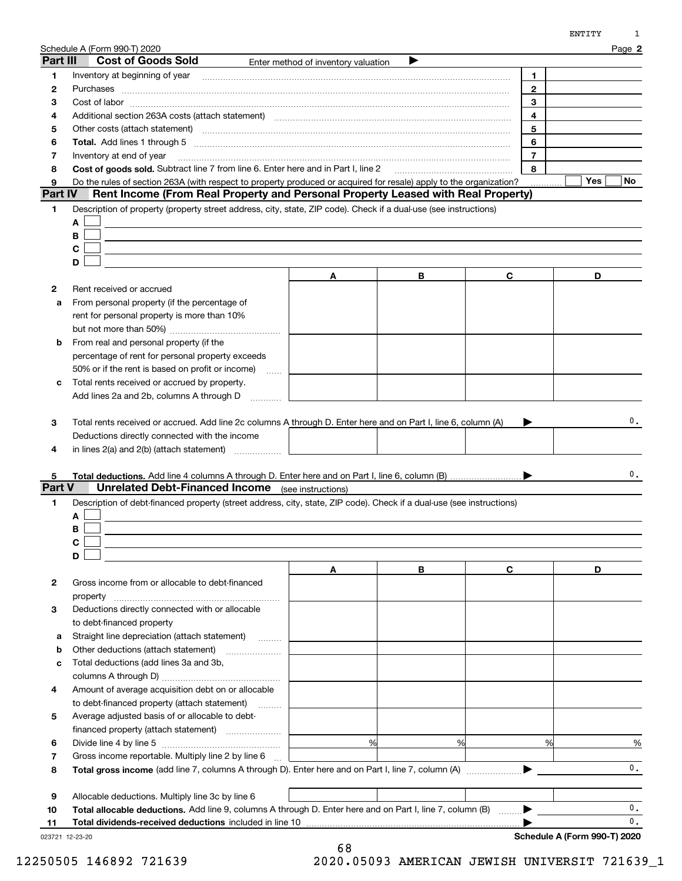Schedule A (Form 990-T) 2020

## Part III Cost of Goods Sold

Enter method of inventory valuation ▶

| | | | |
|---|---|---|---|
| 1 | Inventory at beginning of year | 1 | |
| 2 | Purchases | 2 | |
| 3 | Cost of labor | 3 | |
| 4 | Additional section 263A costs (attach statement) | 4 | |
| 5 | Other costs (attach statement) | 5 | |
| 6 | **Total.** Add lines 1 through 5 | 6 | |
| 7 | Inventory at end of year | 7 | |
| 8 | **Cost of goods sold.** Subtract line 7 from line 6. Enter here and in Part I, line 2 | 8 | |
| 9 | Do the rules of section 263A (with respect to property produced or acquired for resale) apply to the organization? | | Yes ☐ No ☐ |

## Part IV Rent Income (From Real Property and Personal Property Leased with Real Property)

1 Description of property (property street address, city, state, ZIP code). Check if a dual-use (see instructions)

A ☐

B ☐

C ☐

D ☐

| | | A | B | C | D |
|---|---|---|---|---|---|
| 2 | Rent received or accrued | | | | |
| a | From personal property (if the percentage of rent for personal property is more than 10% but not more than 50%) | | | | |
| b | From real and personal property (if the percentage of rent for personal property exceeds 50% or if the rent is based on profit or income) | | | | |
| c | Total rents received or accrued by property. Add lines 2a and 2b, columns A through D | | | | |

3 Total rents received or accrued. Add line 2c columns A through D. Enter here and on Part I, line 6, column (A) ▶ 0.

| | | A | B | C | D |
|---|---|---|---|---|---|
| 4 | Deductions directly connected with the income in lines 2(a) and 2(b) (attach statement) | | | | |

5 **Total deductions.** Add line 4 columns A through D. Enter here and on Part I, line 6, column (B) ▶ 0.

## Part V Unrelated Debt-Financed Income (see instructions)

1 Description of debt-financed property (street address, city, state, ZIP code). Check if a dual-use (see instructions)

A ☐

B ☐

C ☐

D ☐

| | | A | B | C | D |
|---|---|---|---|---|---|
| 2 | Gross income from or allocable to debt-financed property | | | | |
| 3 | Deductions directly connected with or allocable to debt-financed property | | | | |
| a | Straight line depreciation (attach statement) | | | | |
| b | Other deductions (attach statement) | | | | |
| c | Total deductions (add lines 3a and 3b, columns A through D) | | | | |
| 4 | Amount of average acquisition debt on or allocable to debt-financed property (attach statement) | | | | |
| 5 | Average adjusted basis of or allocable to debt-financed property (attach statement) | | | | |
| 6 | Divide line 4 by line 5 | % | % | % | % |
| 7 | Gross income reportable. Multiply line 2 by line 6 | | | | |

8 **Total gross income** (add line 7, columns A through D). Enter here and on Part I, line 7, column (A) ▶ 0.

| | | A | B | C | D |
|---|---|---|---|---|---|
| 9 | Allocable deductions. Multiply line 3c by line 6 | | | | |

10 **Total allocable deductions.** Add line 9, columns A through D. Enter here and on Part I, line 7, column (B) ▶ 0.

11 **Total dividends-received deductions** included in line 10 ▶ 0.

023721 12-23-20

Schedule A (Form 990-T) 2020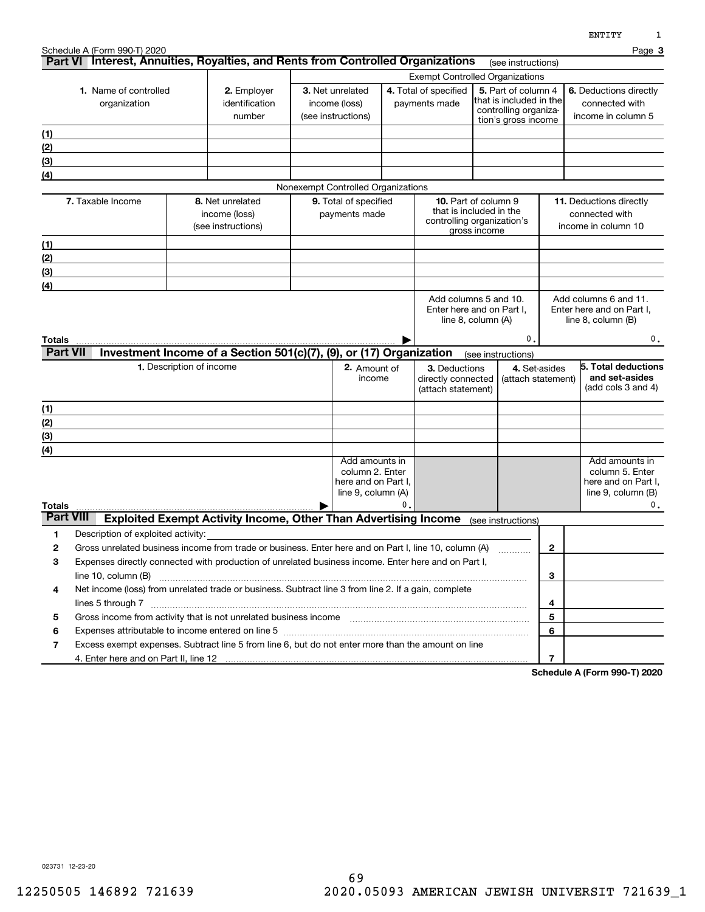Schedule A (Form 990-T) 2020 Page 3

## Part VI Interest, Annuities, Royalties, and Rents from Controlled Organizations (see instructions)

| 1. Name of controlled organization | 2. Employer identification number | Exempt Controlled Organizations | | | |
|---|---|---|---|---|---|
| | | 3. Net unrelated income (loss) (see instructions) | 4. Total of specified payments made | 5. Part of column 4 that is included in the controlling organization's gross income | 6. Deductions directly connected with income in column 5 |
| (1) | | | | | |
| (2) | | | | | |
| (3) | | | | | |
| (4) | | | | | |

Nonexempt Controlled Organizations

| 7. Taxable Income | 8. Net unrelated income (loss) (see instructions) | 9. Total of specified payments made | 10. Part of column 9 that is included in the controlling organization's gross income | 11. Deductions directly connected with income in column 10 |
|---|---|---|---|---|
| (1) | | | | |
| (2) | | | | |
| (3) | | | | |
| (4) | | | | |
| | | | Add columns 5 and 10. Enter here and on Part I, line 8, column (A) | Add columns 6 and 11. Enter here and on Part I, line 8, column (B) |
| **Totals** ▶ | | | 0. | 0. |

## Part VII Investment Income of a Section 501(c)(7), (9), or (17) Organization (see instructions)

| 1. Description of income | 2. Amount of income | 3. Deductions directly connected (attach statement) | 4. Set-asides (attach statement) | 5. Total deductions and set-asides (add cols 3 and 4) |
|---|---|---|---|---|
| (1) | | | | |
| (2) | | | | |
| (3) | | | | |
| (4) | | | | |
| | Add amounts in column 2. Enter here and on Part I, line 9, column (A) | | | Add amounts in column 5. Enter here and on Part I, line 9, column (B) |
| **Totals** ▶ | 0. | | | 0. |

## Part VIII Exploited Exempt Activity Income, Other Than Advertising Income (see instructions)

| | | | |
|---|---|---|---|
| 1 | Description of exploited activity: | | |
| 2 | Gross unrelated business income from trade or business. Enter here and on Part I, line 10, column (A) | 2 | |
| 3 | Expenses directly connected with production of unrelated business income. Enter here and on Part I, line 10, column (B) | 3 | |
| 4 | Net income (loss) from unrelated trade or business. Subtract line 3 from line 2. If a gain, complete lines 5 through 7 | 4 | |
| 5 | Gross income from activity that is not unrelated business income | 5 | |
| 6 | Expenses attributable to income entered on line 5 | 6 | |
| 7 | Excess exempt expenses. Subtract line 5 from line 6, but do not enter more than the amount on line 4. Enter here and on Part II, line 12 | 7 | |

**Schedule A (Form 990-T) 2020**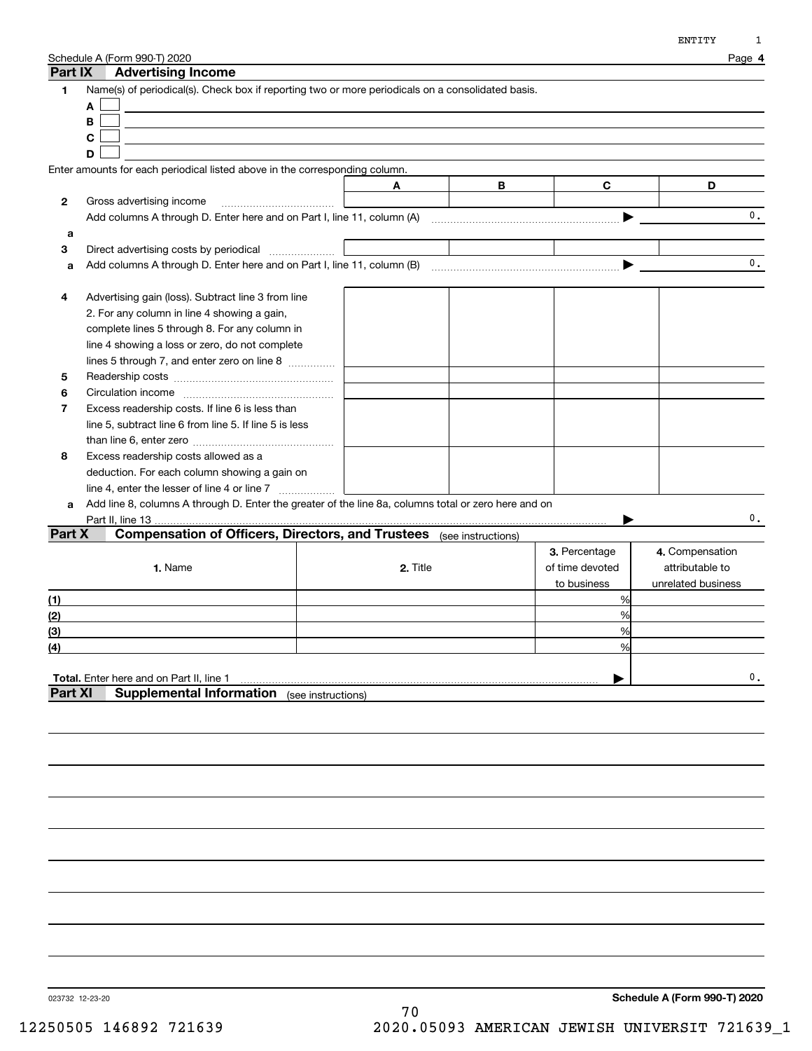Schedule A (Form 990-T) 2020

## Part IX Advertising Income

**1** Name(s) of periodical(s). Check box if reporting two or more periodicals on a consolidated basis.

A ☐

B ☐

C ☐

D ☐

Enter amounts for each periodical listed above in the corresponding column.

| | | A | B | C | D |
|---|---|---|---|---|---|
| 2 | Gross advertising income | | | | |
| | Add columns A through D. Enter here and on Part I, line 11, column (A) ▶ | | | | 0. |
| a | | | | | |
| 3 | Direct advertising costs by periodical | | | | |
| a | Add columns A through D. Enter here and on Part I, line 11, column (B) ▶ | | | | 0. |
| 4 | Advertising gain (loss). Subtract line 3 from line 2. For any column in line 4 showing a gain, complete lines 5 through 8. For any column in line 4 showing a loss or zero, do not complete lines 5 through 7, and enter zero on line 8 | | | | |
| 5 | Readership costs | | | | |
| 6 | Circulation income | | | | |
| 7 | Excess readership costs. If line 6 is less than line 5, subtract line 6 from line 5. If line 5 is less than line 6, enter zero | | | | |
| 8 | Excess readership costs allowed as a deduction. For each column showing a gain on line 4, enter the lesser of line 4 or line 7 | | | | |
| a | Add line 8, columns A through D. Enter the greater of the line 8a, columns total or zero here and on Part II, line 13 ▶ | | | | 0. |

## Part X Compensation of Officers, Directors, and Trustees (see instructions)

| | 1. Name | 2. Title | 3. Percentage of time devoted to business | 4. Compensation attributable to unrelated business |
|---|---|---|---|---|
| (1) | | | % | |
| (2) | | | % | |
| (3) | | | % | |
| (4) | | | % | |
| **Total.** Enter here and on Part II, line 1 ▶ | | | | 0. |

## Part XI Supplemental Information (see instructions)

023732 12-23-20

**Schedule A (Form 990-T) 2020**

12250505 146892 721639 2020.05093 AMERICAN JEWISH UNIVERSIT 721639_1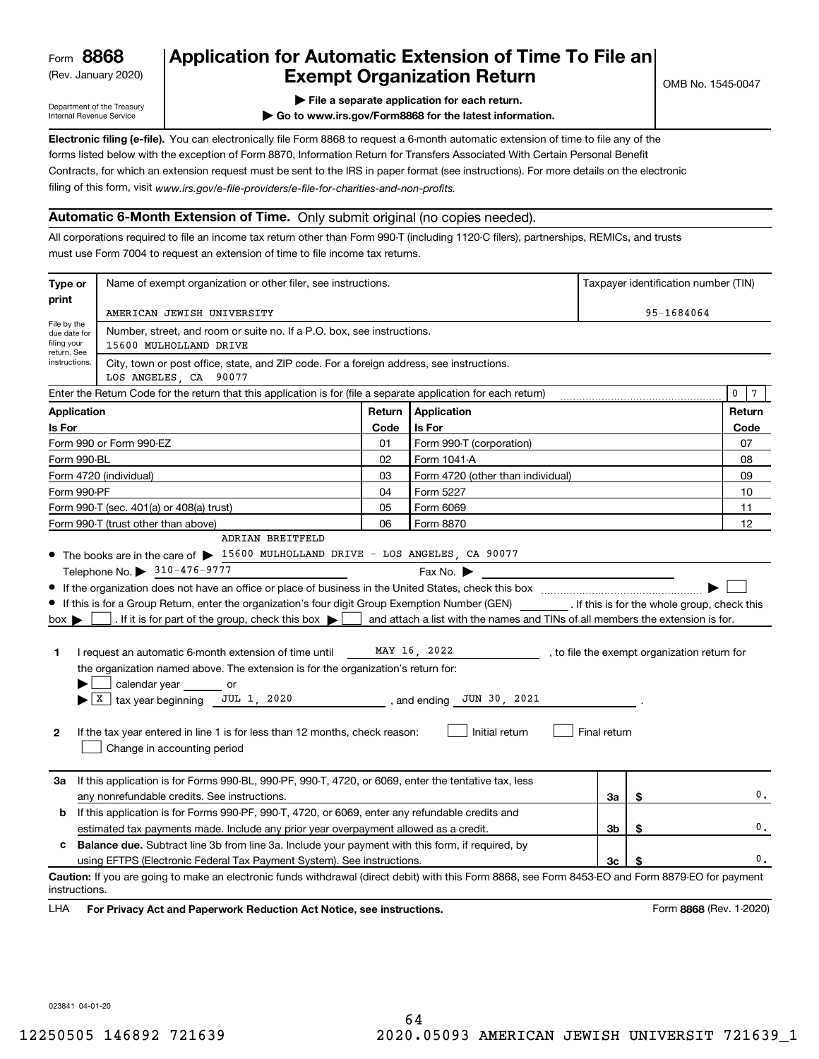Form **8868**
(Rev. January 2020)

Department of the Treasury
Internal Revenue Service

# Application for Automatic Extension of Time To File an Exempt Organization Return

OMB No. 1545-0047

▶ File a separate application for each return.

▶ Go to www.irs.gov/Form8868 for the latest information.

**Electronic filing (e-file).** You can electronically file Form 8868 to request a 6-month automatic extension of time to file any of the forms listed below with the exception of Form 8870, Information Return for Transfers Associated With Certain Personal Benefit Contracts, for which an extension request must be sent to the IRS in paper format (see instructions). For more details on the electronic filing of this form, visit *www.irs.gov/e-file-providers/e-file-for-charities-and-non-profits.*

## Automatic 6-Month Extension of Time. Only submit original (no copies needed).

All corporations required to file an income tax return other than Form 990-T (including 1120-C filers), partnerships, REMICs, and trusts must use Form 7004 to request an extension of time to file income tax returns.

| Type or print | | |
|---|---|---|
| File by the due date for filing your return. See instructions. | Name of exempt organization or other filer, see instructions.<br>AMERICAN JEWISH UNIVERSITY | Taxpayer identification number (TIN)<br>95-1684064 |
| | Number, street, and room or suite no. If a P.O. box, see instructions.<br>15600 MULHOLLAND DRIVE | |
| | City, town or post office, state, and ZIP code. For a foreign address, see instructions.<br>LOS ANGELES, CA 90077 | |

Enter the Return Code for the return that this application is for (file a separate application for each return) .......... 0 7

| Application Is For | Return Code | Application Is For | Return Code |
|---|---|---|---|
| Form 990 or Form 990-EZ | 01 | Form 990-T (corporation) | 07 |
| Form 990-BL | 02 | Form 1041-A | 08 |
| Form 4720 (individual) | 03 | Form 4720 (other than individual) | 09 |
| Form 990-PF | 04 | Form 5227 | 10 |
| Form 990-T (sec. 401(a) or 408(a) trust) | 05 | Form 6069 | 11 |
| Form 990-T (trust other than above) | 06 | Form 8870 | 12 |

- The books are in the care of ▶ ADRIAN BREITFELD 15600 MULHOLLAND DRIVE - LOS ANGELES, CA 90077
  Telephone No. ▶ 310-476-9777 Fax No. ▶
- If the organization does not have an office or place of business in the United States, check this box .......... ▶ ☐
- If this is for a Group Return, enter the organization's four digit Group Exemption Number (GEN) ______ . If this is for the whole group, check this box ▶ ☐ . If it is for part of the group, check this box ▶ ☐ and attach a list with the names and TINs of all members the extension is for.

**1** I request an automatic 6-month extension of time until MAY 16, 2022 , to file the exempt organization return for the organization named above. The extension is for the organization's return for:

▶ ☐ calendar year ______ or

▶ ☒ tax year beginning JUL 1, 2020 , and ending JUN 30, 2021 .

**2** If the tax year entered in line 1 is for less than 12 months, check reason: ☐ Initial return ☐ Final return ☐ Change in accounting period

| | | | |
|---|---|---|---|
| **3a** If this application is for Forms 990-BL, 990-PF, 990-T, 4720, or 6069, enter the tentative tax, less any nonrefundable credits. See instructions. | **3a** | $ | 0. |
| **b** If this application is for Forms 990-PF, 990-T, 4720, or 6069, enter any refundable credits and estimated tax payments made. Include any prior year overpayment allowed as a credit. | **3b** | $ | 0. |
| **c** **Balance due.** Subtract line 3b from line 3a. Include your payment with this form, if required, by using EFTPS (Electronic Federal Tax Payment System). See instructions. | **3c** | $ | 0. |

**Caution:** If you are going to make an electronic funds withdrawal (direct debit) with this Form 8868, see Form 8453-EO and Form 8879-EO for payment instructions.

LHA **For Privacy Act and Paperwork Reduction Act Notice, see instructions.** Form **8868** (Rev. 1-2020)

023841 04-01-20

12250505 146892 721639 2020.05093 AMERICAN JEWISH UNIVERSIT 721639_1